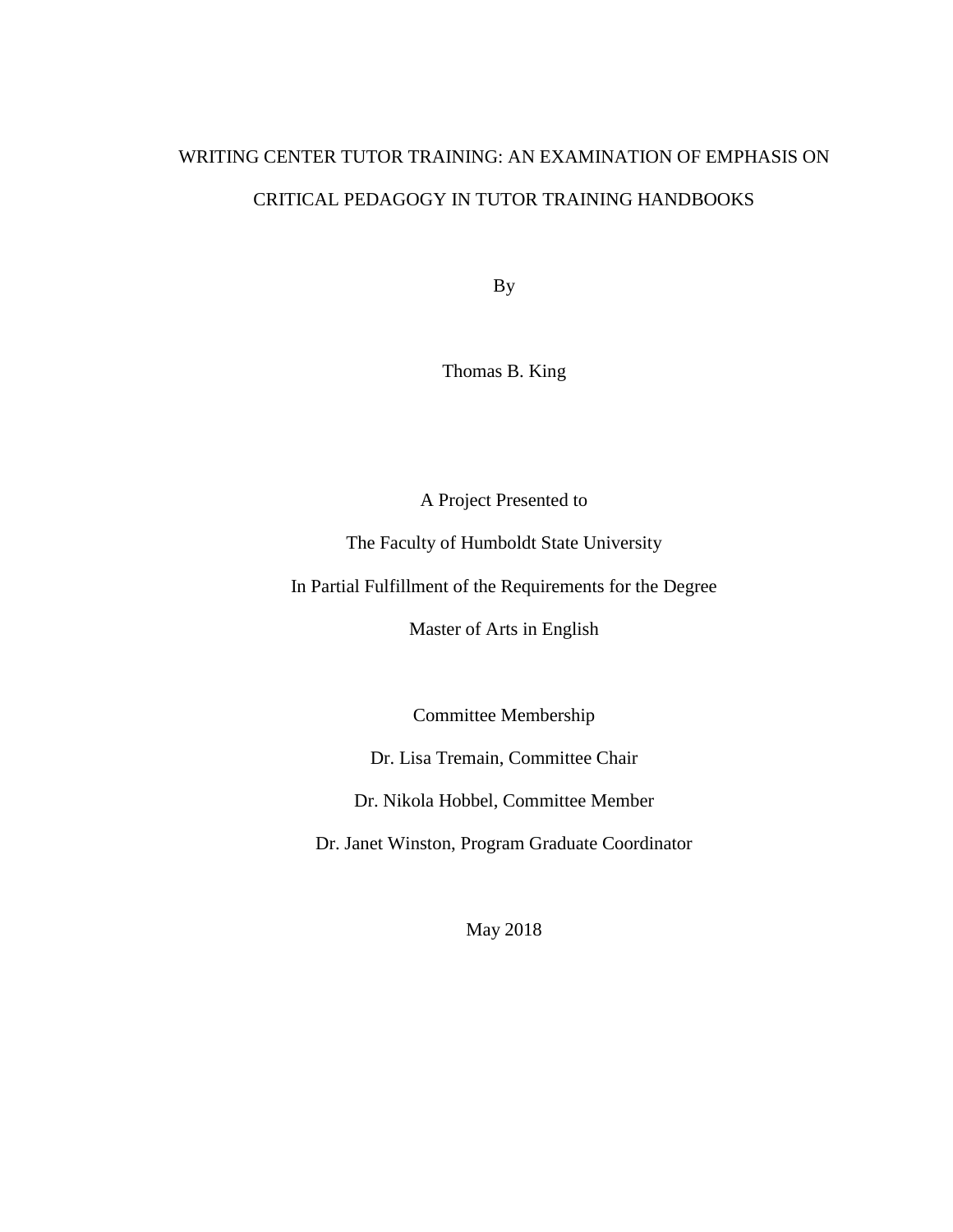# WRITING CENTER TUTOR TRAINING: AN EXAMINATION OF EMPHASIS ON CRITICAL PEDAGOGY IN TUTOR TRAINING HANDBOOKS

By

Thomas B. King

A Project Presented to

The Faculty of Humboldt State University

In Partial Fulfillment of the Requirements for the Degree

Master of Arts in English

Committee Membership

Dr. Lisa Tremain, Committee Chair

Dr. Nikola Hobbel, Committee Member

Dr. Janet Winston, Program Graduate Coordinator

May 2018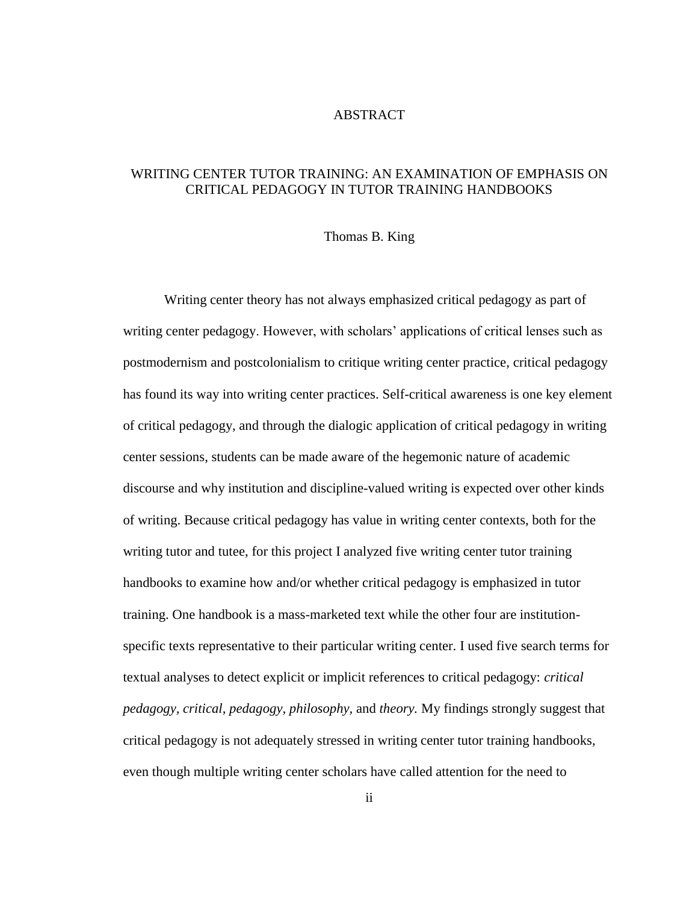# ABSTRACT

## WRITING CENTER TUTOR TRAINING: AN EXAMINATION OF EMPHASIS ON CRITICAL PEDAGOGY IN TUTOR TRAINING HANDBOOKS

Thomas B. King

Writing center theory has not always emphasized critical pedagogy as part of writing center pedagogy. However, with scholars' applications of critical lenses such as postmodernism and postcolonialism to critique writing center practice, critical pedagogy has found its way into writing center practices. Self-critical awareness is one key element of critical pedagogy, and through the dialogic application of critical pedagogy in writing center sessions, students can be made aware of the hegemonic nature of academic discourse and why institution and discipline-valued writing is expected over other kinds of writing. Because critical pedagogy has value in writing center contexts, both for the writing tutor and tutee, for this project I analyzed five writing center tutor training handbooks to examine how and/or whether critical pedagogy is emphasized in tutor training. One handbook is a mass-marketed text while the other four are institution-specific texts representative to their particular writing center. I used five search terms for textual analyses to detect explicit or implicit references to critical pedagogy: *critical pedagogy, critical, pedagogy, philosophy,* and *theory.* My findings strongly suggest that critical pedagogy is not adequately stressed in writing center tutor training handbooks, even though multiple writing center scholars have called attention for the need to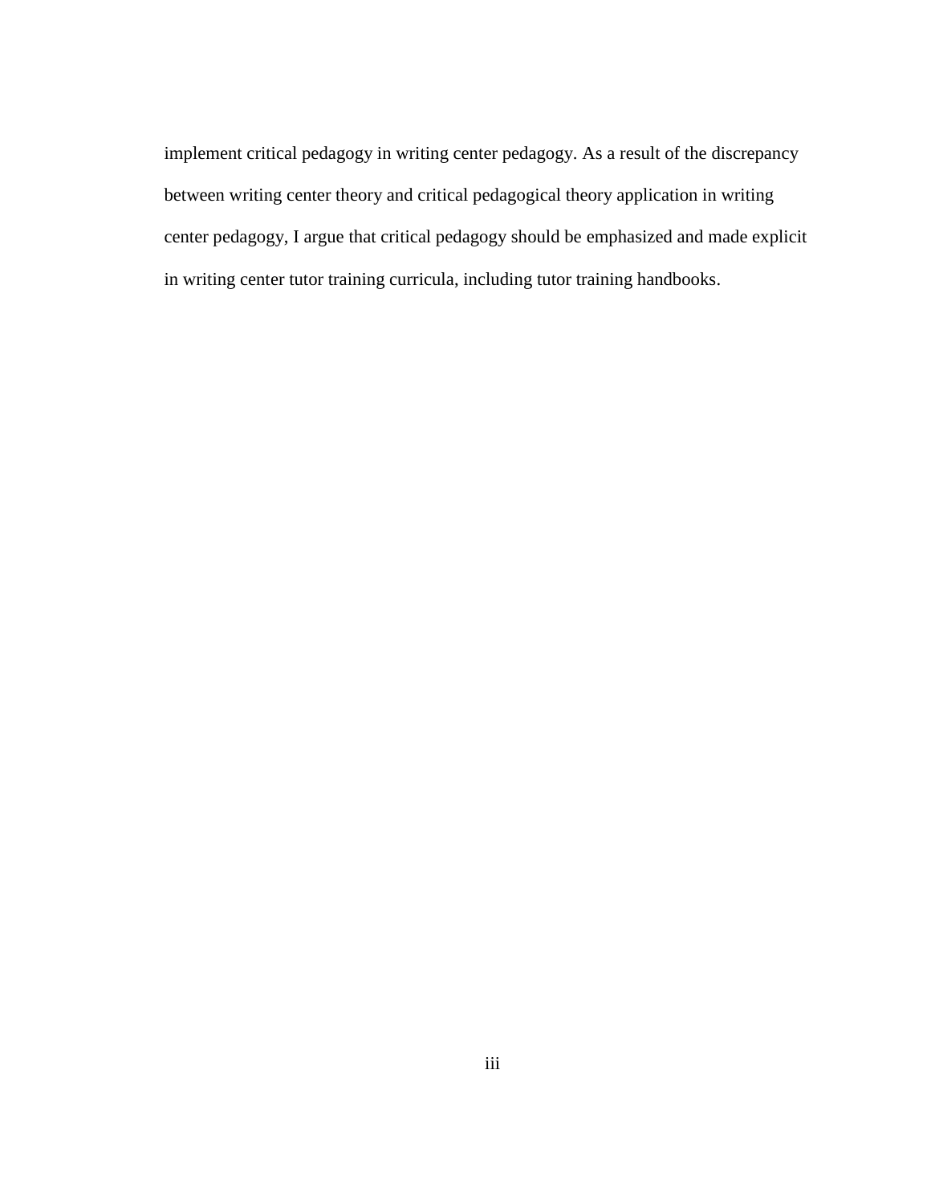implement critical pedagogy in writing center pedagogy. As a result of the discrepancy between writing center theory and critical pedagogical theory application in writing center pedagogy, I argue that critical pedagogy should be emphasized and made explicit in writing center tutor training curricula, including tutor training handbooks.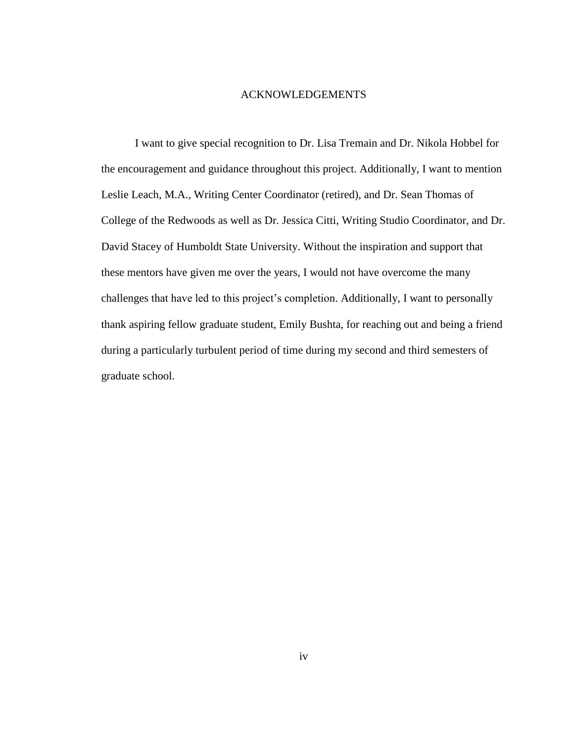# ACKNOWLEDGEMENTS

I want to give special recognition to Dr. Lisa Tremain and Dr. Nikola Hobbel for the encouragement and guidance throughout this project. Additionally, I want to mention Leslie Leach, M.A., Writing Center Coordinator (retired), and Dr. Sean Thomas of College of the Redwoods as well as Dr. Jessica Citti, Writing Studio Coordinator, and Dr. David Stacey of Humboldt State University. Without the inspiration and support that these mentors have given me over the years, I would not have overcome the many challenges that have led to this project's completion. Additionally, I want to personally thank aspiring fellow graduate student, Emily Bushta, for reaching out and being a friend during a particularly turbulent period of time during my second and third semesters of graduate school.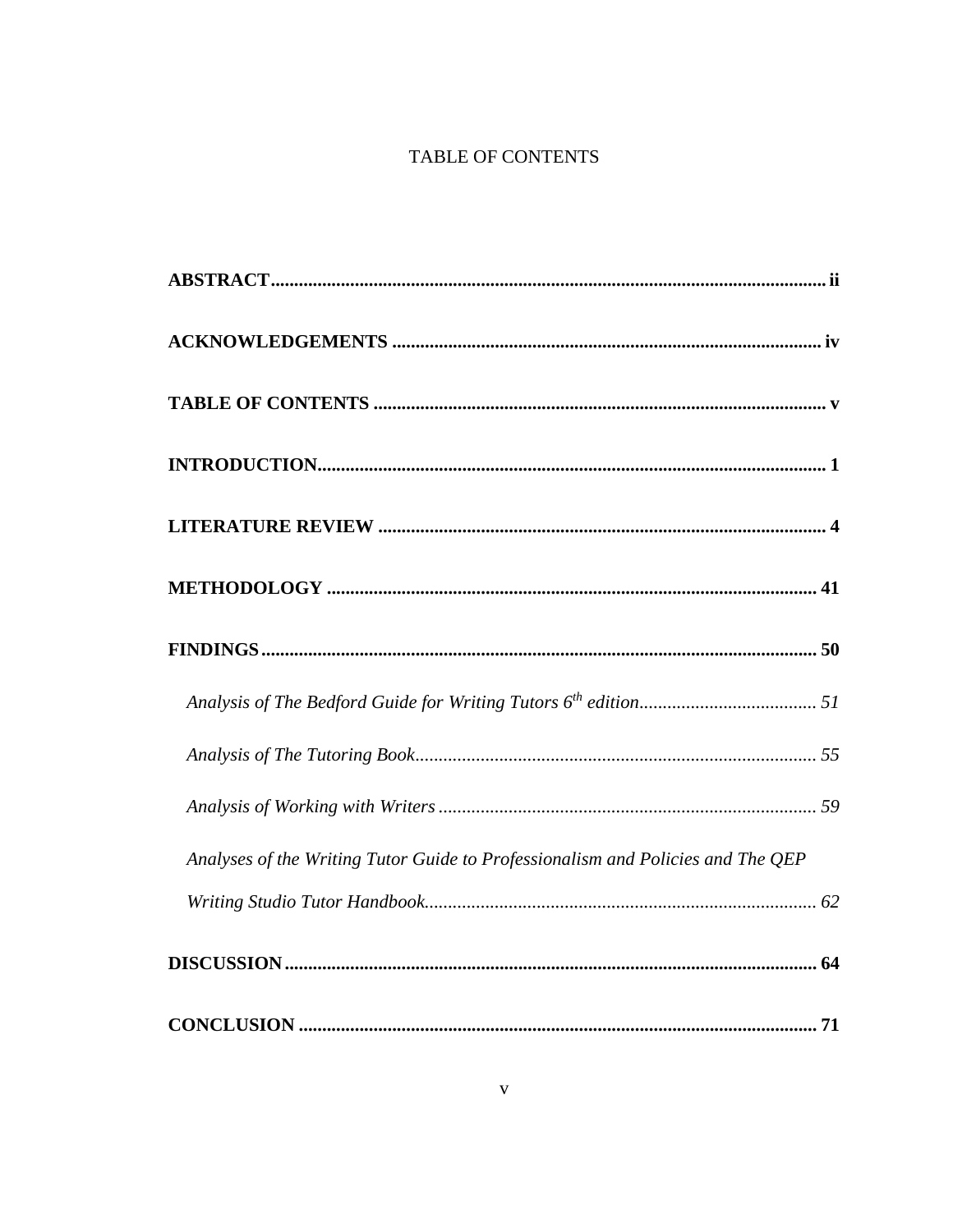# TABLE OF CONTENTS

**ABSTRACT** .......... **ii**

**ACKNOWLEDGEMENTS** .......... **iv**

**TABLE OF CONTENTS** .......... **v**

**INTRODUCTION** .......... **1**

**LITERATURE REVIEW** .......... **4**

**METHODOLOGY** .......... **41**

**FINDINGS** .......... **50**

*Analysis of The Bedford Guide for Writing Tutors 6th edition* .......... *51*

*Analysis of The Tutoring Book* .......... *55*

*Analysis of Working with Writers* .......... *59*

*Analyses of the Writing Tutor Guide to Professionalism and Policies and The QEP Writing Studio Tutor Handbook* .......... *62*

**DISCUSSION** .......... **64**

**CONCLUSION** .......... **71**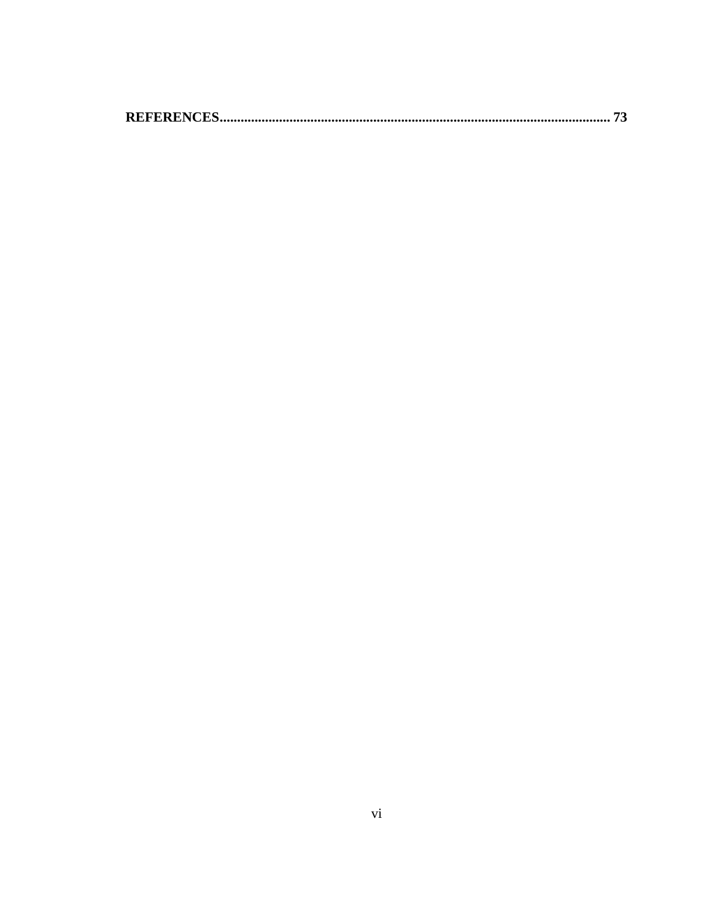**REFERENCES............................................................................................................ 73**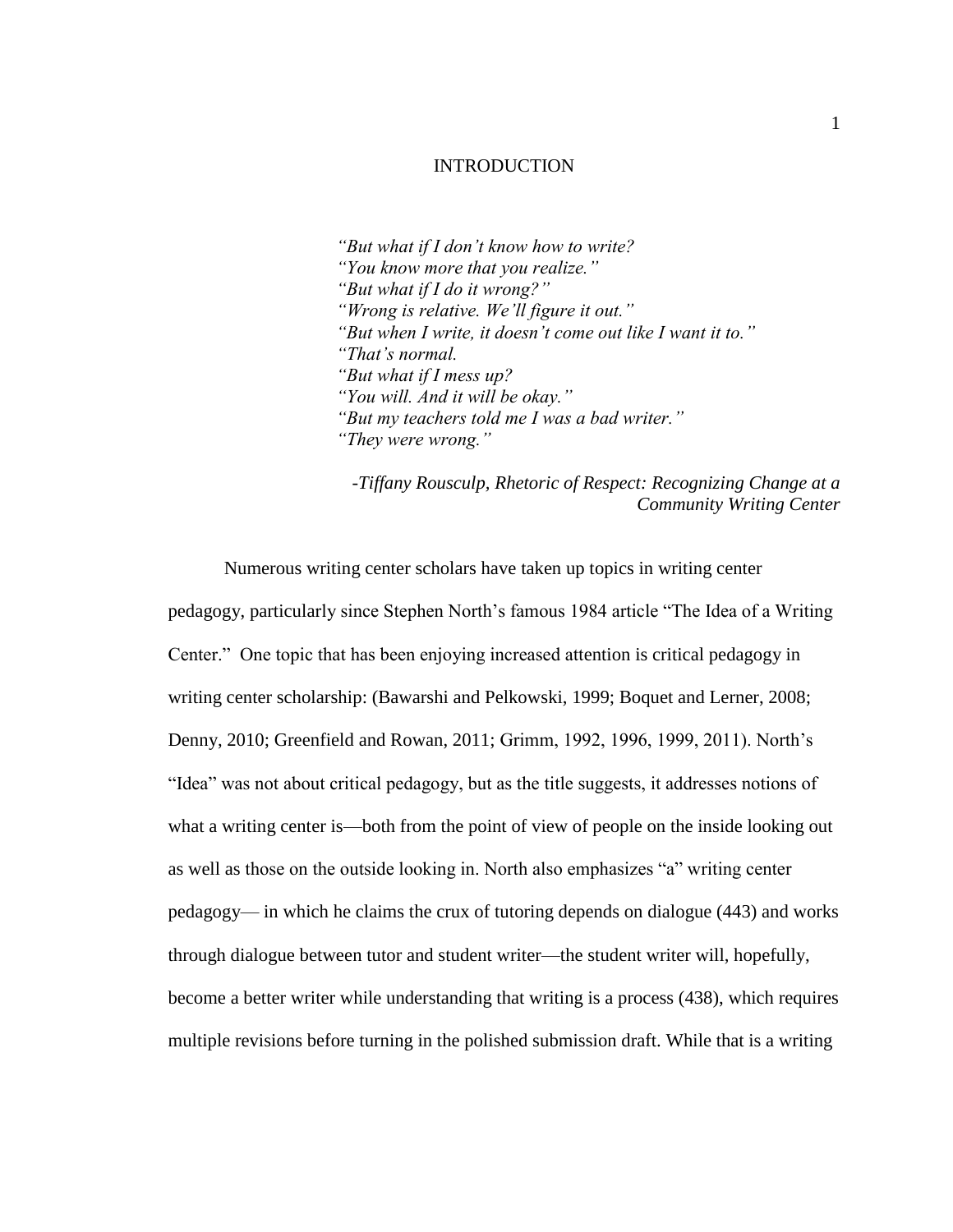# INTRODUCTION

> *"But what if I don't know how to write?*
> *"You know more that you realize."*
> *"But what if I do it wrong?"*
> *"Wrong is relative. We'll figure it out."*
> *"But when I write, it doesn't come out like I want it to."*
> *"That's normal.*
> *"But what if I mess up?*
> *"You will. And it will be okay."*
> *"But my teachers told me I was a bad writer."*
> *"They were wrong."*
>
> *-Tiffany Rousculp, Rhetoric of Respect: Recognizing Change at a Community Writing Center*

Numerous writing center scholars have taken up topics in writing center pedagogy, particularly since Stephen North's famous 1984 article "The Idea of a Writing Center." One topic that has been enjoying increased attention is critical pedagogy in writing center scholarship: (Bawarshi and Pelkowski, 1999; Boquet and Lerner, 2008; Denny, 2010; Greenfield and Rowan, 2011; Grimm, 1992, 1996, 1999, 2011). North's "Idea" was not about critical pedagogy, but as the title suggests, it addresses notions of what a writing center is—both from the point of view of people on the inside looking out as well as those on the outside looking in. North also emphasizes "a" writing center pedagogy— in which he claims the crux of tutoring depends on dialogue (443) and works through dialogue between tutor and student writer—the student writer will, hopefully, become a better writer while understanding that writing is a process (438), which requires multiple revisions before turning in the polished submission draft. While that is a writing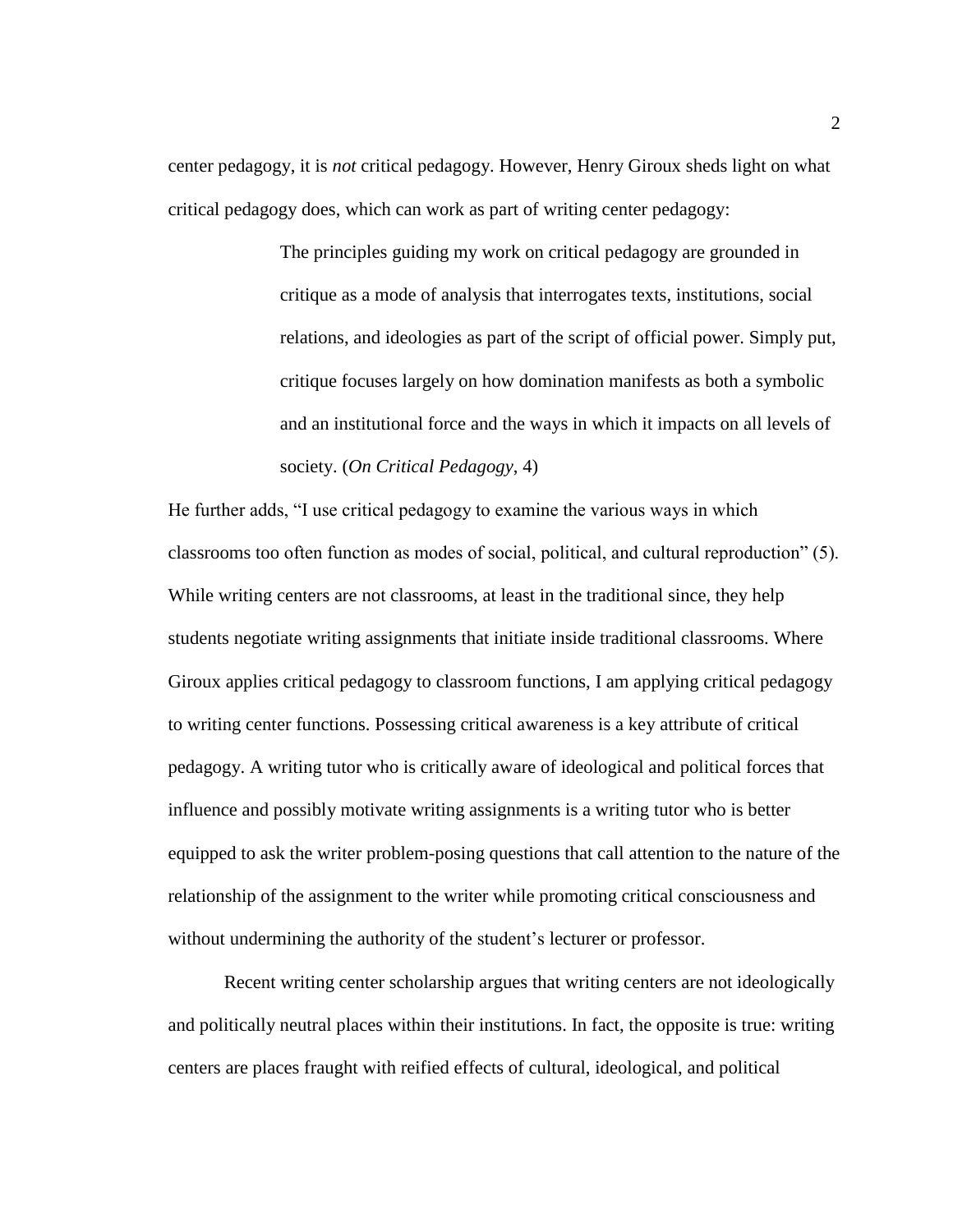center pedagogy, it is *not* critical pedagogy. However, Henry Giroux sheds light on what critical pedagogy does, which can work as part of writing center pedagogy:

> The principles guiding my work on critical pedagogy are grounded in critique as a mode of analysis that interrogates texts, institutions, social relations, and ideologies as part of the script of official power. Simply put, critique focuses largely on how domination manifests as both a symbolic and an institutional force and the ways in which it impacts on all levels of society. (*On Critical Pedagogy*, 4)

He further adds, "I use critical pedagogy to examine the various ways in which classrooms too often function as modes of social, political, and cultural reproduction" (5). While writing centers are not classrooms, at least in the traditional since, they help students negotiate writing assignments that initiate inside traditional classrooms. Where Giroux applies critical pedagogy to classroom functions, I am applying critical pedagogy to writing center functions. Possessing critical awareness is a key attribute of critical pedagogy. A writing tutor who is critically aware of ideological and political forces that influence and possibly motivate writing assignments is a writing tutor who is better equipped to ask the writer problem-posing questions that call attention to the nature of the relationship of the assignment to the writer while promoting critical consciousness and without undermining the authority of the student's lecturer or professor.

Recent writing center scholarship argues that writing centers are not ideologically and politically neutral places within their institutions. In fact, the opposite is true: writing centers are places fraught with reified effects of cultural, ideological, and political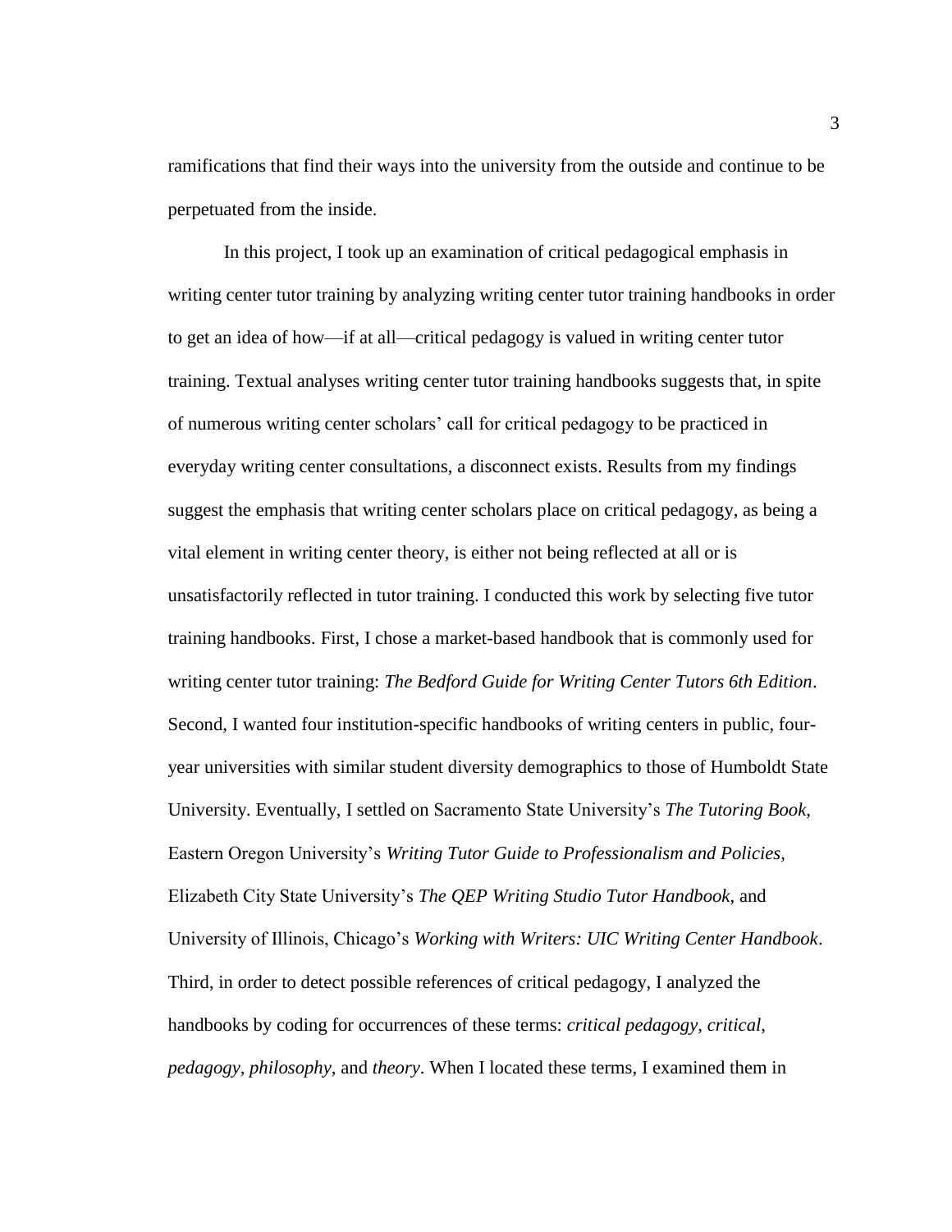ramifications that find their ways into the university from the outside and continue to be perpetuated from the inside.

In this project, I took up an examination of critical pedagogical emphasis in writing center tutor training by analyzing writing center tutor training handbooks in order to get an idea of how—if at all—critical pedagogy is valued in writing center tutor training. Textual analyses writing center tutor training handbooks suggests that, in spite of numerous writing center scholars' call for critical pedagogy to be practiced in everyday writing center consultations, a disconnect exists. Results from my findings suggest the emphasis that writing center scholars place on critical pedagogy, as being a vital element in writing center theory, is either not being reflected at all or is unsatisfactorily reflected in tutor training. I conducted this work by selecting five tutor training handbooks. First, I chose a market-based handbook that is commonly used for writing center tutor training: *The Bedford Guide for Writing Center Tutors 6th Edition*. Second, I wanted four institution-specific handbooks of writing centers in public, four-year universities with similar student diversity demographics to those of Humboldt State University. Eventually, I settled on Sacramento State University's *The Tutoring Book*, Eastern Oregon University's *Writing Tutor Guide to Professionalism and Policies*, Elizabeth City State University's *The QEP Writing Studio Tutor Handbook*, and University of Illinois, Chicago's *Working with Writers: UIC Writing Center Handbook*. Third, in order to detect possible references of critical pedagogy, I analyzed the handbooks by coding for occurrences of these terms: *critical pedagogy*, *critical*, *pedagogy*, *philosophy*, and *theory*. When I located these terms, I examined them in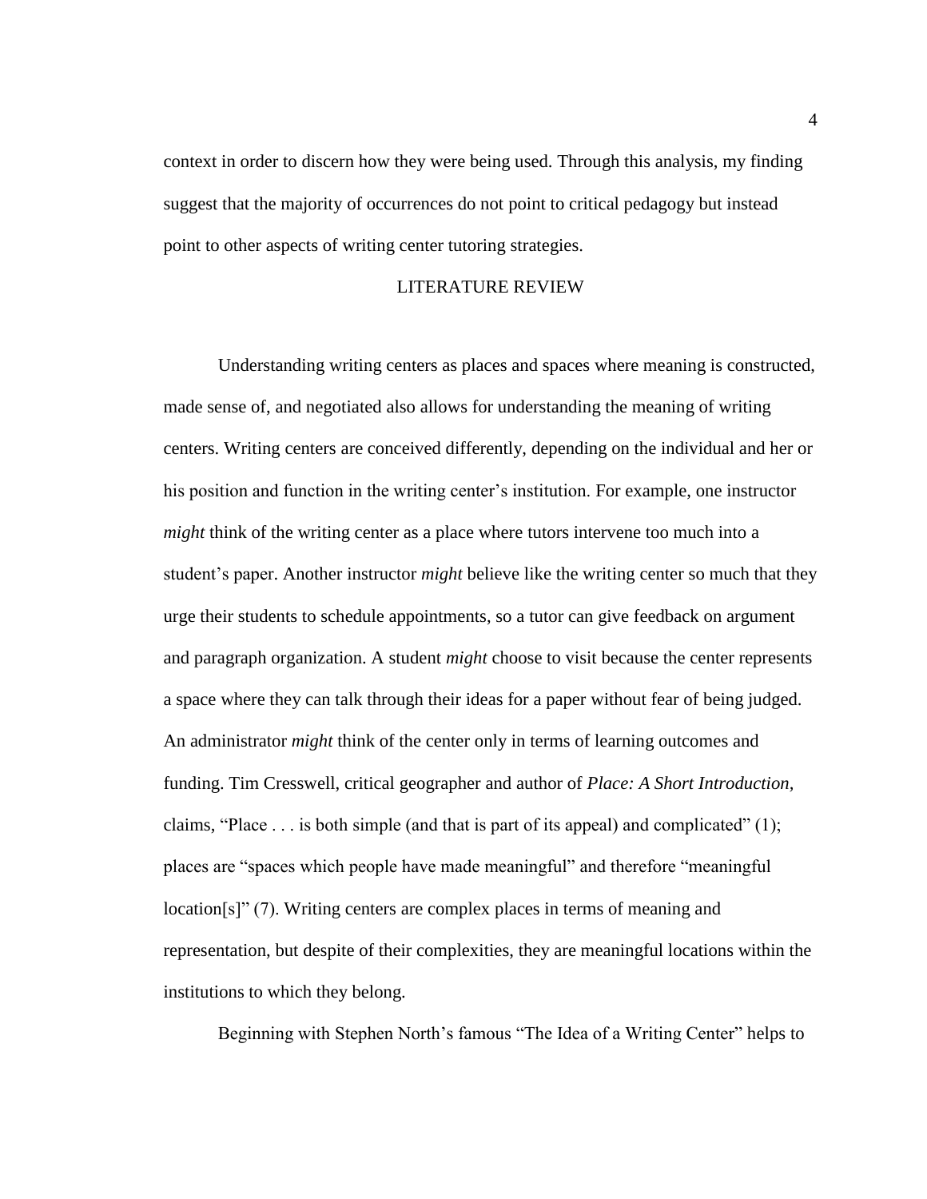context in order to discern how they were being used. Through this analysis, my finding suggest that the majority of occurrences do not point to critical pedagogy but instead point to other aspects of writing center tutoring strategies.

## LITERATURE REVIEW

Understanding writing centers as places and spaces where meaning is constructed, made sense of, and negotiated also allows for understanding the meaning of writing centers. Writing centers are conceived differently, depending on the individual and her or his position and function in the writing center's institution. For example, one instructor *might* think of the writing center as a place where tutors intervene too much into a student's paper. Another instructor *might* believe like the writing center so much that they urge their students to schedule appointments, so a tutor can give feedback on argument and paragraph organization. A student *might* choose to visit because the center represents a space where they can talk through their ideas for a paper without fear of being judged. An administrator *might* think of the center only in terms of learning outcomes and funding. Tim Cresswell, critical geographer and author of *Place: A Short Introduction*, claims, "Place . . . is both simple (and that is part of its appeal) and complicated" (1); places are "spaces which people have made meaningful" and therefore "meaningful location[s]" (7). Writing centers are complex places in terms of meaning and representation, but despite of their complexities, they are meaningful locations within the institutions to which they belong.

Beginning with Stephen North's famous "The Idea of a Writing Center" helps to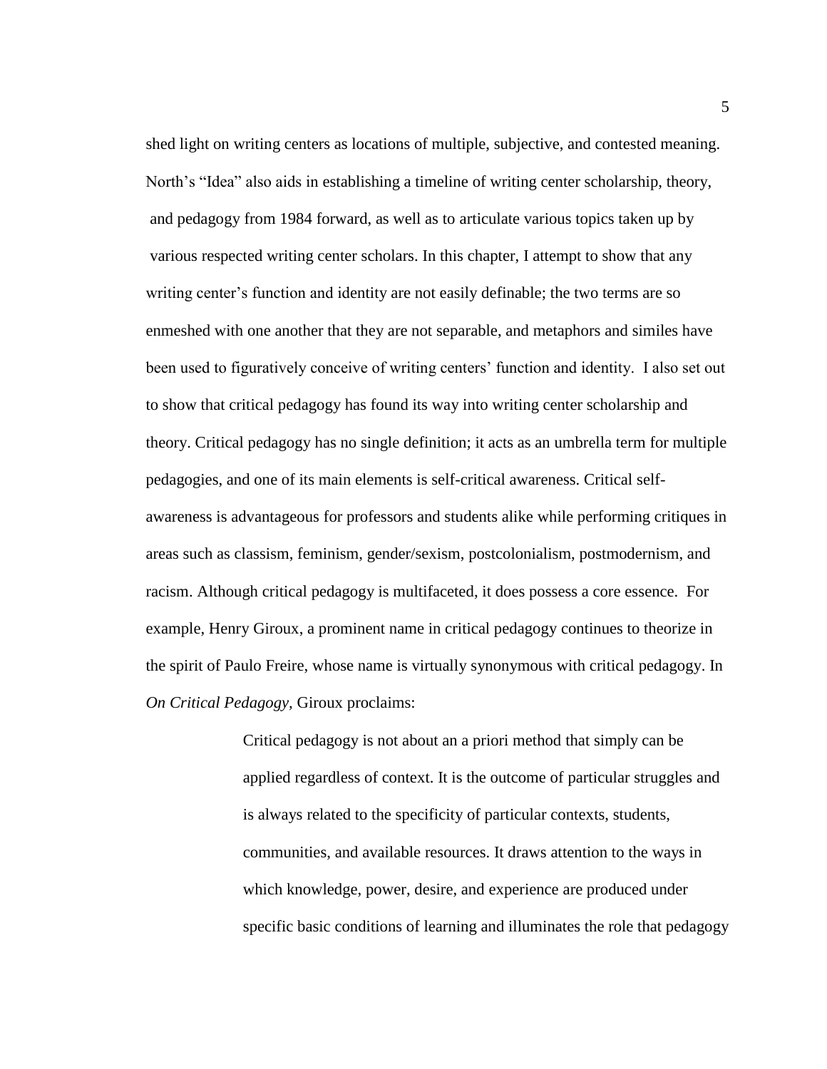shed light on writing centers as locations of multiple, subjective, and contested meaning. North's "Idea" also aids in establishing a timeline of writing center scholarship, theory, and pedagogy from 1984 forward, as well as to articulate various topics taken up by various respected writing center scholars. In this chapter, I attempt to show that any writing center's function and identity are not easily definable; the two terms are so enmeshed with one another that they are not separable, and metaphors and similes have been used to figuratively conceive of writing centers' function and identity. I also set out to show that critical pedagogy has found its way into writing center scholarship and theory. Critical pedagogy has no single definition; it acts as an umbrella term for multiple pedagogies, and one of its main elements is self-critical awareness. Critical self-awareness is advantageous for professors and students alike while performing critiques in areas such as classism, feminism, gender/sexism, postcolonialism, postmodernism, and racism. Although critical pedagogy is multifaceted, it does possess a core essence. For example, Henry Giroux, a prominent name in critical pedagogy continues to theorize in the spirit of Paulo Freire, whose name is virtually synonymous with critical pedagogy. In *On Critical Pedagogy*, Giroux proclaims:

> Critical pedagogy is not about an a priori method that simply can be applied regardless of context. It is the outcome of particular struggles and is always related to the specificity of particular contexts, students, communities, and available resources. It draws attention to the ways in which knowledge, power, desire, and experience are produced under specific basic conditions of learning and illuminates the role that pedagogy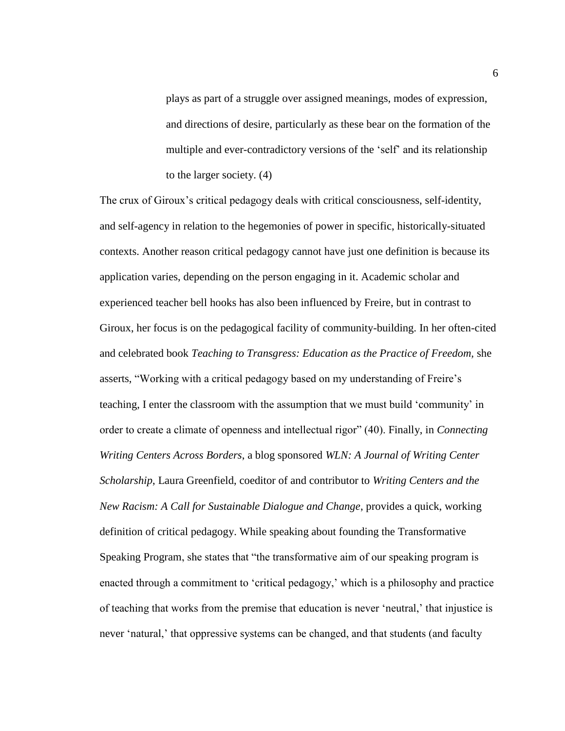> plays as part of a struggle over assigned meanings, modes of expression, and directions of desire, particularly as these bear on the formation of the multiple and ever-contradictory versions of the 'self' and its relationship to the larger society. (4)

The crux of Giroux's critical pedagogy deals with critical consciousness, self-identity, and self-agency in relation to the hegemonies of power in specific, historically-situated contexts. Another reason critical pedagogy cannot have just one definition is because its application varies, depending on the person engaging in it. Academic scholar and experienced teacher bell hooks has also been influenced by Freire, but in contrast to Giroux, her focus is on the pedagogical facility of community-building. In her often-cited and celebrated book *Teaching to Transgress: Education as the Practice of Freedom,* she asserts, "Working with a critical pedagogy based on my understanding of Freire's teaching, I enter the classroom with the assumption that we must build 'community' in order to create a climate of openness and intellectual rigor" (40). Finally, in *Connecting Writing Centers Across Borders*, a blog sponsored *WLN: A Journal of Writing Center Scholarship*, Laura Greenfield, coeditor of and contributor to *Writing Centers and the New Racism: A Call for Sustainable Dialogue and Change*, provides a quick, working definition of critical pedagogy. While speaking about founding the Transformative Speaking Program, she states that "the transformative aim of our speaking program is enacted through a commitment to 'critical pedagogy,' which is a philosophy and practice of teaching that works from the premise that education is never 'neutral,' that injustice is never 'natural,' that oppressive systems can be changed, and that students (and faculty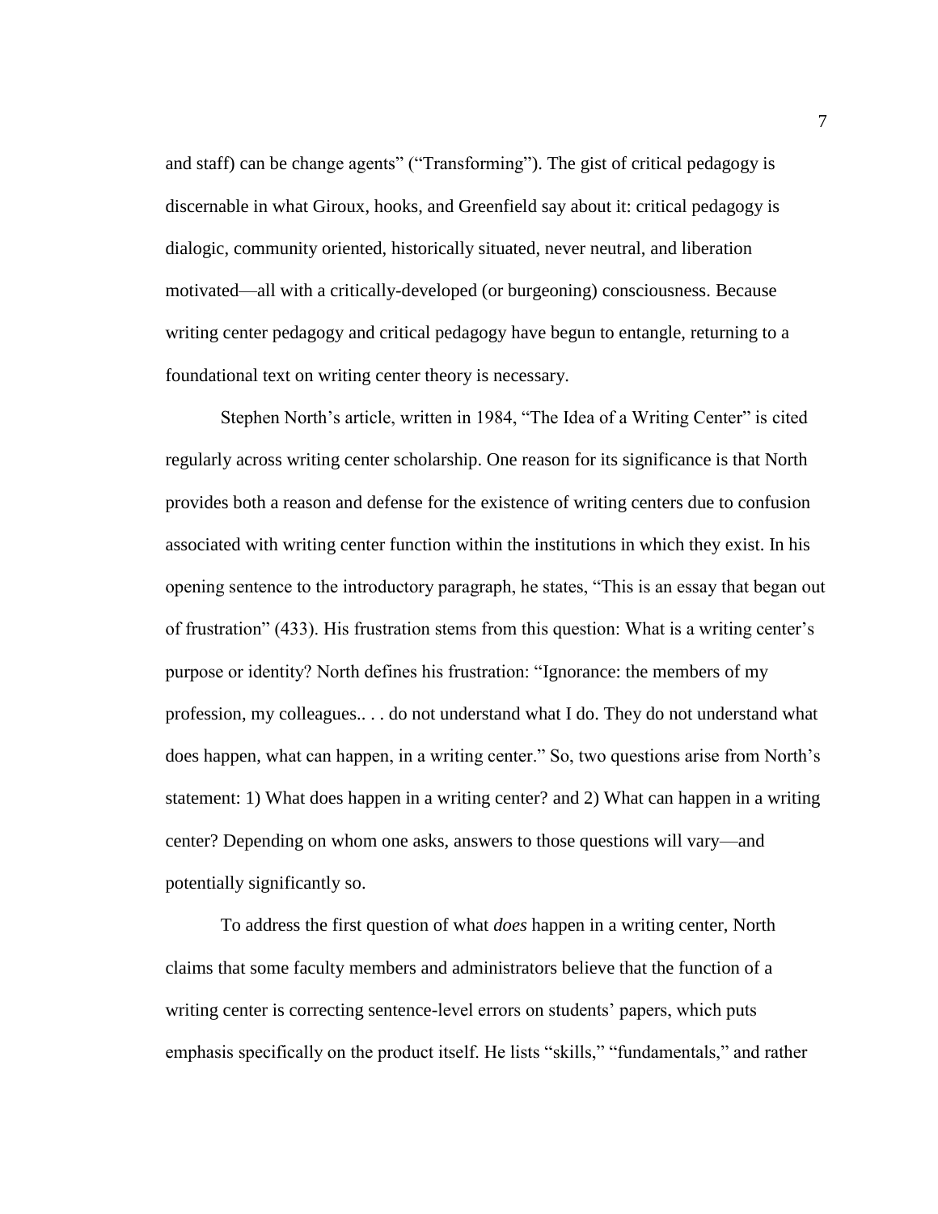and staff) can be change agents" ("Transforming"). The gist of critical pedagogy is discernable in what Giroux, hooks, and Greenfield say about it: critical pedagogy is dialogic, community oriented, historically situated, never neutral, and liberation motivated—all with a critically-developed (or burgeoning) consciousness. Because writing center pedagogy and critical pedagogy have begun to entangle, returning to a foundational text on writing center theory is necessary.

Stephen North's article, written in 1984, "The Idea of a Writing Center" is cited regularly across writing center scholarship. One reason for its significance is that North provides both a reason and defense for the existence of writing centers due to confusion associated with writing center function within the institutions in which they exist. In his opening sentence to the introductory paragraph, he states, "This is an essay that began out of frustration" (433). His frustration stems from this question: What is a writing center's purpose or identity? North defines his frustration: "Ignorance: the members of my profession, my colleagues.. . . do not understand what I do. They do not understand what does happen, what can happen, in a writing center." So, two questions arise from North's statement: 1) What does happen in a writing center? and 2) What can happen in a writing center? Depending on whom one asks, answers to those questions will vary—and potentially significantly so.

To address the first question of what *does* happen in a writing center, North claims that some faculty members and administrators believe that the function of a writing center is correcting sentence-level errors on students' papers, which puts emphasis specifically on the product itself. He lists "skills," "fundamentals," and rather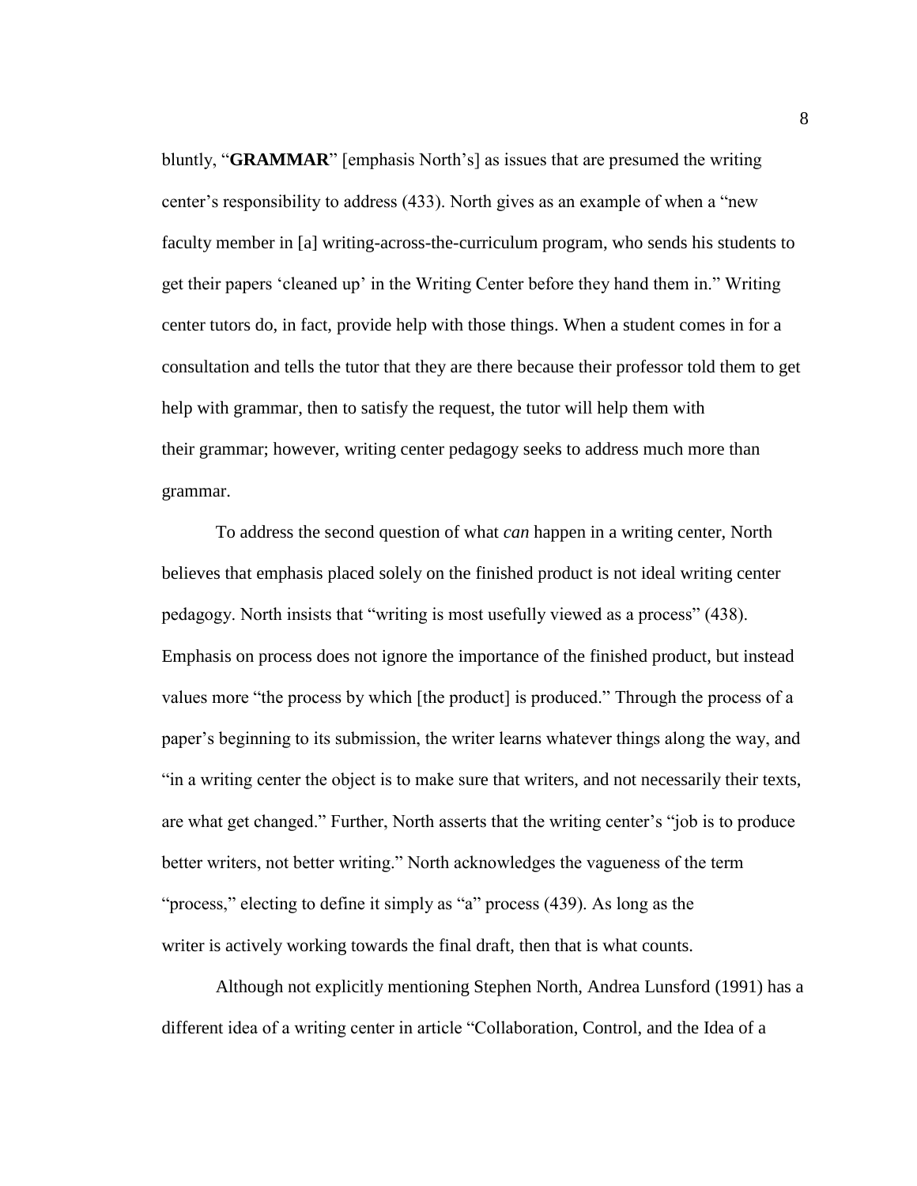bluntly, "**GRAMMAR**" [emphasis North's] as issues that are presumed the writing center's responsibility to address (433). North gives as an example of when a "new faculty member in [a] writing-across-the-curriculum program, who sends his students to get their papers 'cleaned up' in the Writing Center before they hand them in." Writing center tutors do, in fact, provide help with those things. When a student comes in for a consultation and tells the tutor that they are there because their professor told them to get help with grammar, then to satisfy the request, the tutor will help them with their grammar; however, writing center pedagogy seeks to address much more than grammar.

To address the second question of what *can* happen in a writing center, North believes that emphasis placed solely on the finished product is not ideal writing center pedagogy. North insists that "writing is most usefully viewed as a process" (438). Emphasis on process does not ignore the importance of the finished product, but instead values more "the process by which [the product] is produced." Through the process of a paper's beginning to its submission, the writer learns whatever things along the way, and "in a writing center the object is to make sure that writers, and not necessarily their texts, are what get changed." Further, North asserts that the writing center's "job is to produce better writers, not better writing." North acknowledges the vagueness of the term "process," electing to define it simply as "a" process (439). As long as the writer is actively working towards the final draft, then that is what counts.

Although not explicitly mentioning Stephen North, Andrea Lunsford (1991) has a different idea of a writing center in article "Collaboration, Control, and the Idea of a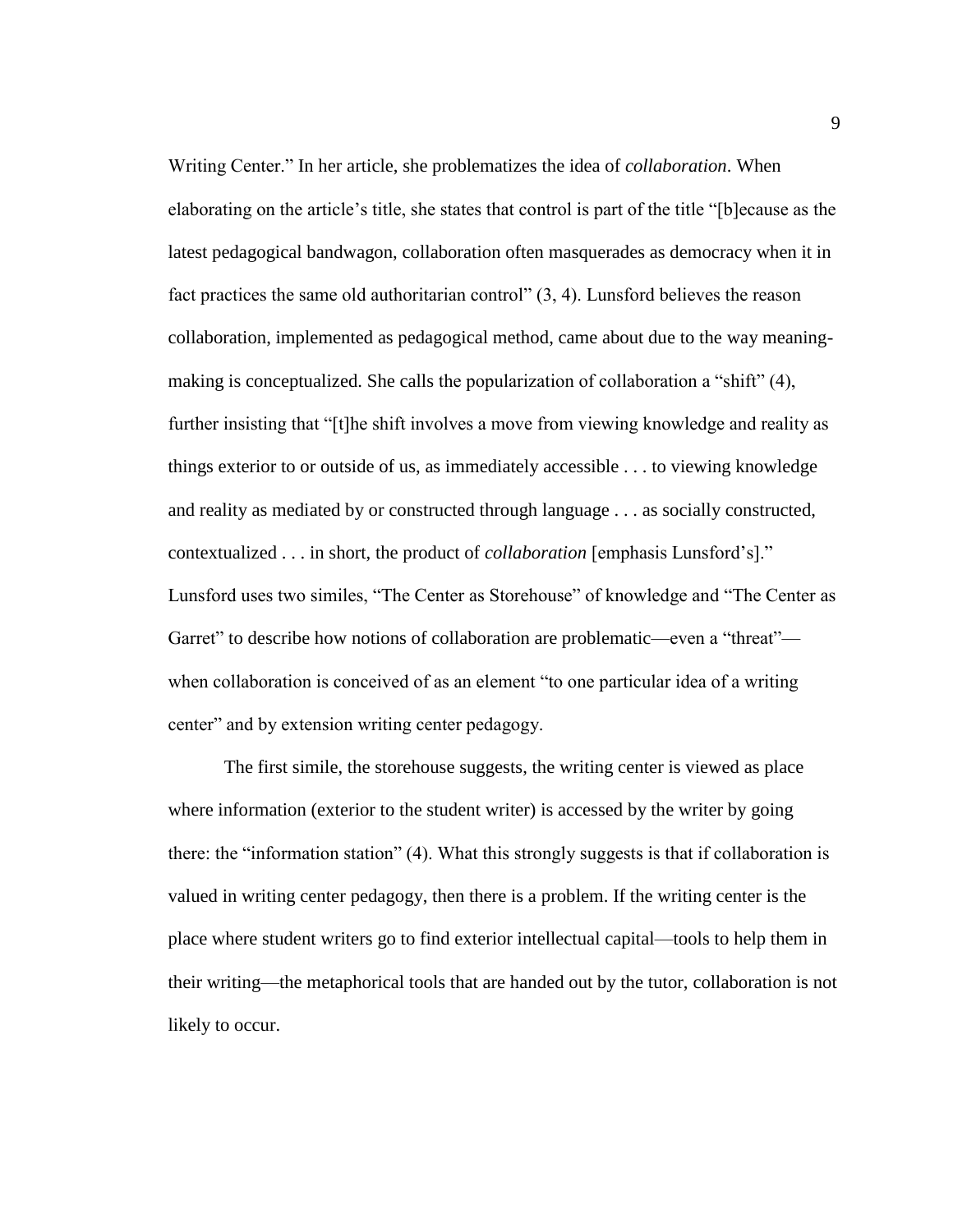Writing Center." In her article, she problematizes the idea of *collaboration*. When elaborating on the article's title, she states that control is part of the title "[b]ecause as the latest pedagogical bandwagon, collaboration often masquerades as democracy when it in fact practices the same old authoritarian control" (3, 4). Lunsford believes the reason collaboration, implemented as pedagogical method, came about due to the way meaning-making is conceptualized. She calls the popularization of collaboration a "shift" (4), further insisting that "[t]he shift involves a move from viewing knowledge and reality as things exterior to or outside of us, as immediately accessible . . . to viewing knowledge and reality as mediated by or constructed through language . . . as socially constructed, contextualized . . . in short, the product of *collaboration* [emphasis Lunsford's]." Lunsford uses two similes, "The Center as Storehouse" of knowledge and "The Center as Garret" to describe how notions of collaboration are problematic—even a "threat"—when collaboration is conceived of as an element "to one particular idea of a writing center" and by extension writing center pedagogy.

The first simile, the storehouse suggests, the writing center is viewed as place where information (exterior to the student writer) is accessed by the writer by going there: the "information station" (4). What this strongly suggests is that if collaboration is valued in writing center pedagogy, then there is a problem. If the writing center is the place where student writers go to find exterior intellectual capital—tools to help them in their writing—the metaphorical tools that are handed out by the tutor, collaboration is not likely to occur.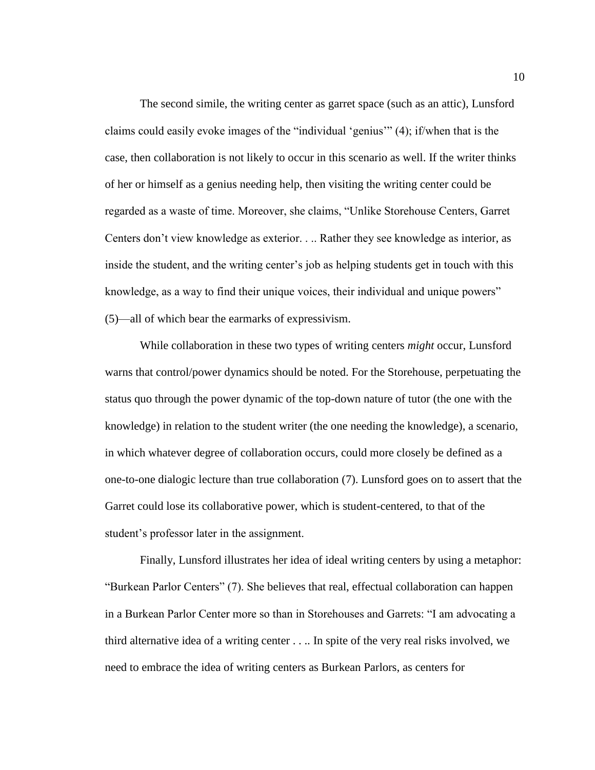The second simile, the writing center as garret space (such as an attic), Lunsford claims could easily evoke images of the "individual 'genius'" (4); if/when that is the case, then collaboration is not likely to occur in this scenario as well. If the writer thinks of her or himself as a genius needing help, then visiting the writing center could be regarded as a waste of time. Moreover, she claims, "Unlike Storehouse Centers, Garret Centers don't view knowledge as exterior. . .. Rather they see knowledge as interior, as inside the student, and the writing center's job as helping students get in touch with this knowledge, as a way to find their unique voices, their individual and unique powers" (5)—all of which bear the earmarks of expressivism.

While collaboration in these two types of writing centers *might* occur, Lunsford warns that control/power dynamics should be noted. For the Storehouse, perpetuating the status quo through the power dynamic of the top-down nature of tutor (the one with the knowledge) in relation to the student writer (the one needing the knowledge), a scenario, in which whatever degree of collaboration occurs, could more closely be defined as a one-to-one dialogic lecture than true collaboration (7). Lunsford goes on to assert that the Garret could lose its collaborative power, which is student-centered, to that of the student's professor later in the assignment.

Finally, Lunsford illustrates her idea of ideal writing centers by using a metaphor: "Burkean Parlor Centers" (7). She believes that real, effectual collaboration can happen in a Burkean Parlor Center more so than in Storehouses and Garrets: "I am advocating a third alternative idea of a writing center . . .. In spite of the very real risks involved, we need to embrace the idea of writing centers as Burkean Parlors, as centers for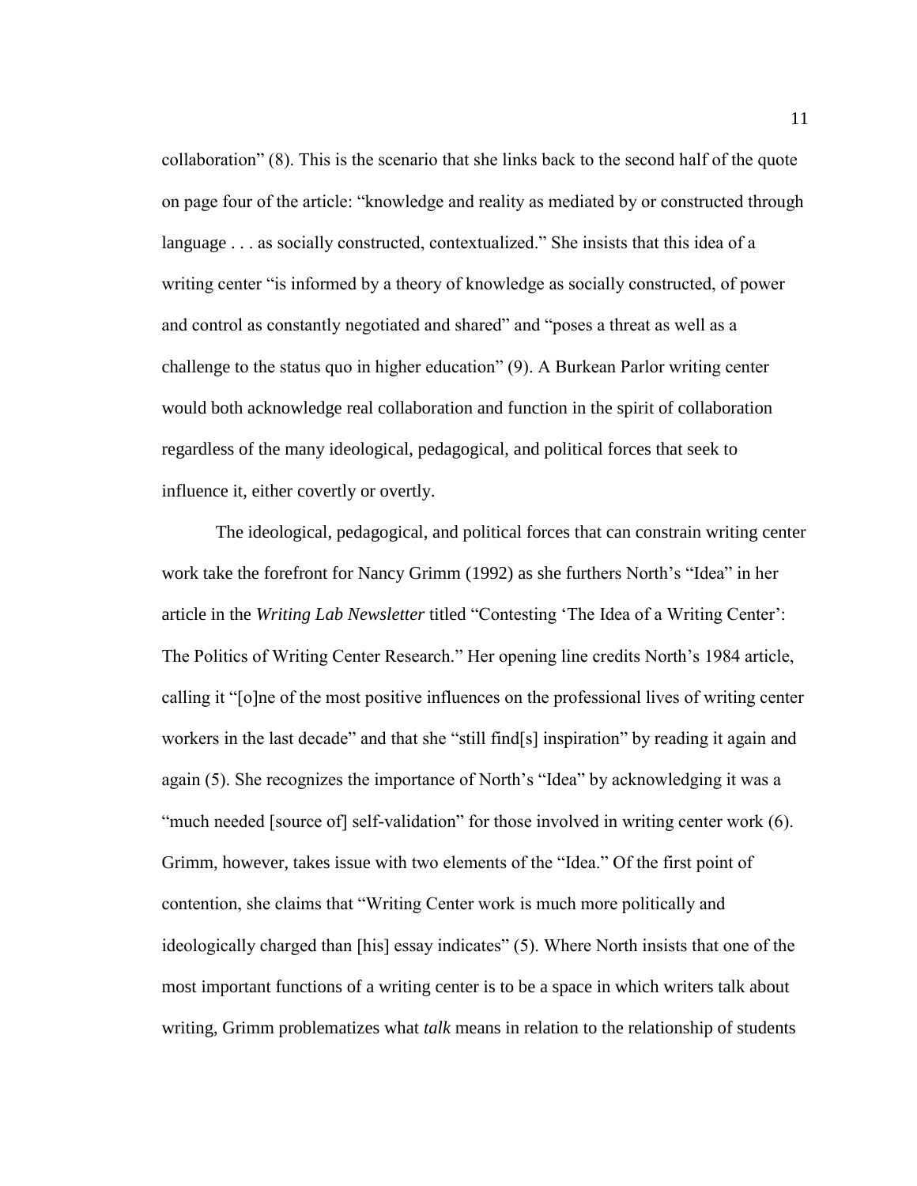collaboration" (8). This is the scenario that she links back to the second half of the quote on page four of the article: "knowledge and reality as mediated by or constructed through language . . . as socially constructed, contextualized." She insists that this idea of a writing center "is informed by a theory of knowledge as socially constructed, of power and control as constantly negotiated and shared" and "poses a threat as well as a challenge to the status quo in higher education" (9). A Burkean Parlor writing center would both acknowledge real collaboration and function in the spirit of collaboration regardless of the many ideological, pedagogical, and political forces that seek to influence it, either covertly or overtly.

The ideological, pedagogical, and political forces that can constrain writing center work take the forefront for Nancy Grimm (1992) as she furthers North's "Idea" in her article in the *Writing Lab Newsletter* titled "Contesting 'The Idea of a Writing Center': The Politics of Writing Center Research." Her opening line credits North's 1984 article, calling it "[o]ne of the most positive influences on the professional lives of writing center workers in the last decade" and that she "still find[s] inspiration" by reading it again and again (5). She recognizes the importance of North's "Idea" by acknowledging it was a "much needed [source of] self-validation" for those involved in writing center work (6). Grimm, however, takes issue with two elements of the "Idea." Of the first point of contention, she claims that "Writing Center work is much more politically and ideologically charged than [his] essay indicates" (5). Where North insists that one of the most important functions of a writing center is to be a space in which writers talk about writing, Grimm problematizes what *talk* means in relation to the relationship of students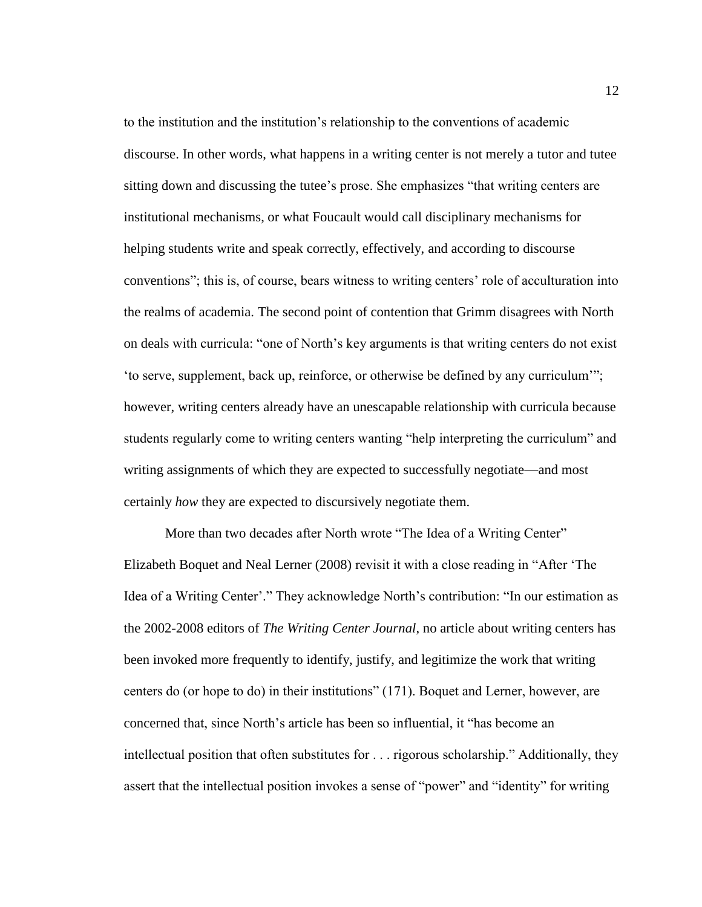to the institution and the institution's relationship to the conventions of academic discourse. In other words, what happens in a writing center is not merely a tutor and tutee sitting down and discussing the tutee's prose. She emphasizes "that writing centers are institutional mechanisms, or what Foucault would call disciplinary mechanisms for helping students write and speak correctly, effectively, and according to discourse conventions"; this is, of course, bears witness to writing centers' role of acculturation into the realms of academia. The second point of contention that Grimm disagrees with North on deals with curricula: "one of North's key arguments is that writing centers do not exist 'to serve, supplement, back up, reinforce, or otherwise be defined by any curriculum'"; however, writing centers already have an unescapable relationship with curricula because students regularly come to writing centers wanting "help interpreting the curriculum" and writing assignments of which they are expected to successfully negotiate—and most certainly *how* they are expected to discursively negotiate them.

More than two decades after North wrote "The Idea of a Writing Center" Elizabeth Boquet and Neal Lerner (2008) revisit it with a close reading in "After 'The Idea of a Writing Center'." They acknowledge North's contribution: "In our estimation as the 2002-2008 editors of *The Writing Center Journal*, no article about writing centers has been invoked more frequently to identify, justify, and legitimize the work that writing centers do (or hope to do) in their institutions" (171). Boquet and Lerner, however, are concerned that, since North's article has been so influential, it "has become an intellectual position that often substitutes for . . . rigorous scholarship." Additionally, they assert that the intellectual position invokes a sense of "power" and "identity" for writing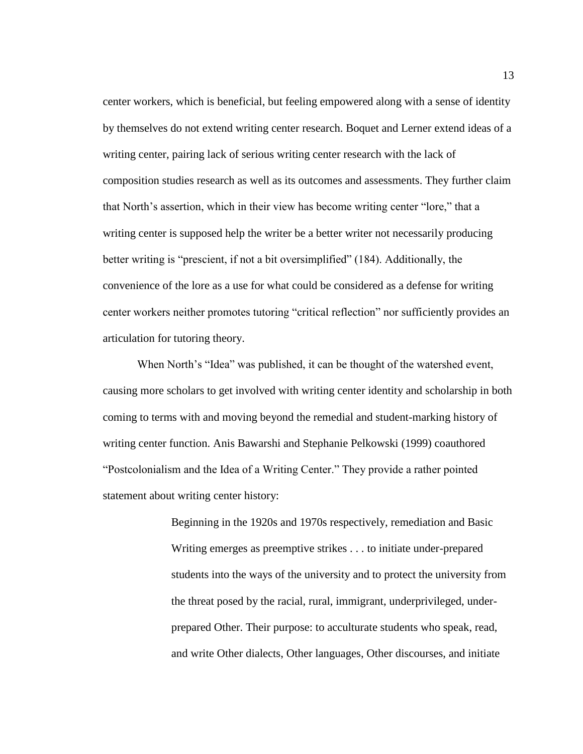center workers, which is beneficial, but feeling empowered along with a sense of identity by themselves do not extend writing center research. Boquet and Lerner extend ideas of a writing center, pairing lack of serious writing center research with the lack of composition studies research as well as its outcomes and assessments. They further claim that North's assertion, which in their view has become writing center "lore," that a writing center is supposed help the writer be a better writer not necessarily producing better writing is "prescient, if not a bit oversimplified" (184). Additionally, the convenience of the lore as a use for what could be considered as a defense for writing center workers neither promotes tutoring "critical reflection" nor sufficiently provides an articulation for tutoring theory.

When North's "Idea" was published, it can be thought of the watershed event, causing more scholars to get involved with writing center identity and scholarship in both coming to terms with and moving beyond the remedial and student-marking history of writing center function. Anis Bawarshi and Stephanie Pelkowski (1999) coauthored "Postcolonialism and the Idea of a Writing Center." They provide a rather pointed statement about writing center history:

> Beginning in the 1920s and 1970s respectively, remediation and Basic Writing emerges as preemptive strikes . . . to initiate under-prepared students into the ways of the university and to protect the university from the threat posed by the racial, rural, immigrant, underprivileged, under-prepared Other. Their purpose: to acculturate students who speak, read, and write Other dialects, Other languages, Other discourses, and initiate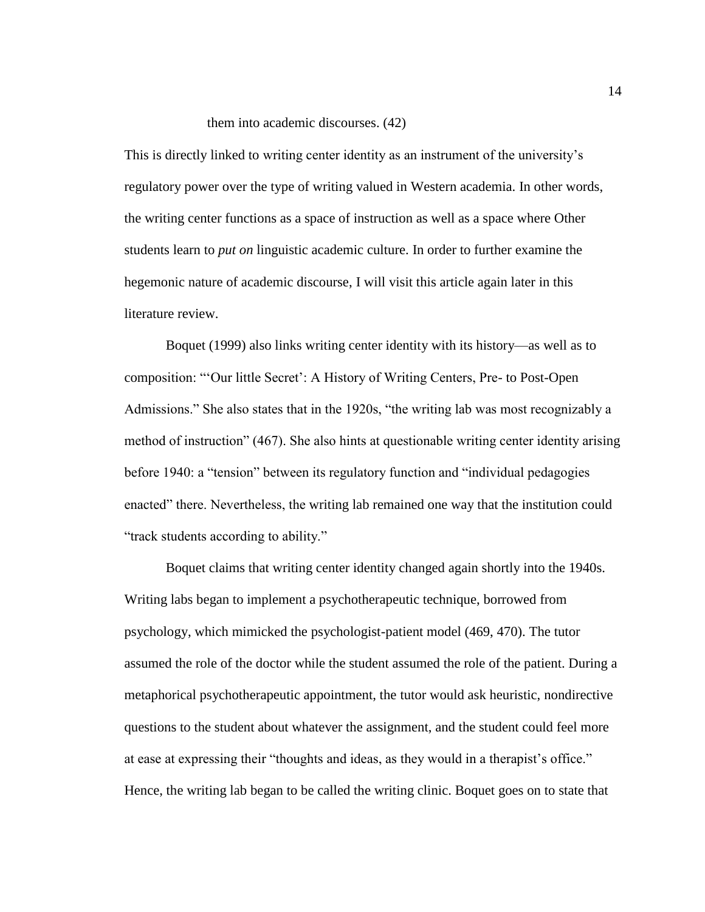them into academic discourses. (42)

This is directly linked to writing center identity as an instrument of the university's regulatory power over the type of writing valued in Western academia. In other words, the writing center functions as a space of instruction as well as a space where Other students learn to *put on* linguistic academic culture. In order to further examine the hegemonic nature of academic discourse, I will visit this article again later in this literature review.

Boquet (1999) also links writing center identity with its history—as well as to composition: "'Our little Secret': A History of Writing Centers, Pre- to Post-Open Admissions." She also states that in the 1920s, "the writing lab was most recognizably a method of instruction" (467). She also hints at questionable writing center identity arising before 1940: a "tension" between its regulatory function and "individual pedagogies enacted" there. Nevertheless, the writing lab remained one way that the institution could "track students according to ability."

Boquet claims that writing center identity changed again shortly into the 1940s. Writing labs began to implement a psychotherapeutic technique, borrowed from psychology, which mimicked the psychologist-patient model (469, 470). The tutor assumed the role of the doctor while the student assumed the role of the patient. During a metaphorical psychotherapeutic appointment, the tutor would ask heuristic, nondirective questions to the student about whatever the assignment, and the student could feel more at ease at expressing their "thoughts and ideas, as they would in a therapist's office." Hence, the writing lab began to be called the writing clinic. Boquet goes on to state that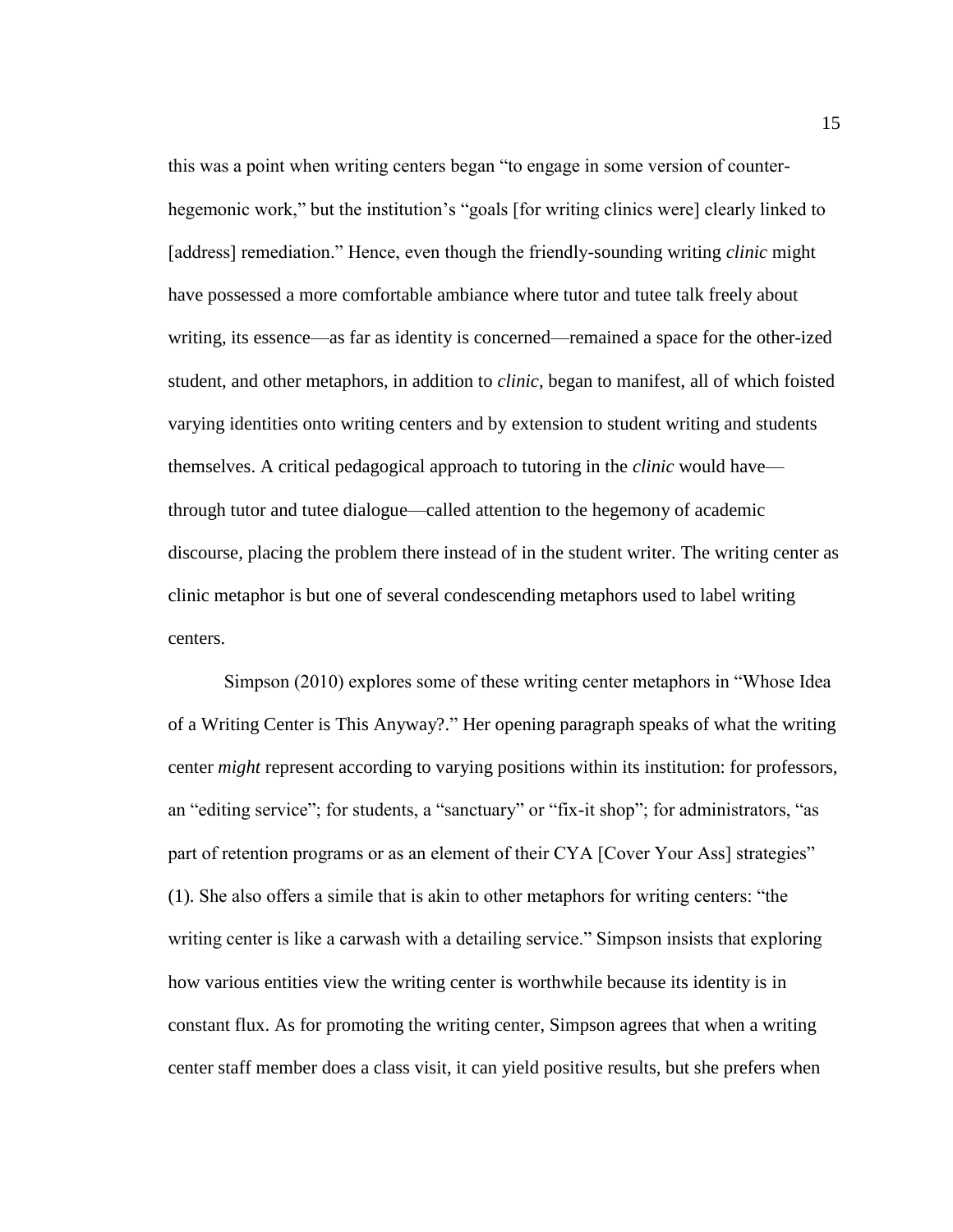this was a point when writing centers began "to engage in some version of counter-hegemonic work," but the institution's "goals [for writing clinics were] clearly linked to [address] remediation." Hence, even though the friendly-sounding writing *clinic* might have possessed a more comfortable ambiance where tutor and tutee talk freely about writing, its essence—as far as identity is concerned—remained a space for the other-ized student, and other metaphors, in addition to *clinic*, began to manifest, all of which foisted varying identities onto writing centers and by extension to student writing and students themselves. A critical pedagogical approach to tutoring in the *clinic* would have—through tutor and tutee dialogue—called attention to the hegemony of academic discourse, placing the problem there instead of in the student writer. The writing center as clinic metaphor is but one of several condescending metaphors used to label writing centers.

Simpson (2010) explores some of these writing center metaphors in "Whose Idea of a Writing Center is This Anyway?." Her opening paragraph speaks of what the writing center *might* represent according to varying positions within its institution: for professors, an "editing service"; for students, a "sanctuary" or "fix-it shop"; for administrators, "as part of retention programs or as an element of their CYA [Cover Your Ass] strategies" (1). She also offers a simile that is akin to other metaphors for writing centers: "the writing center is like a carwash with a detailing service." Simpson insists that exploring how various entities view the writing center is worthwhile because its identity is in constant flux. As for promoting the writing center, Simpson agrees that when a writing center staff member does a class visit, it can yield positive results, but she prefers when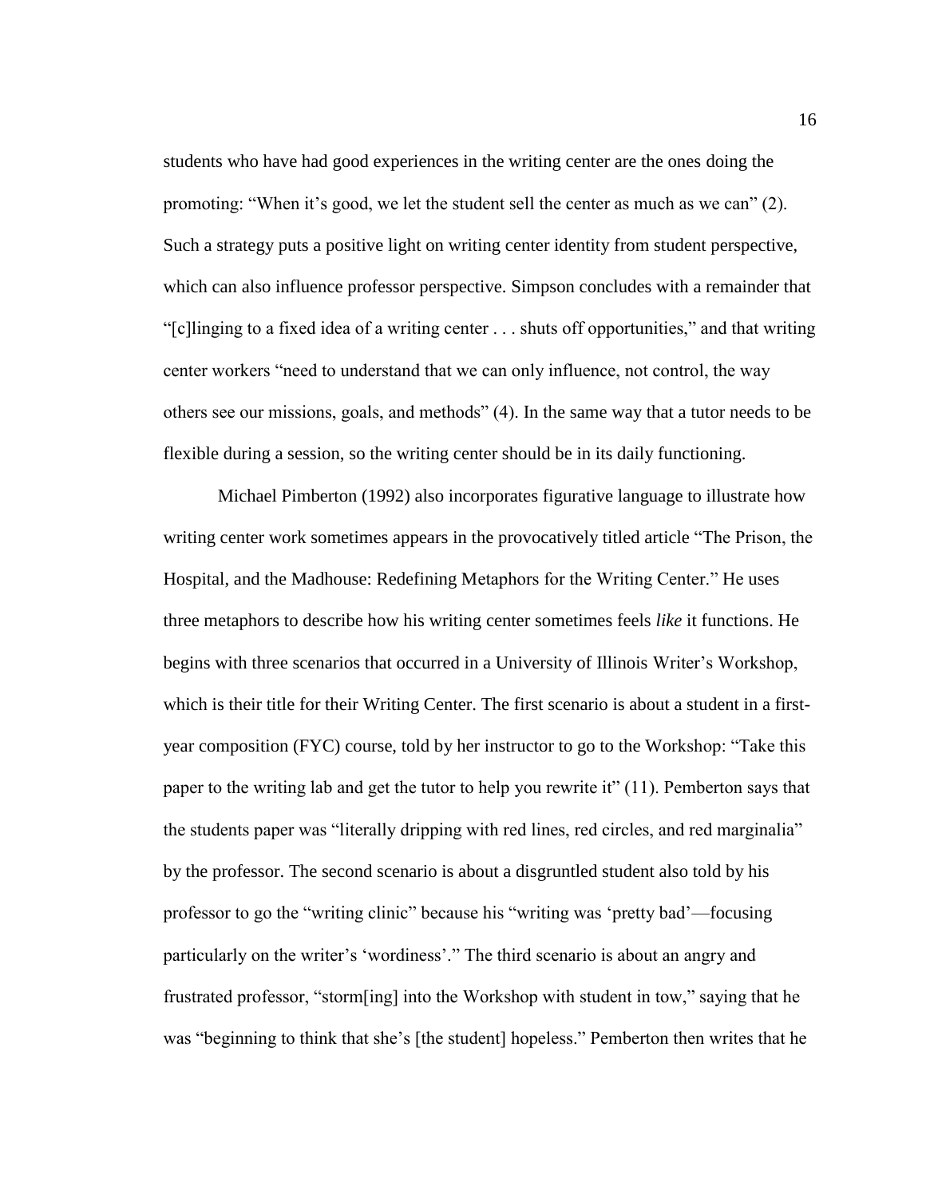students who have had good experiences in the writing center are the ones doing the promoting: "When it's good, we let the student sell the center as much as we can" (2). Such a strategy puts a positive light on writing center identity from student perspective, which can also influence professor perspective. Simpson concludes with a remainder that "[c]linging to a fixed idea of a writing center . . . shuts off opportunities," and that writing center workers "need to understand that we can only influence, not control, the way others see our missions, goals, and methods" (4). In the same way that a tutor needs to be flexible during a session, so the writing center should be in its daily functioning.

Michael Pimberton (1992) also incorporates figurative language to illustrate how writing center work sometimes appears in the provocatively titled article "The Prison, the Hospital, and the Madhouse: Redefining Metaphors for the Writing Center." He uses three metaphors to describe how his writing center sometimes feels *like* it functions. He begins with three scenarios that occurred in a University of Illinois Writer's Workshop, which is their title for their Writing Center. The first scenario is about a student in a first-year composition (FYC) course, told by her instructor to go to the Workshop: "Take this paper to the writing lab and get the tutor to help you rewrite it" (11). Pemberton says that the students paper was "literally dripping with red lines, red circles, and red marginalia" by the professor. The second scenario is about a disgruntled student also told by his professor to go the "writing clinic" because his "writing was 'pretty bad'—focusing particularly on the writer's 'wordiness'." The third scenario is about an angry and frustrated professor, "storm[ing] into the Workshop with student in tow," saying that he was "beginning to think that she's [the student] hopeless." Pemberton then writes that he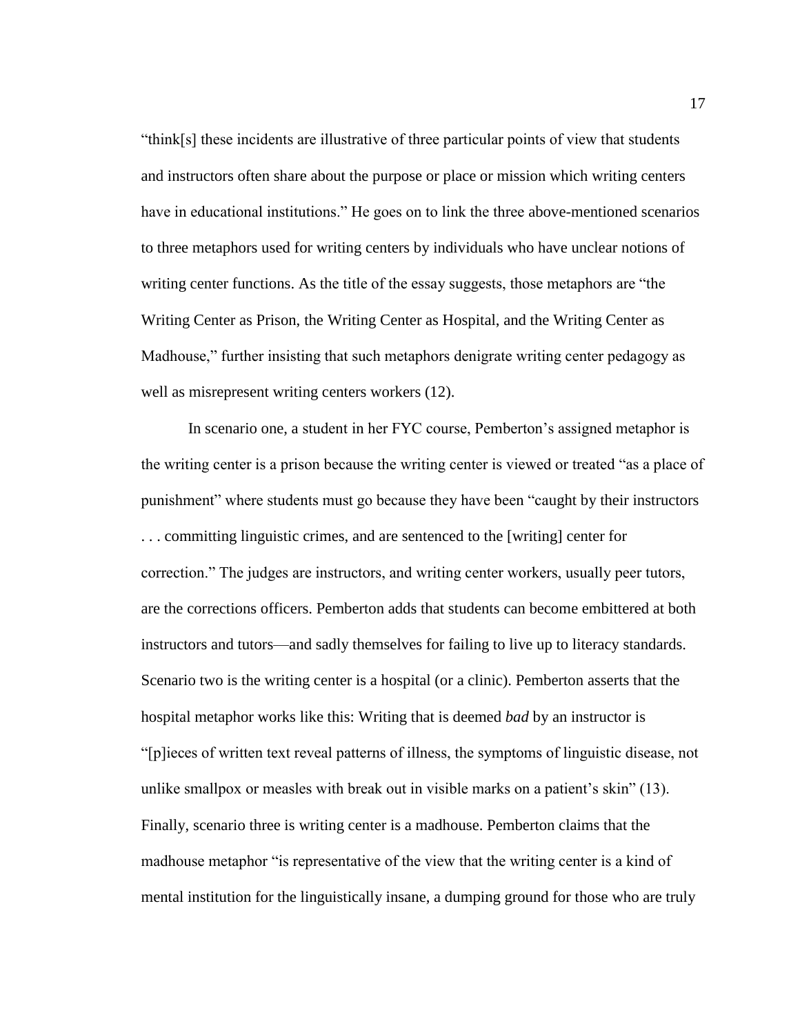"think[s] these incidents are illustrative of three particular points of view that students and instructors often share about the purpose or place or mission which writing centers have in educational institutions." He goes on to link the three above-mentioned scenarios to three metaphors used for writing centers by individuals who have unclear notions of writing center functions. As the title of the essay suggests, those metaphors are "the Writing Center as Prison, the Writing Center as Hospital, and the Writing Center as Madhouse," further insisting that such metaphors denigrate writing center pedagogy as well as misrepresent writing centers workers (12).

In scenario one, a student in her FYC course, Pemberton's assigned metaphor is the writing center is a prison because the writing center is viewed or treated "as a place of punishment" where students must go because they have been "caught by their instructors . . . committing linguistic crimes, and are sentenced to the [writing] center for correction." The judges are instructors, and writing center workers, usually peer tutors, are the corrections officers. Pemberton adds that students can become embittered at both instructors and tutors—and sadly themselves for failing to live up to literacy standards. Scenario two is the writing center is a hospital (or a clinic). Pemberton asserts that the hospital metaphor works like this: Writing that is deemed *bad* by an instructor is "[p]ieces of written text reveal patterns of illness, the symptoms of linguistic disease, not unlike smallpox or measles with break out in visible marks on a patient's skin" (13). Finally, scenario three is writing center is a madhouse. Pemberton claims that the madhouse metaphor "is representative of the view that the writing center is a kind of mental institution for the linguistically insane, a dumping ground for those who are truly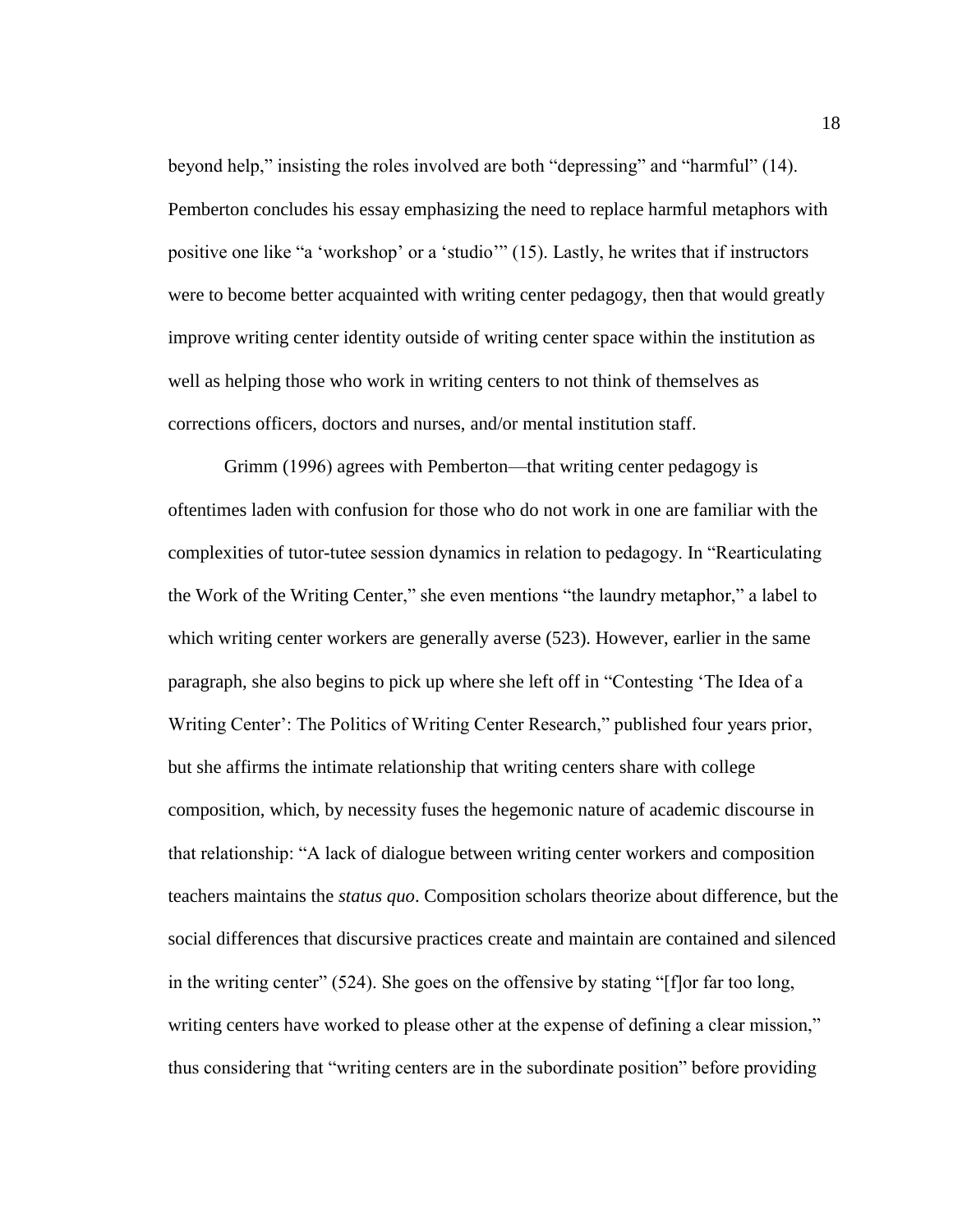beyond help," insisting the roles involved are both "depressing" and "harmful" (14). Pemberton concludes his essay emphasizing the need to replace harmful metaphors with positive one like "a 'workshop' or a 'studio'" (15). Lastly, he writes that if instructors were to become better acquainted with writing center pedagogy, then that would greatly improve writing center identity outside of writing center space within the institution as well as helping those who work in writing centers to not think of themselves as corrections officers, doctors and nurses, and/or mental institution staff.

Grimm (1996) agrees with Pemberton—that writing center pedagogy is oftentimes laden with confusion for those who do not work in one are familiar with the complexities of tutor-tutee session dynamics in relation to pedagogy. In "Rearticulating the Work of the Writing Center," she even mentions "the laundry metaphor," a label to which writing center workers are generally averse (523). However, earlier in the same paragraph, she also begins to pick up where she left off in "Contesting 'The Idea of a Writing Center': The Politics of Writing Center Research," published four years prior, but she affirms the intimate relationship that writing centers share with college composition, which, by necessity fuses the hegemonic nature of academic discourse in that relationship: "A lack of dialogue between writing center workers and composition teachers maintains the *status quo*. Composition scholars theorize about difference, but the social differences that discursive practices create and maintain are contained and silenced in the writing center" (524). She goes on the offensive by stating "[f]or far too long, writing centers have worked to please other at the expense of defining a clear mission," thus considering that "writing centers are in the subordinate position" before providing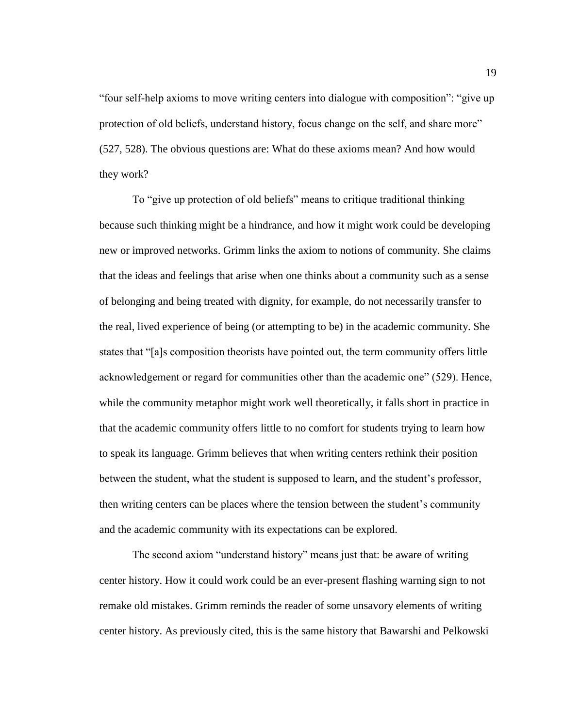"four self-help axioms to move writing centers into dialogue with composition": "give up protection of old beliefs, understand history, focus change on the self, and share more" (527, 528). The obvious questions are: What do these axioms mean? And how would they work?

To "give up protection of old beliefs" means to critique traditional thinking because such thinking might be a hindrance, and how it might work could be developing new or improved networks. Grimm links the axiom to notions of community. She claims that the ideas and feelings that arise when one thinks about a community such as a sense of belonging and being treated with dignity, for example, do not necessarily transfer to the real, lived experience of being (or attempting to be) in the academic community. She states that "[a]s composition theorists have pointed out, the term community offers little acknowledgement or regard for communities other than the academic one" (529). Hence, while the community metaphor might work well theoretically, it falls short in practice in that the academic community offers little to no comfort for students trying to learn how to speak its language. Grimm believes that when writing centers rethink their position between the student, what the student is supposed to learn, and the student's professor, then writing centers can be places where the tension between the student's community and the academic community with its expectations can be explored.

The second axiom "understand history" means just that: be aware of writing center history. How it could work could be an ever-present flashing warning sign to not remake old mistakes. Grimm reminds the reader of some unsavory elements of writing center history. As previously cited, this is the same history that Bawarshi and Pelkowski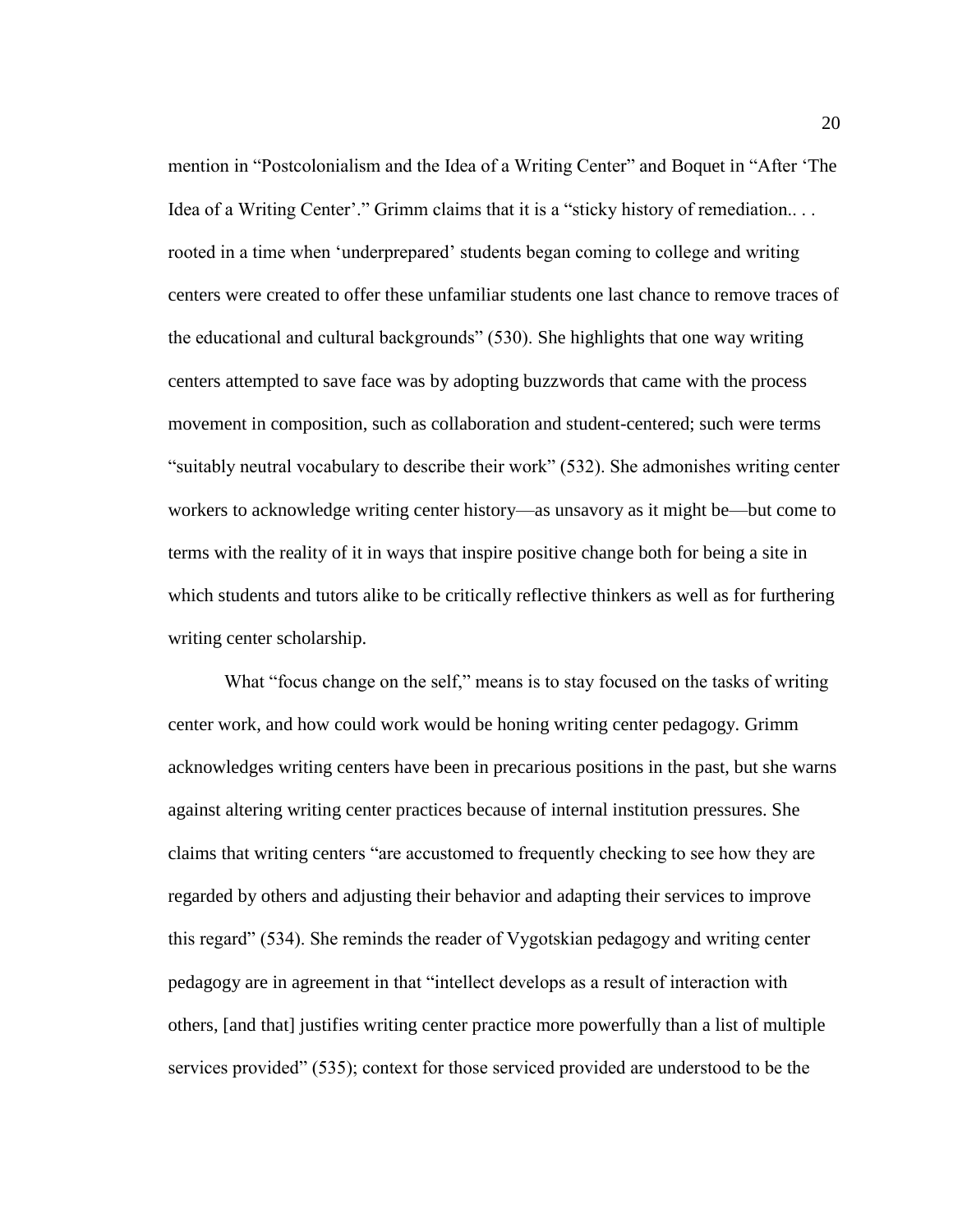mention in "Postcolonialism and the Idea of a Writing Center" and Boquet in "After 'The Idea of a Writing Center'." Grimm claims that it is a "sticky history of remediation.. . . rooted in a time when 'underprepared' students began coming to college and writing centers were created to offer these unfamiliar students one last chance to remove traces of the educational and cultural backgrounds" (530). She highlights that one way writing centers attempted to save face was by adopting buzzwords that came with the process movement in composition, such as collaboration and student-centered; such were terms "suitably neutral vocabulary to describe their work" (532). She admonishes writing center workers to acknowledge writing center history—as unsavory as it might be—but come to terms with the reality of it in ways that inspire positive change both for being a site in which students and tutors alike to be critically reflective thinkers as well as for furthering writing center scholarship.

What "focus change on the self," means is to stay focused on the tasks of writing center work, and how could work would be honing writing center pedagogy. Grimm acknowledges writing centers have been in precarious positions in the past, but she warns against altering writing center practices because of internal institution pressures. She claims that writing centers "are accustomed to frequently checking to see how they are regarded by others and adjusting their behavior and adapting their services to improve this regard" (534). She reminds the reader of Vygotskian pedagogy and writing center pedagogy are in agreement in that "intellect develops as a result of interaction with others, [and that] justifies writing center practice more powerfully than a list of multiple services provided" (535); context for those serviced provided are understood to be the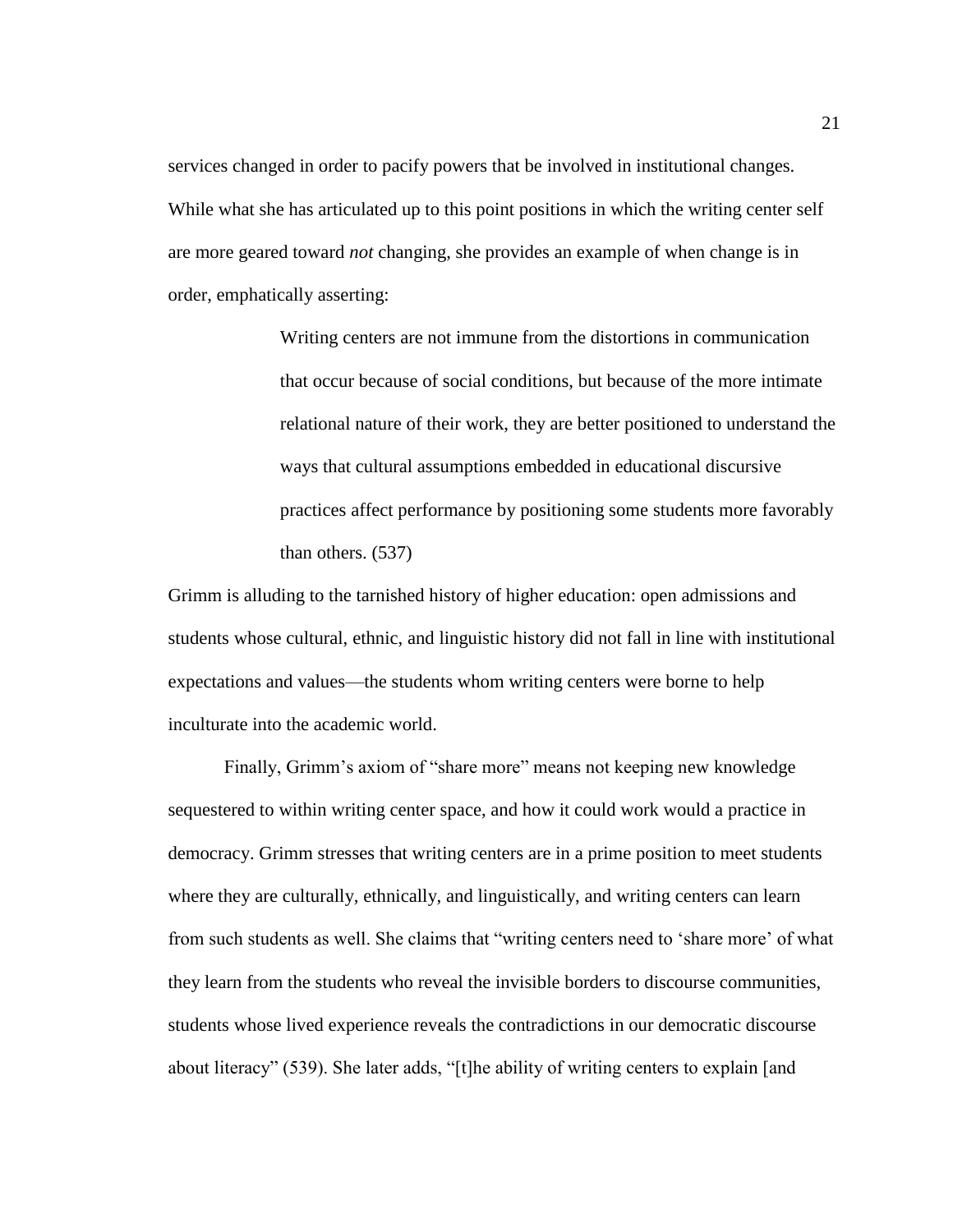services changed in order to pacify powers that be involved in institutional changes. While what she has articulated up to this point positions in which the writing center self are more geared toward *not* changing, she provides an example of when change is in order, emphatically asserting:

> Writing centers are not immune from the distortions in communication that occur because of social conditions, but because of the more intimate relational nature of their work, they are better positioned to understand the ways that cultural assumptions embedded in educational discursive practices affect performance by positioning some students more favorably than others. (537)

Grimm is alluding to the tarnished history of higher education: open admissions and students whose cultural, ethnic, and linguistic history did not fall in line with institutional expectations and values—the students whom writing centers were borne to help inculturate into the academic world.

Finally, Grimm's axiom of "share more" means not keeping new knowledge sequestered to within writing center space, and how it could work would a practice in democracy. Grimm stresses that writing centers are in a prime position to meet students where they are culturally, ethnically, and linguistically, and writing centers can learn from such students as well. She claims that "writing centers need to 'share more' of what they learn from the students who reveal the invisible borders to discourse communities, students whose lived experience reveals the contradictions in our democratic discourse about literacy" (539). She later adds, "[t]he ability of writing centers to explain [and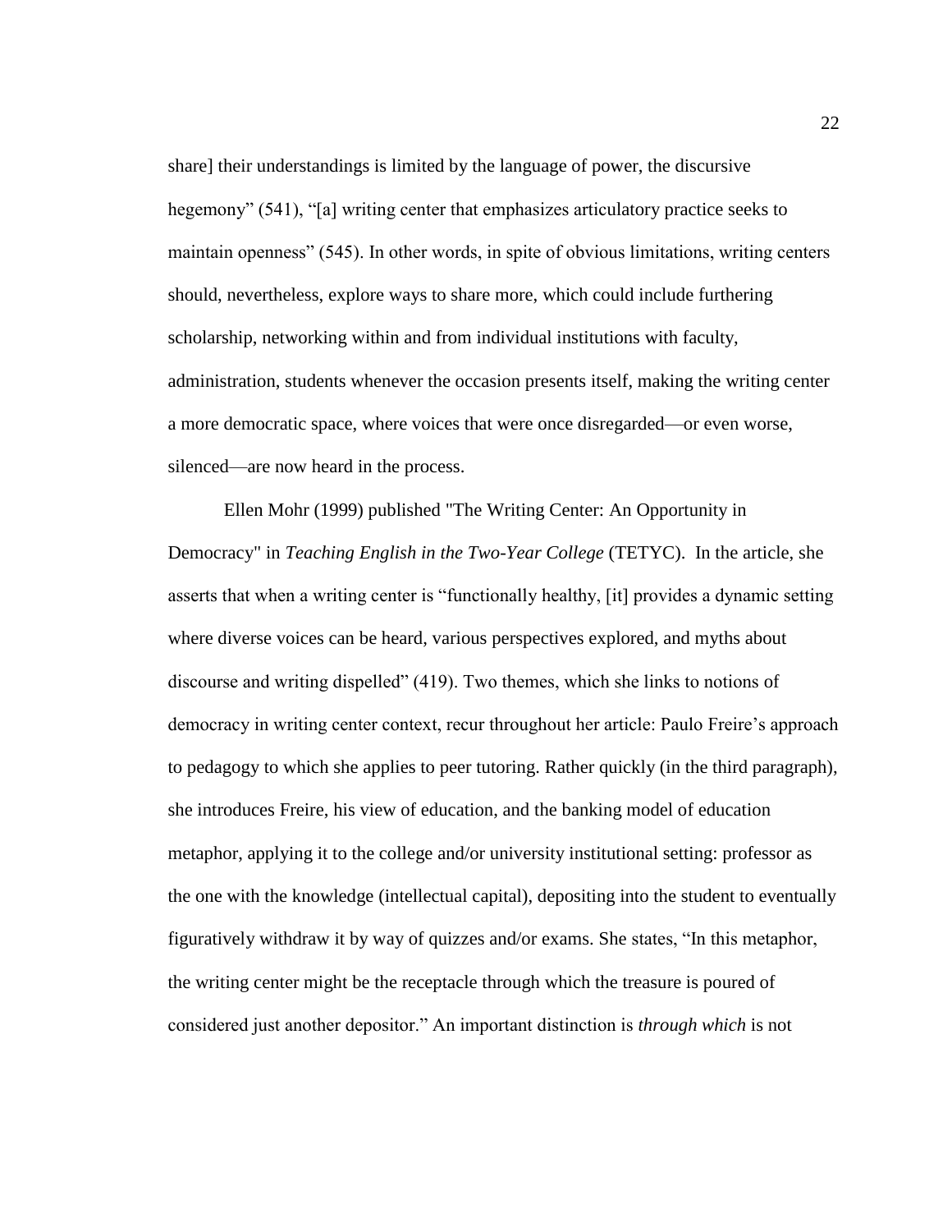share] their understandings is limited by the language of power, the discursive hegemony" (541), "[a] writing center that emphasizes articulatory practice seeks to maintain openness" (545). In other words, in spite of obvious limitations, writing centers should, nevertheless, explore ways to share more, which could include furthering scholarship, networking within and from individual institutions with faculty, administration, students whenever the occasion presents itself, making the writing center a more democratic space, where voices that were once disregarded—or even worse, silenced—are now heard in the process.

Ellen Mohr (1999) published "The Writing Center: An Opportunity in Democracy" in *Teaching English in the Two-Year College* (TETYC). In the article, she asserts that when a writing center is "functionally healthy, [it] provides a dynamic setting where diverse voices can be heard, various perspectives explored, and myths about discourse and writing dispelled" (419). Two themes, which she links to notions of democracy in writing center context, recur throughout her article: Paulo Freire's approach to pedagogy to which she applies to peer tutoring. Rather quickly (in the third paragraph), she introduces Freire, his view of education, and the banking model of education metaphor, applying it to the college and/or university institutional setting: professor as the one with the knowledge (intellectual capital), depositing into the student to eventually figuratively withdraw it by way of quizzes and/or exams. She states, "In this metaphor, the writing center might be the receptacle through which the treasure is poured of considered just another depositor." An important distinction is *through which* is not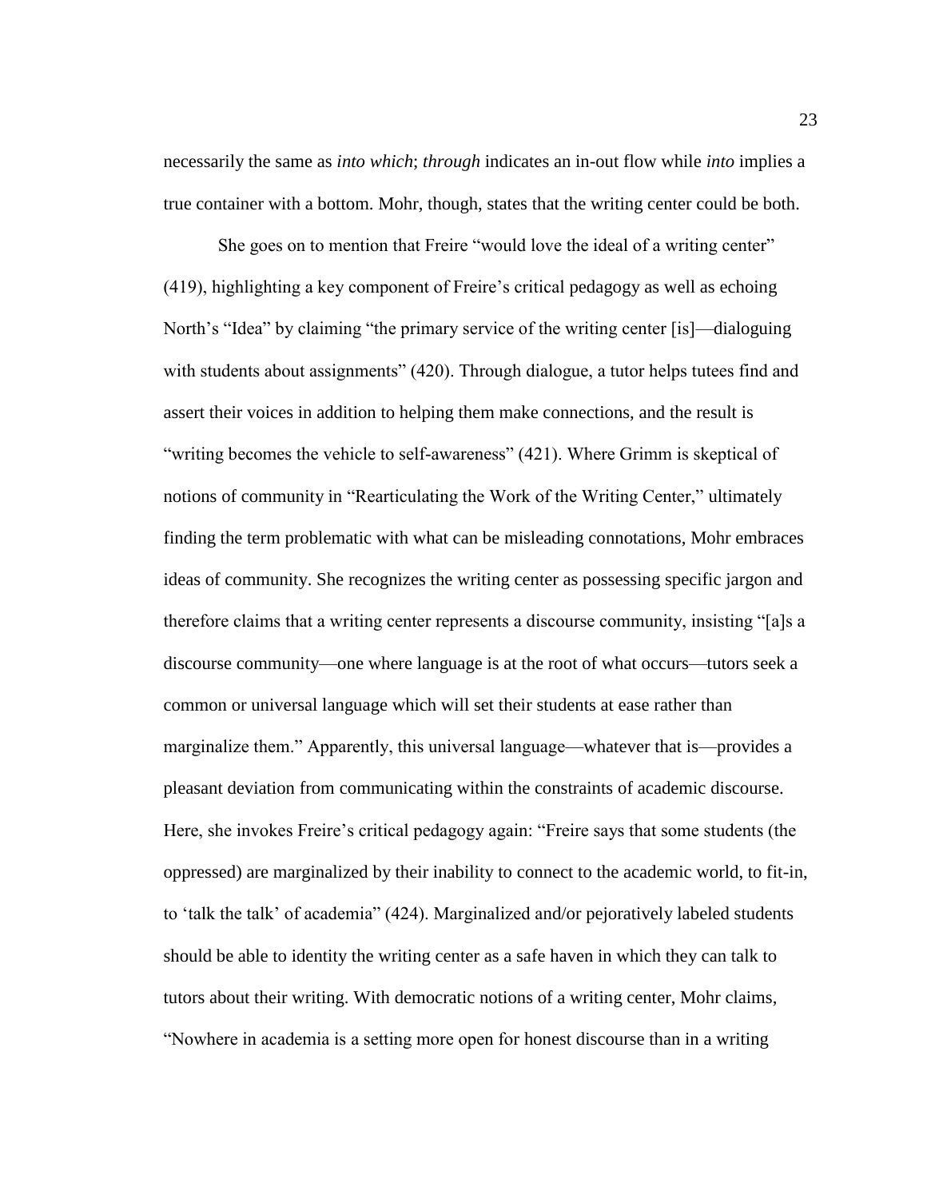necessarily the same as *into which*; *through* indicates an in-out flow while *into* implies a true container with a bottom. Mohr, though, states that the writing center could be both.

She goes on to mention that Freire "would love the ideal of a writing center" (419), highlighting a key component of Freire's critical pedagogy as well as echoing North's "Idea" by claiming "the primary service of the writing center [is]—dialoguing with students about assignments" (420). Through dialogue, a tutor helps tutees find and assert their voices in addition to helping them make connections, and the result is "writing becomes the vehicle to self-awareness" (421). Where Grimm is skeptical of notions of community in "Rearticulating the Work of the Writing Center," ultimately finding the term problematic with what can be misleading connotations, Mohr embraces ideas of community. She recognizes the writing center as possessing specific jargon and therefore claims that a writing center represents a discourse community, insisting "[a]s a discourse community—one where language is at the root of what occurs—tutors seek a common or universal language which will set their students at ease rather than marginalize them." Apparently, this universal language—whatever that is—provides a pleasant deviation from communicating within the constraints of academic discourse. Here, she invokes Freire's critical pedagogy again: "Freire says that some students (the oppressed) are marginalized by their inability to connect to the academic world, to fit-in, to 'talk the talk' of academia" (424). Marginalized and/or pejoratively labeled students should be able to identity the writing center as a safe haven in which they can talk to tutors about their writing. With democratic notions of a writing center, Mohr claims, "Nowhere in academia is a setting more open for honest discourse than in a writing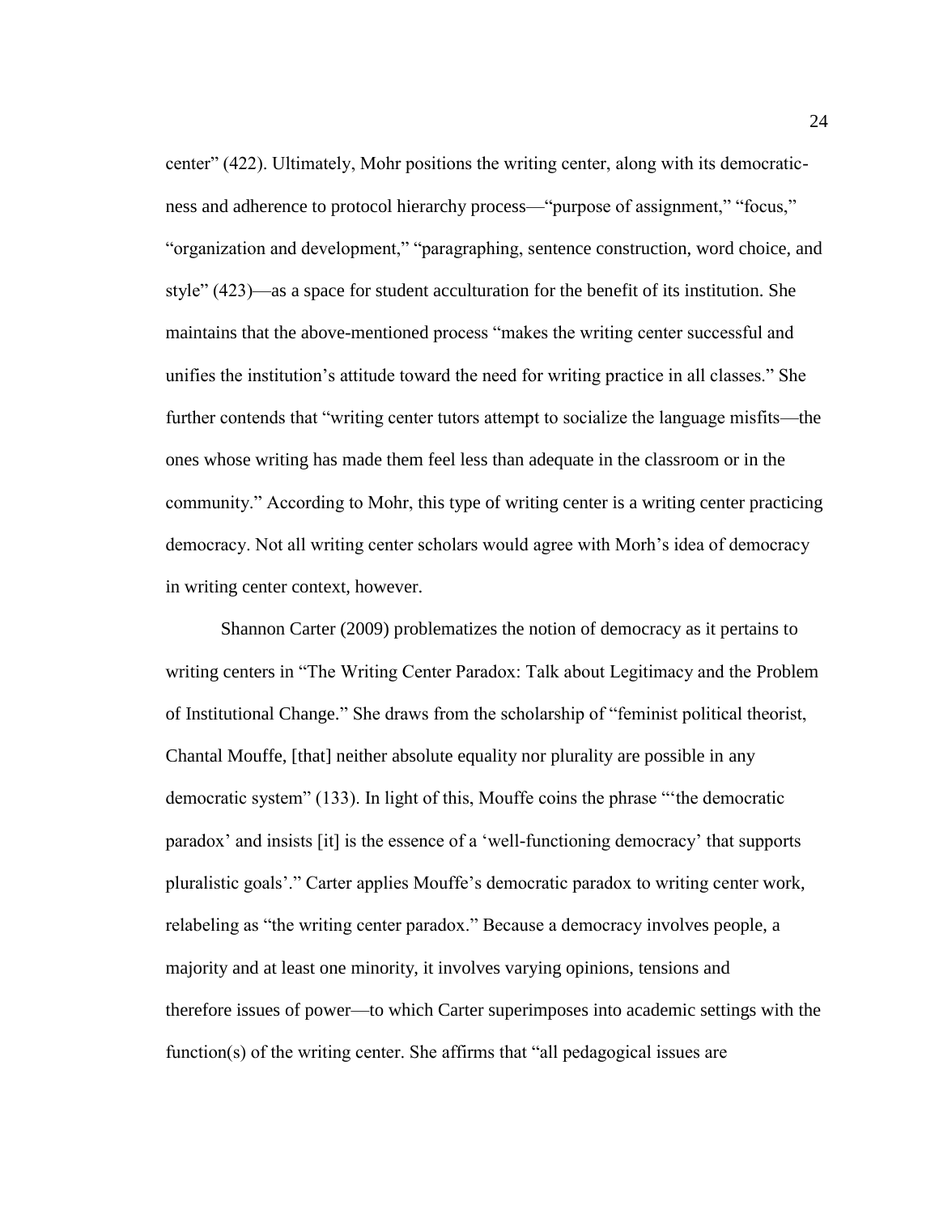center" (422). Ultimately, Mohr positions the writing center, along with its democratic-ness and adherence to protocol hierarchy process—"purpose of assignment," "focus," "organization and development," "paragraphing, sentence construction, word choice, and style" (423)—as a space for student acculturation for the benefit of its institution. She maintains that the above-mentioned process "makes the writing center successful and unifies the institution's attitude toward the need for writing practice in all classes." She further contends that "writing center tutors attempt to socialize the language misfits—the ones whose writing has made them feel less than adequate in the classroom or in the community." According to Mohr, this type of writing center is a writing center practicing democracy. Not all writing center scholars would agree with Morh's idea of democracy in writing center context, however.

Shannon Carter (2009) problematizes the notion of democracy as it pertains to writing centers in "The Writing Center Paradox: Talk about Legitimacy and the Problem of Institutional Change." She draws from the scholarship of "feminist political theorist, Chantal Mouffe, [that] neither absolute equality nor plurality are possible in any democratic system" (133). In light of this, Mouffe coins the phrase "'the democratic paradox' and insists [it] is the essence of a 'well-functioning democracy' that supports pluralistic goals'." Carter applies Mouffe's democratic paradox to writing center work, relabeling as "the writing center paradox." Because a democracy involves people, a majority and at least one minority, it involves varying opinions, tensions and therefore issues of power—to which Carter superimposes into academic settings with the function(s) of the writing center. She affirms that "all pedagogical issues are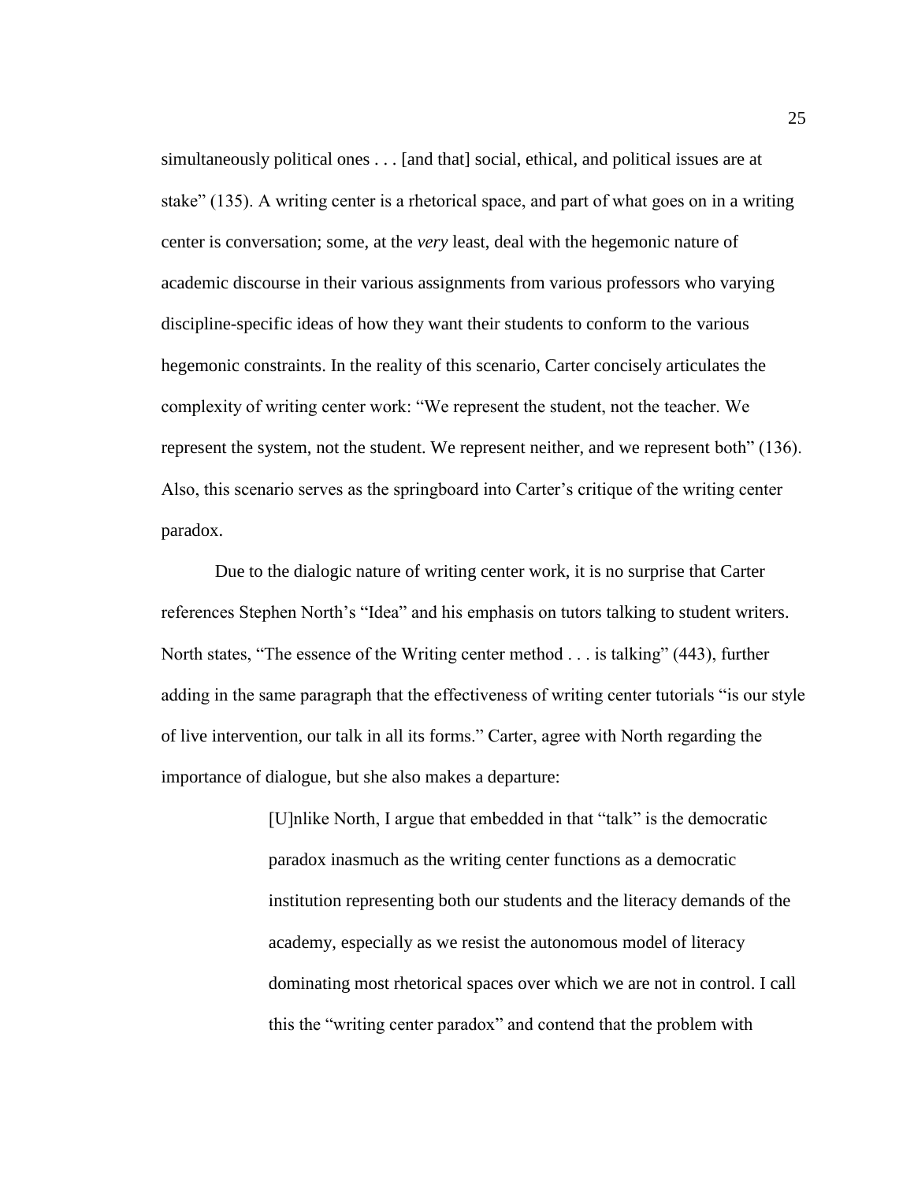simultaneously political ones . . . [and that] social, ethical, and political issues are at stake" (135). A writing center is a rhetorical space, and part of what goes on in a writing center is conversation; some, at the *very* least, deal with the hegemonic nature of academic discourse in their various assignments from various professors who varying discipline-specific ideas of how they want their students to conform to the various hegemonic constraints. In the reality of this scenario, Carter concisely articulates the complexity of writing center work: "We represent the student, not the teacher. We represent the system, not the student. We represent neither, and we represent both" (136). Also, this scenario serves as the springboard into Carter's critique of the writing center paradox.

Due to the dialogic nature of writing center work, it is no surprise that Carter references Stephen North's "Idea" and his emphasis on tutors talking to student writers. North states, "The essence of the Writing center method . . . is talking" (443), further adding in the same paragraph that the effectiveness of writing center tutorials "is our style of live intervention, our talk in all its forms." Carter, agree with North regarding the importance of dialogue, but she also makes a departure:

> [U]nlike North, I argue that embedded in that "talk" is the democratic paradox inasmuch as the writing center functions as a democratic institution representing both our students and the literacy demands of the academy, especially as we resist the autonomous model of literacy dominating most rhetorical spaces over which we are not in control. I call this the "writing center paradox" and contend that the problem with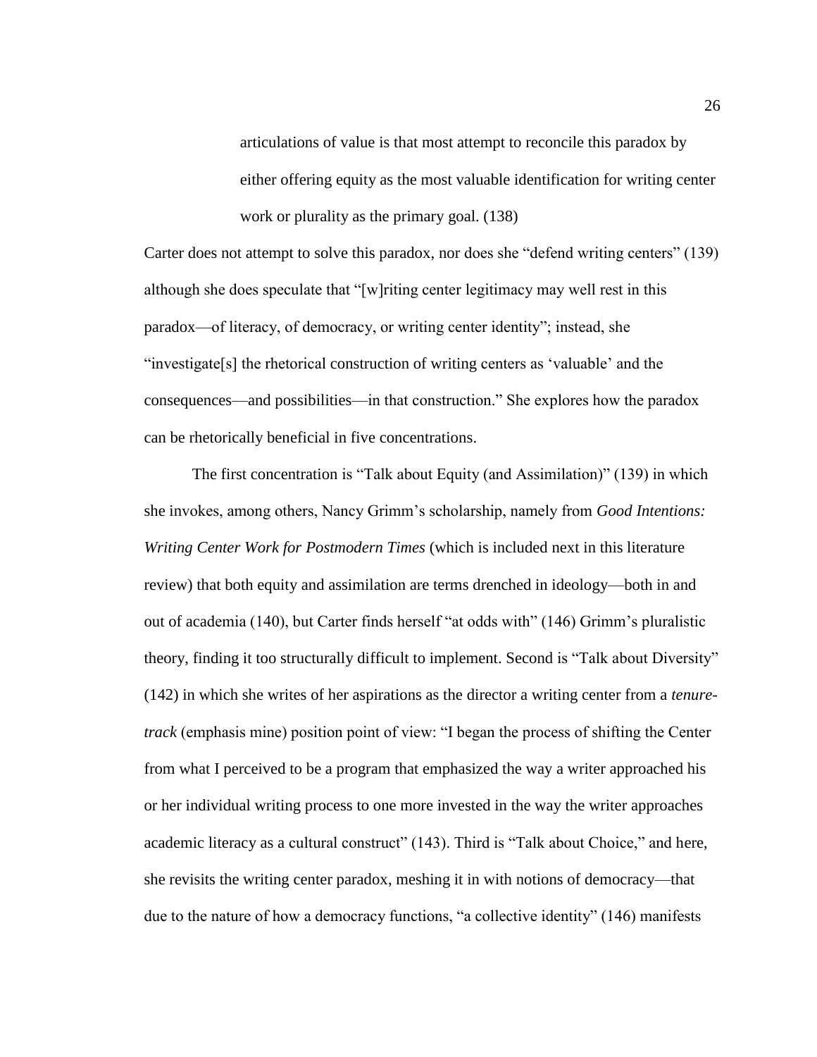> articulations of value is that most attempt to reconcile this paradox by either offering equity as the most valuable identification for writing center work or plurality as the primary goal. (138)

Carter does not attempt to solve this paradox, nor does she "defend writing centers" (139) although she does speculate that "[w]riting center legitimacy may well rest in this paradox—of literacy, of democracy, or writing center identity"; instead, she "investigate[s] the rhetorical construction of writing centers as 'valuable' and the consequences—and possibilities—in that construction." She explores how the paradox can be rhetorically beneficial in five concentrations.

The first concentration is "Talk about Equity (and Assimilation)" (139) in which she invokes, among others, Nancy Grimm's scholarship, namely from *Good Intentions: Writing Center Work for Postmodern Times* (which is included next in this literature review) that both equity and assimilation are terms drenched in ideology—both in and out of academia (140), but Carter finds herself "at odds with" (146) Grimm's pluralistic theory, finding it too structurally difficult to implement. Second is "Talk about Diversity" (142) in which she writes of her aspirations as the director a writing center from a *tenure-track* (emphasis mine) position point of view: "I began the process of shifting the Center from what I perceived to be a program that emphasized the way a writer approached his or her individual writing process to one more invested in the way the writer approaches academic literacy as a cultural construct" (143). Third is "Talk about Choice," and here, she revisits the writing center paradox, meshing it in with notions of democracy—that due to the nature of how a democracy functions, "a collective identity" (146) manifests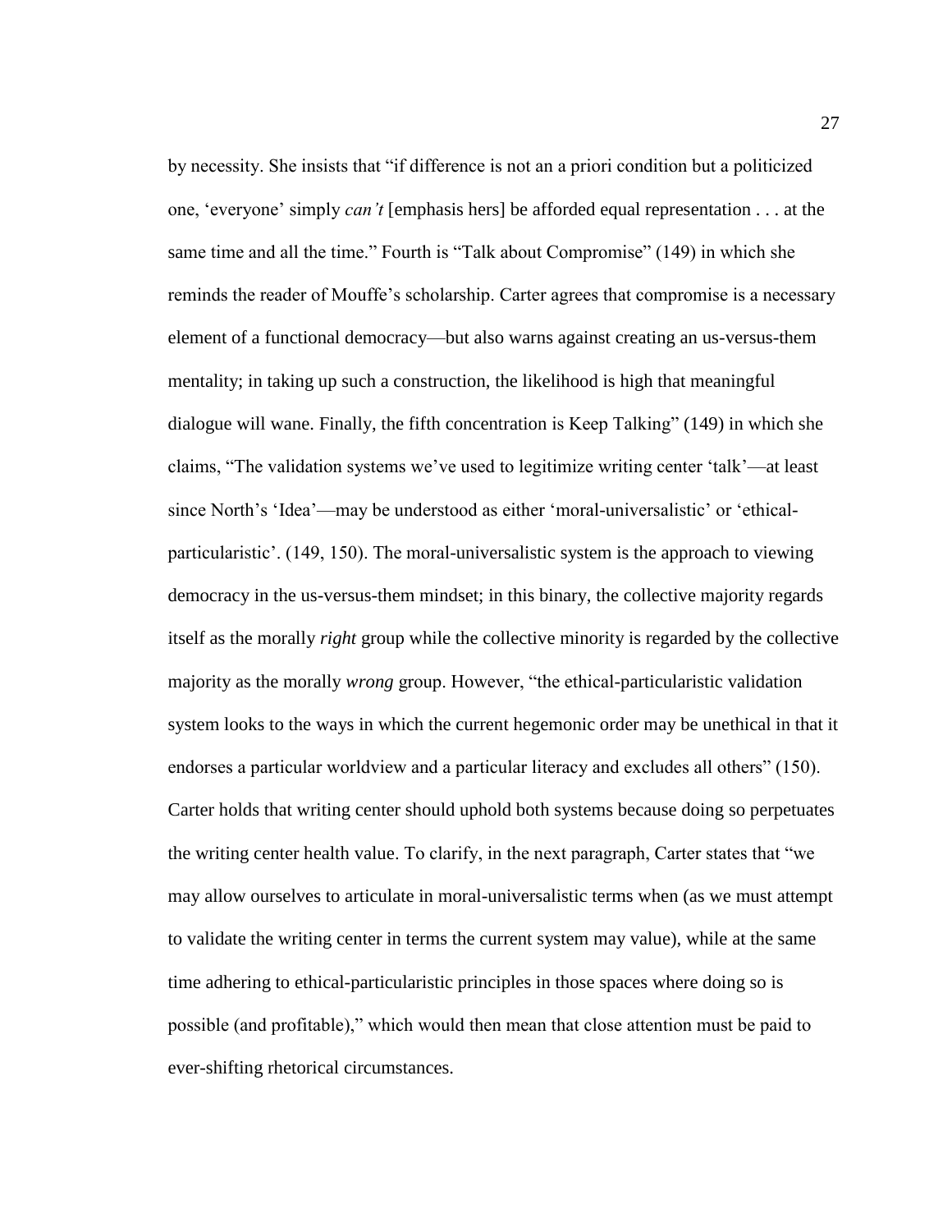by necessity. She insists that "if difference is not an a priori condition but a politicized one, 'everyone' simply *can't* [emphasis hers] be afforded equal representation . . . at the same time and all the time." Fourth is "Talk about Compromise" (149) in which she reminds the reader of Mouffe's scholarship. Carter agrees that compromise is a necessary element of a functional democracy—but also warns against creating an us-versus-them mentality; in taking up such a construction, the likelihood is high that meaningful dialogue will wane. Finally, the fifth concentration is Keep Talking" (149) in which she claims, "The validation systems we've used to legitimize writing center 'talk'—at least since North's 'Idea'—may be understood as either 'moral-universalistic' or 'ethical-particularistic'. (149, 150). The moral-universalistic system is the approach to viewing democracy in the us-versus-them mindset; in this binary, the collective majority regards itself as the morally *right* group while the collective minority is regarded by the collective majority as the morally *wrong* group. However, "the ethical-particularistic validation system looks to the ways in which the current hegemonic order may be unethical in that it endorses a particular worldview and a particular literacy and excludes all others" (150). Carter holds that writing center should uphold both systems because doing so perpetuates the writing center health value. To clarify, in the next paragraph, Carter states that "we may allow ourselves to articulate in moral-universalistic terms when (as we must attempt to validate the writing center in terms the current system may value), while at the same time adhering to ethical-particularistic principles in those spaces where doing so is possible (and profitable)," which would then mean that close attention must be paid to ever-shifting rhetorical circumstances.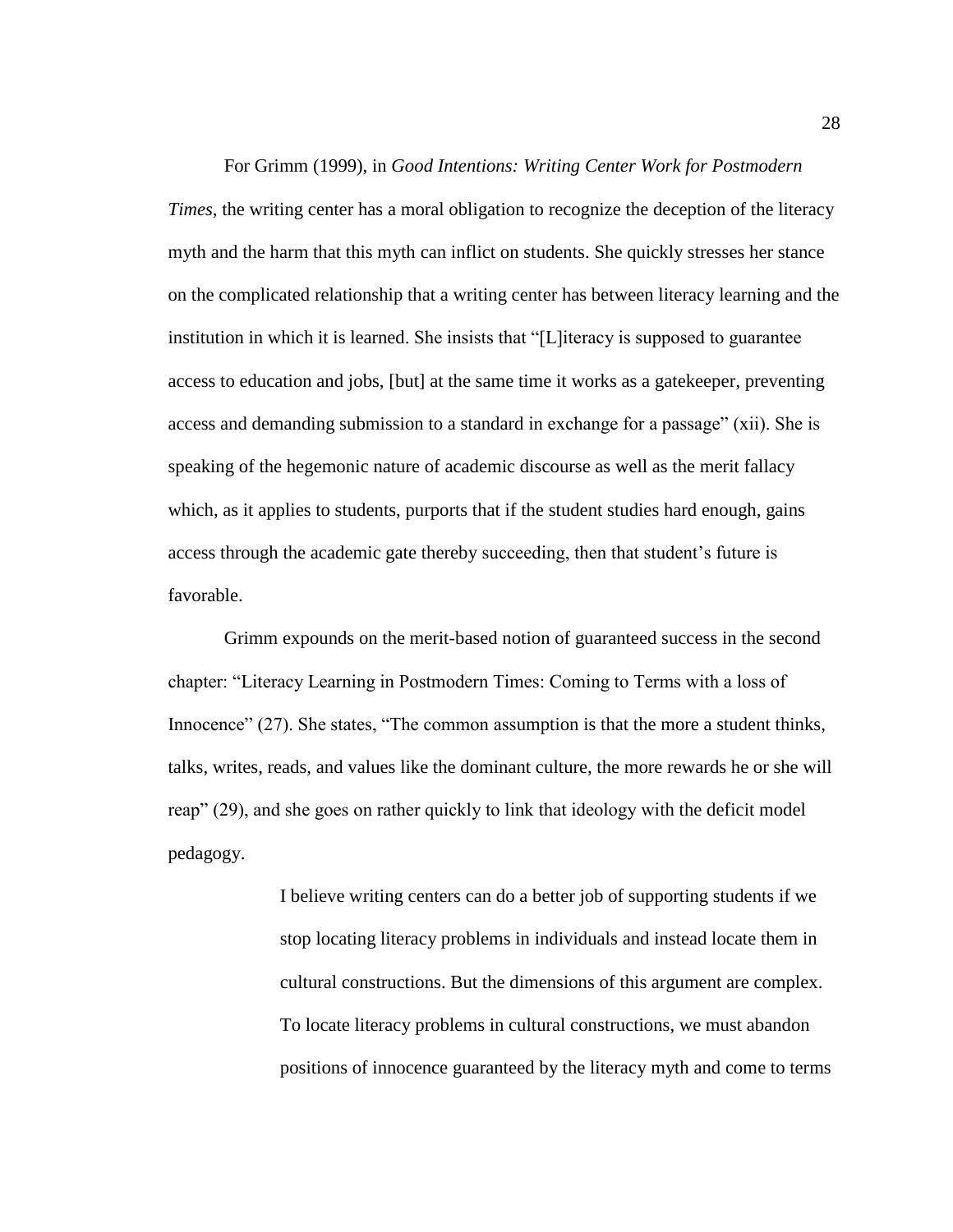For Grimm (1999), in *Good Intentions: Writing Center Work for Postmodern Times*, the writing center has a moral obligation to recognize the deception of the literacy myth and the harm that this myth can inflict on students. She quickly stresses her stance on the complicated relationship that a writing center has between literacy learning and the institution in which it is learned. She insists that "[L]iteracy is supposed to guarantee access to education and jobs, [but] at the same time it works as a gatekeeper, preventing access and demanding submission to a standard in exchange for a passage" (xii). She is speaking of the hegemonic nature of academic discourse as well as the merit fallacy which, as it applies to students, purports that if the student studies hard enough, gains access through the academic gate thereby succeeding, then that student's future is favorable.

Grimm expounds on the merit-based notion of guaranteed success in the second chapter: "Literacy Learning in Postmodern Times: Coming to Terms with a loss of Innocence" (27). She states, "The common assumption is that the more a student thinks, talks, writes, reads, and values like the dominant culture, the more rewards he or she will reap" (29), and she goes on rather quickly to link that ideology with the deficit model pedagogy.

> I believe writing centers can do a better job of supporting students if we stop locating literacy problems in individuals and instead locate them in cultural constructions. But the dimensions of this argument are complex. To locate literacy problems in cultural constructions, we must abandon positions of innocence guaranteed by the literacy myth and come to terms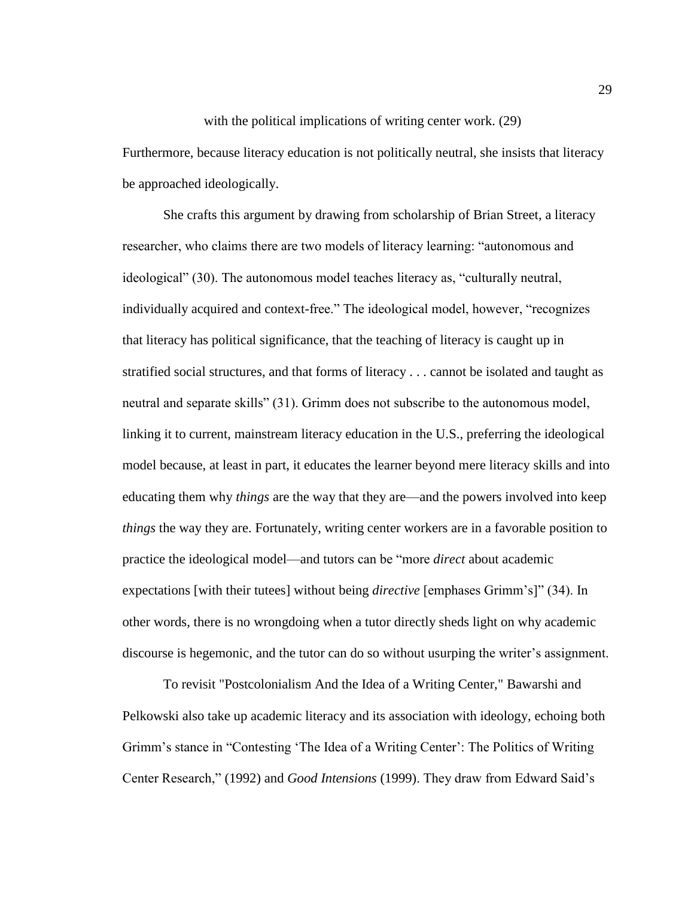with the political implications of writing center work. (29)

Furthermore, because literacy education is not politically neutral, she insists that literacy be approached ideologically.

She crafts this argument by drawing from scholarship of Brian Street, a literacy researcher, who claims there are two models of literacy learning: "autonomous and ideological" (30). The autonomous model teaches literacy as, "culturally neutral, individually acquired and context-free." The ideological model, however, "recognizes that literacy has political significance, that the teaching of literacy is caught up in stratified social structures, and that forms of literacy . . . cannot be isolated and taught as neutral and separate skills" (31). Grimm does not subscribe to the autonomous model, linking it to current, mainstream literacy education in the U.S., preferring the ideological model because, at least in part, it educates the learner beyond mere literacy skills and into educating them why *things* are the way that they are—and the powers involved into keep *things* the way they are. Fortunately, writing center workers are in a favorable position to practice the ideological model—and tutors can be "more *direct* about academic expectations [with their tutees] without being *directive* [emphases Grimm's]" (34). In other words, there is no wrongdoing when a tutor directly sheds light on why academic discourse is hegemonic, and the tutor can do so without usurping the writer's assignment.

To revisit "Postcolonialism And the Idea of a Writing Center," Bawarshi and Pelkowski also take up academic literacy and its association with ideology, echoing both Grimm's stance in "Contesting 'The Idea of a Writing Center': The Politics of Writing Center Research," (1992) and *Good Intensions* (1999). They draw from Edward Said's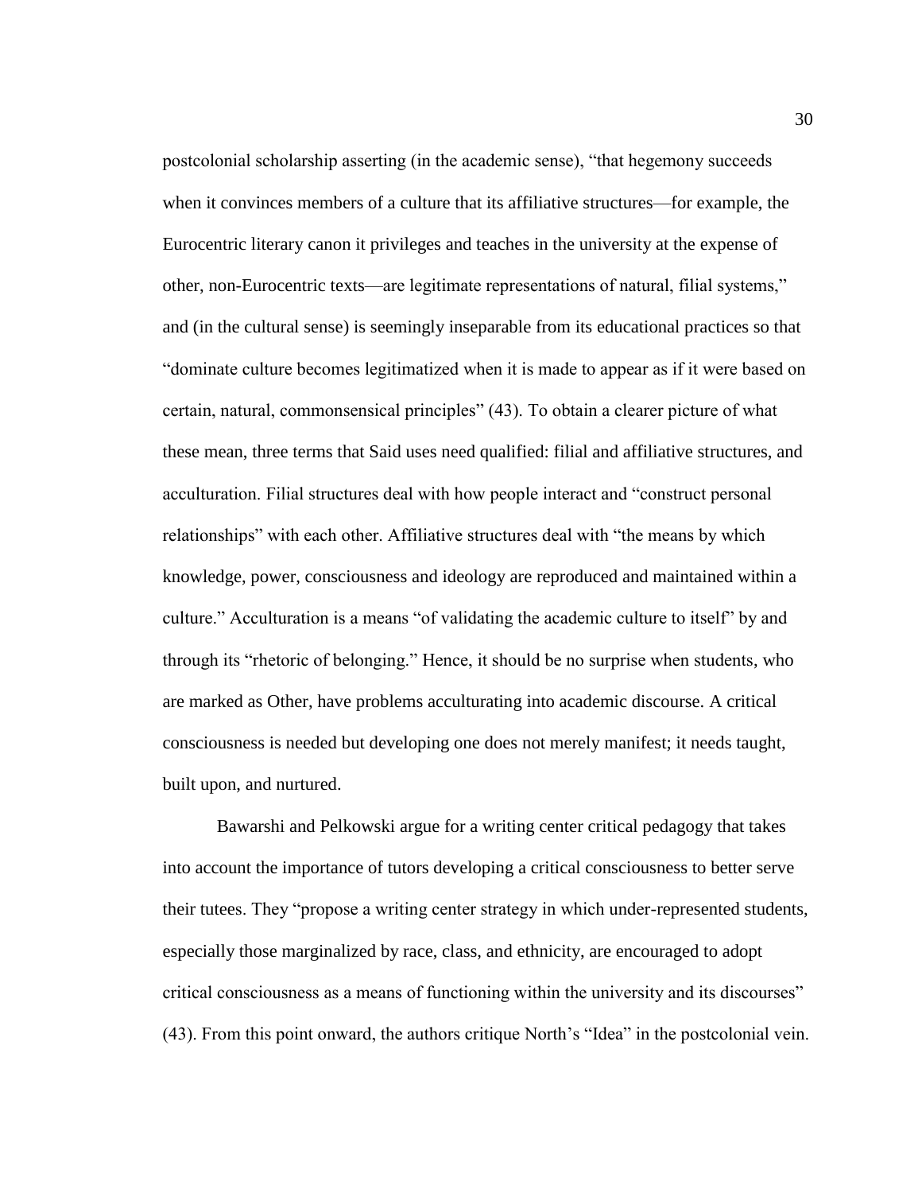postcolonial scholarship asserting (in the academic sense), "that hegemony succeeds when it convinces members of a culture that its affiliative structures—for example, the Eurocentric literary canon it privileges and teaches in the university at the expense of other, non-Eurocentric texts—are legitimate representations of natural, filial systems," and (in the cultural sense) is seemingly inseparable from its educational practices so that "dominate culture becomes legitimatized when it is made to appear as if it were based on certain, natural, commonsensical principles" (43). To obtain a clearer picture of what these mean, three terms that Said uses need qualified: filial and affiliative structures, and acculturation. Filial structures deal with how people interact and "construct personal relationships" with each other. Affiliative structures deal with "the means by which knowledge, power, consciousness and ideology are reproduced and maintained within a culture." Acculturation is a means "of validating the academic culture to itself" by and through its "rhetoric of belonging." Hence, it should be no surprise when students, who are marked as Other, have problems acculturating into academic discourse. A critical consciousness is needed but developing one does not merely manifest; it needs taught, built upon, and nurtured.

Bawarshi and Pelkowski argue for a writing center critical pedagogy that takes into account the importance of tutors developing a critical consciousness to better serve their tutees. They "propose a writing center strategy in which under-represented students, especially those marginalized by race, class, and ethnicity, are encouraged to adopt critical consciousness as a means of functioning within the university and its discourses" (43). From this point onward, the authors critique North's "Idea" in the postcolonial vein.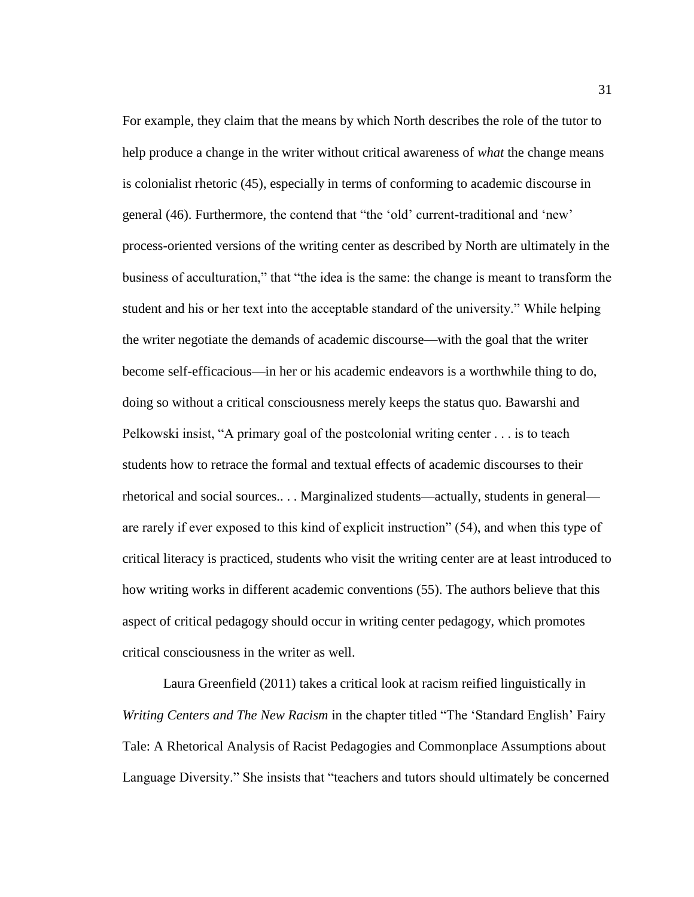For example, they claim that the means by which North describes the role of the tutor to help produce a change in the writer without critical awareness of *what* the change means is colonialist rhetoric (45), especially in terms of conforming to academic discourse in general (46). Furthermore, the contend that "the 'old' current-traditional and 'new' process-oriented versions of the writing center as described by North are ultimately in the business of acculturation," that "the idea is the same: the change is meant to transform the student and his or her text into the acceptable standard of the university." While helping the writer negotiate the demands of academic discourse—with the goal that the writer become self-efficacious—in her or his academic endeavors is a worthwhile thing to do, doing so without a critical consciousness merely keeps the status quo. Bawarshi and Pelkowski insist, "A primary goal of the postcolonial writing center . . . is to teach students how to retrace the formal and textual effects of academic discourses to their rhetorical and social sources.. . . Marginalized students—actually, students in general—are rarely if ever exposed to this kind of explicit instruction" (54), and when this type of critical literacy is practiced, students who visit the writing center are at least introduced to how writing works in different academic conventions (55). The authors believe that this aspect of critical pedagogy should occur in writing center pedagogy, which promotes critical consciousness in the writer as well.

Laura Greenfield (2011) takes a critical look at racism reified linguistically in *Writing Centers and The New Racism* in the chapter titled "The 'Standard English' Fairy Tale: A Rhetorical Analysis of Racist Pedagogies and Commonplace Assumptions about Language Diversity." She insists that "teachers and tutors should ultimately be concerned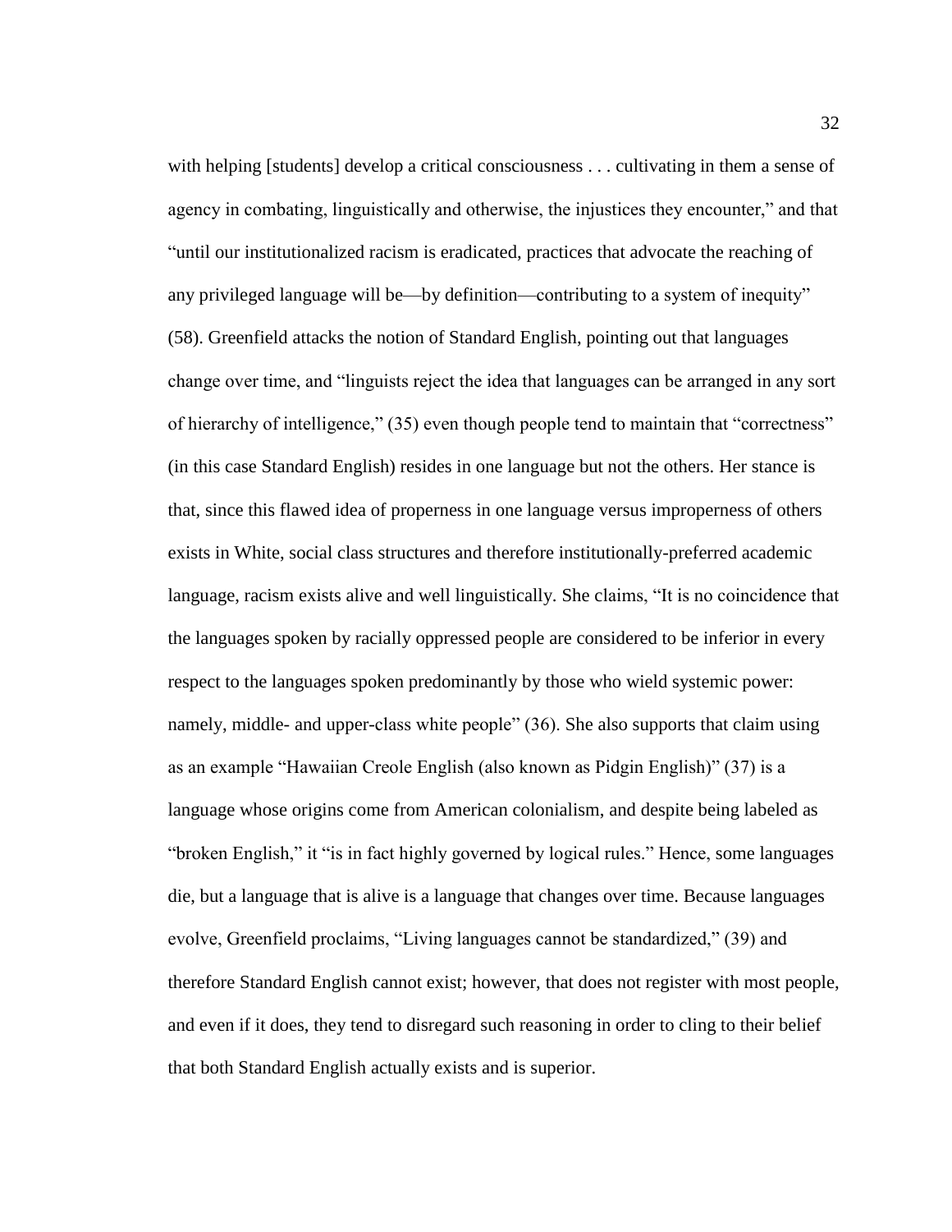with helping [students] develop a critical consciousness . . . cultivating in them a sense of agency in combating, linguistically and otherwise, the injustices they encounter," and that "until our institutionalized racism is eradicated, practices that advocate the reaching of any privileged language will be—by definition—contributing to a system of inequity" (58). Greenfield attacks the notion of Standard English, pointing out that languages change over time, and "linguists reject the idea that languages can be arranged in any sort of hierarchy of intelligence," (35) even though people tend to maintain that "correctness" (in this case Standard English) resides in one language but not the others. Her stance is that, since this flawed idea of properness in one language versus improperness of others exists in White, social class structures and therefore institutionally-preferred academic language, racism exists alive and well linguistically. She claims, "It is no coincidence that the languages spoken by racially oppressed people are considered to be inferior in every respect to the languages spoken predominantly by those who wield systemic power: namely, middle- and upper-class white people" (36). She also supports that claim using as an example "Hawaiian Creole English (also known as Pidgin English)" (37) is a language whose origins come from American colonialism, and despite being labeled as "broken English," it "is in fact highly governed by logical rules." Hence, some languages die, but a language that is alive is a language that changes over time. Because languages evolve, Greenfield proclaims, "Living languages cannot be standardized," (39) and therefore Standard English cannot exist; however, that does not register with most people, and even if it does, they tend to disregard such reasoning in order to cling to their belief that both Standard English actually exists and is superior.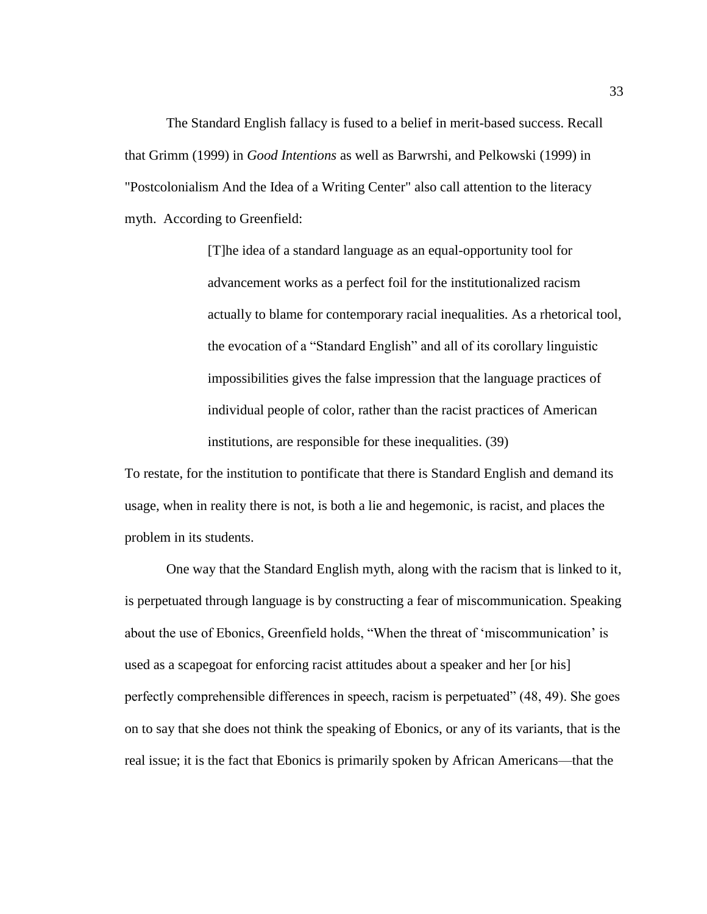The Standard English fallacy is fused to a belief in merit-based success. Recall that Grimm (1999) in *Good Intentions* as well as Barwrshi, and Pelkowski (1999) in "Postcolonialism And the Idea of a Writing Center" also call attention to the literacy myth. According to Greenfield:

> [T]he idea of a standard language as an equal-opportunity tool for advancement works as a perfect foil for the institutionalized racism actually to blame for contemporary racial inequalities. As a rhetorical tool, the evocation of a "Standard English" and all of its corollary linguistic impossibilities gives the false impression that the language practices of individual people of color, rather than the racist practices of American institutions, are responsible for these inequalities. (39)

To restate, for the institution to pontificate that there is Standard English and demand its usage, when in reality there is not, is both a lie and hegemonic, is racist, and places the problem in its students.

One way that the Standard English myth, along with the racism that is linked to it, is perpetuated through language is by constructing a fear of miscommunication. Speaking about the use of Ebonics, Greenfield holds, "When the threat of 'miscommunication' is used as a scapegoat for enforcing racist attitudes about a speaker and her [or his] perfectly comprehensible differences in speech, racism is perpetuated" (48, 49). She goes on to say that she does not think the speaking of Ebonics, or any of its variants, that is the real issue; it is the fact that Ebonics is primarily spoken by African Americans—that the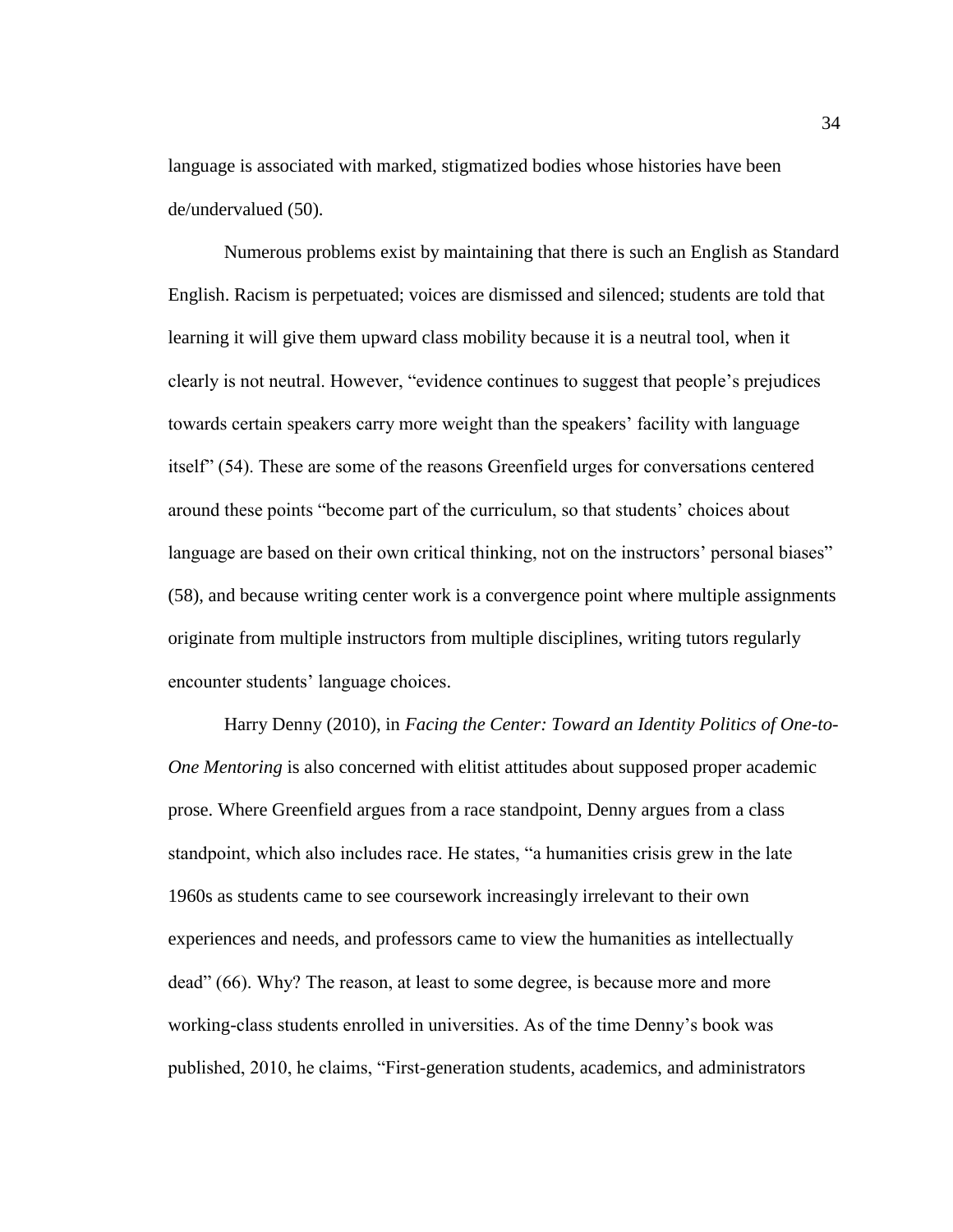language is associated with marked, stigmatized bodies whose histories have been de/undervalued (50).

Numerous problems exist by maintaining that there is such an English as Standard English. Racism is perpetuated; voices are dismissed and silenced; students are told that learning it will give them upward class mobility because it is a neutral tool, when it clearly is not neutral. However, “evidence continues to suggest that people’s prejudices towards certain speakers carry more weight than the speakers’ facility with language itself” (54). These are some of the reasons Greenfield urges for conversations centered around these points “become part of the curriculum, so that students’ choices about language are based on their own critical thinking, not on the instructors’ personal biases” (58), and because writing center work is a convergence point where multiple assignments originate from multiple instructors from multiple disciplines, writing tutors regularly encounter students’ language choices.

Harry Denny (2010), in *Facing the Center: Toward an Identity Politics of One-to-One Mentoring* is also concerned with elitist attitudes about supposed proper academic prose. Where Greenfield argues from a race standpoint, Denny argues from a class standpoint, which also includes race. He states, “a humanities crisis grew in the late 1960s as students came to see coursework increasingly irrelevant to their own experiences and needs, and professors came to view the humanities as intellectually dead” (66). Why? The reason, at least to some degree, is because more and more working-class students enrolled in universities. As of the time Denny’s book was published, 2010, he claims, “First-generation students, academics, and administrators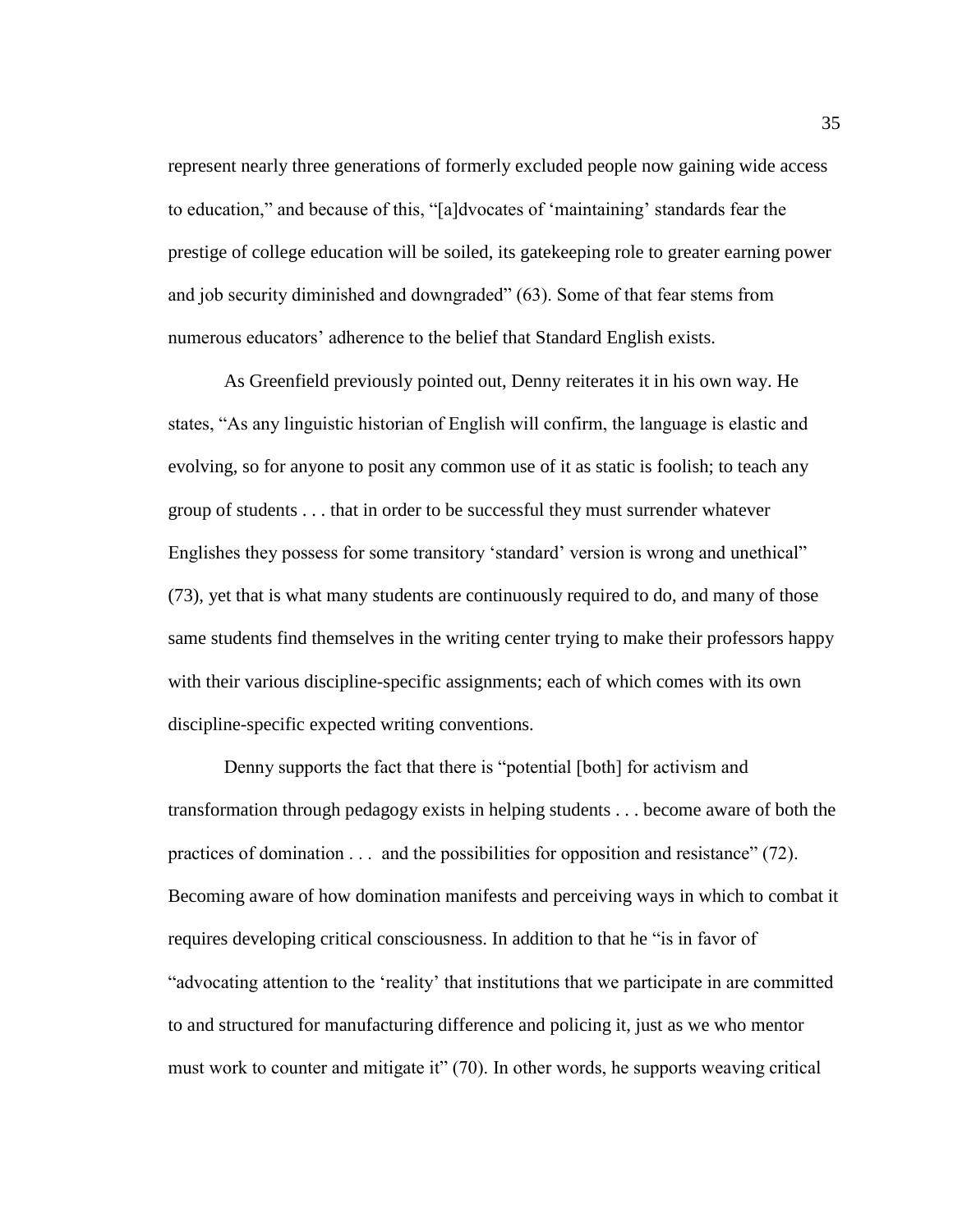represent nearly three generations of formerly excluded people now gaining wide access to education," and because of this, "[a]dvocates of 'maintaining' standards fear the prestige of college education will be soiled, its gatekeeping role to greater earning power and job security diminished and downgraded" (63). Some of that fear stems from numerous educators' adherence to the belief that Standard English exists.

As Greenfield previously pointed out, Denny reiterates it in his own way. He states, "As any linguistic historian of English will confirm, the language is elastic and evolving, so for anyone to posit any common use of it as static is foolish; to teach any group of students . . . that in order to be successful they must surrender whatever Englishes they possess for some transitory 'standard' version is wrong and unethical" (73), yet that is what many students are continuously required to do, and many of those same students find themselves in the writing center trying to make their professors happy with their various discipline-specific assignments; each of which comes with its own discipline-specific expected writing conventions.

Denny supports the fact that there is "potential [both] for activism and transformation through pedagogy exists in helping students . . . become aware of both the practices of domination . . . and the possibilities for opposition and resistance" (72). Becoming aware of how domination manifests and perceiving ways in which to combat it requires developing critical consciousness. In addition to that he "is in favor of "advocating attention to the 'reality' that institutions that we participate in are committed to and structured for manufacturing difference and policing it, just as we who mentor must work to counter and mitigate it" (70). In other words, he supports weaving critical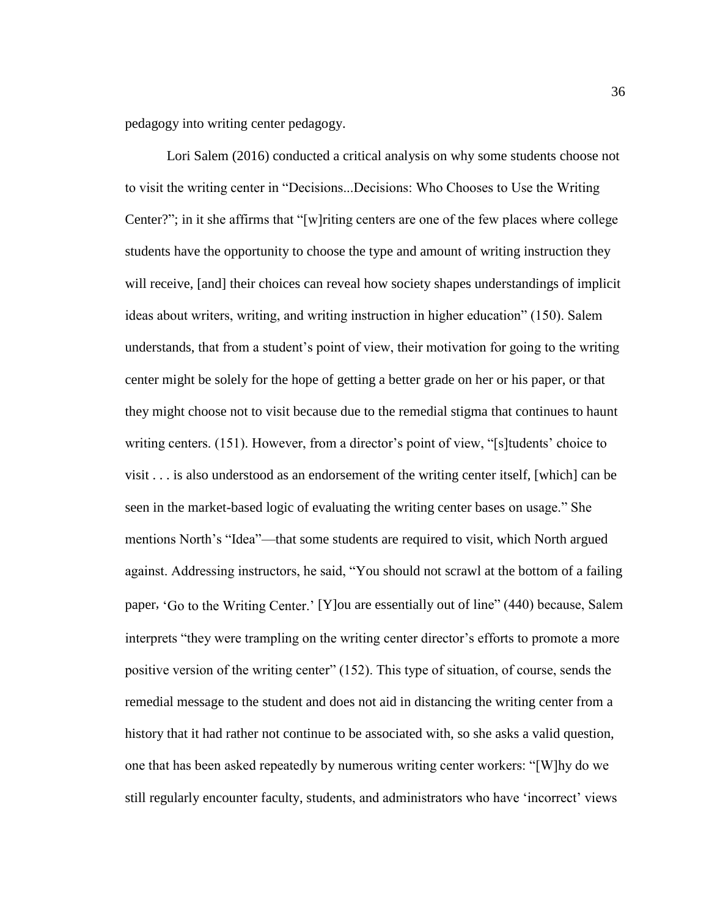pedagogy into writing center pedagogy.

Lori Salem (2016) conducted a critical analysis on why some students choose not to visit the writing center in "Decisions...Decisions: Who Chooses to Use the Writing Center?"; in it she affirms that "[w]riting centers are one of the few places where college students have the opportunity to choose the type and amount of writing instruction they will receive, [and] their choices can reveal how society shapes understandings of implicit ideas about writers, writing, and writing instruction in higher education" (150). Salem understands, that from a student's point of view, their motivation for going to the writing center might be solely for the hope of getting a better grade on her or his paper, or that they might choose not to visit because due to the remedial stigma that continues to haunt writing centers. (151). However, from a director's point of view, "[s]tudents' choice to visit . . . is also understood as an endorsement of the writing center itself, [which] can be seen in the market-based logic of evaluating the writing center bases on usage." She mentions North's "Idea"—that some students are required to visit, which North argued against. Addressing instructors, he said, "You should not scrawl at the bottom of a failing paper, 'Go to the Writing Center.' [Y]ou are essentially out of line" (440) because, Salem interprets "they were trampling on the writing center director's efforts to promote a more positive version of the writing center" (152). This type of situation, of course, sends the remedial message to the student and does not aid in distancing the writing center from a history that it had rather not continue to be associated with, so she asks a valid question, one that has been asked repeatedly by numerous writing center workers: "[W]hy do we still regularly encounter faculty, students, and administrators who have 'incorrect' views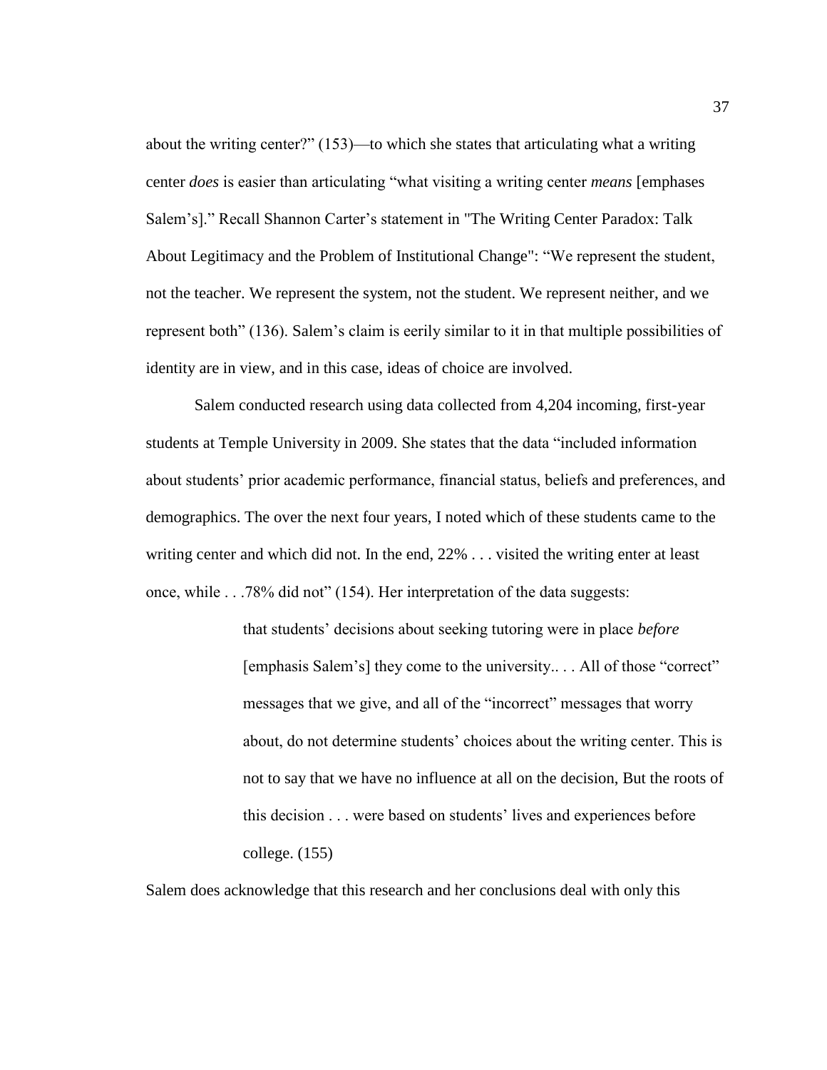about the writing center?" (153)—to which she states that articulating what a writing center *does* is easier than articulating "what visiting a writing center *means* [emphases Salem's]." Recall Shannon Carter's statement in "The Writing Center Paradox: Talk About Legitimacy and the Problem of Institutional Change": "We represent the student, not the teacher. We represent the system, not the student. We represent neither, and we represent both" (136). Salem's claim is eerily similar to it in that multiple possibilities of identity are in view, and in this case, ideas of choice are involved.

Salem conducted research using data collected from 4,204 incoming, first-year students at Temple University in 2009. She states that the data "included information about students' prior academic performance, financial status, beliefs and preferences, and demographics. The over the next four years, I noted which of these students came to the writing center and which did not. In the end, 22% . . . visited the writing enter at least once, while . . .78% did not" (154). Her interpretation of the data suggests:

> that students' decisions about seeking tutoring were in place *before* [emphasis Salem's] they come to the university.. . . All of those "correct" messages that we give, and all of the "incorrect" messages that worry about, do not determine students' choices about the writing center. This is not to say that we have no influence at all on the decision, But the roots of this decision . . . were based on students' lives and experiences before college. (155)

Salem does acknowledge that this research and her conclusions deal with only this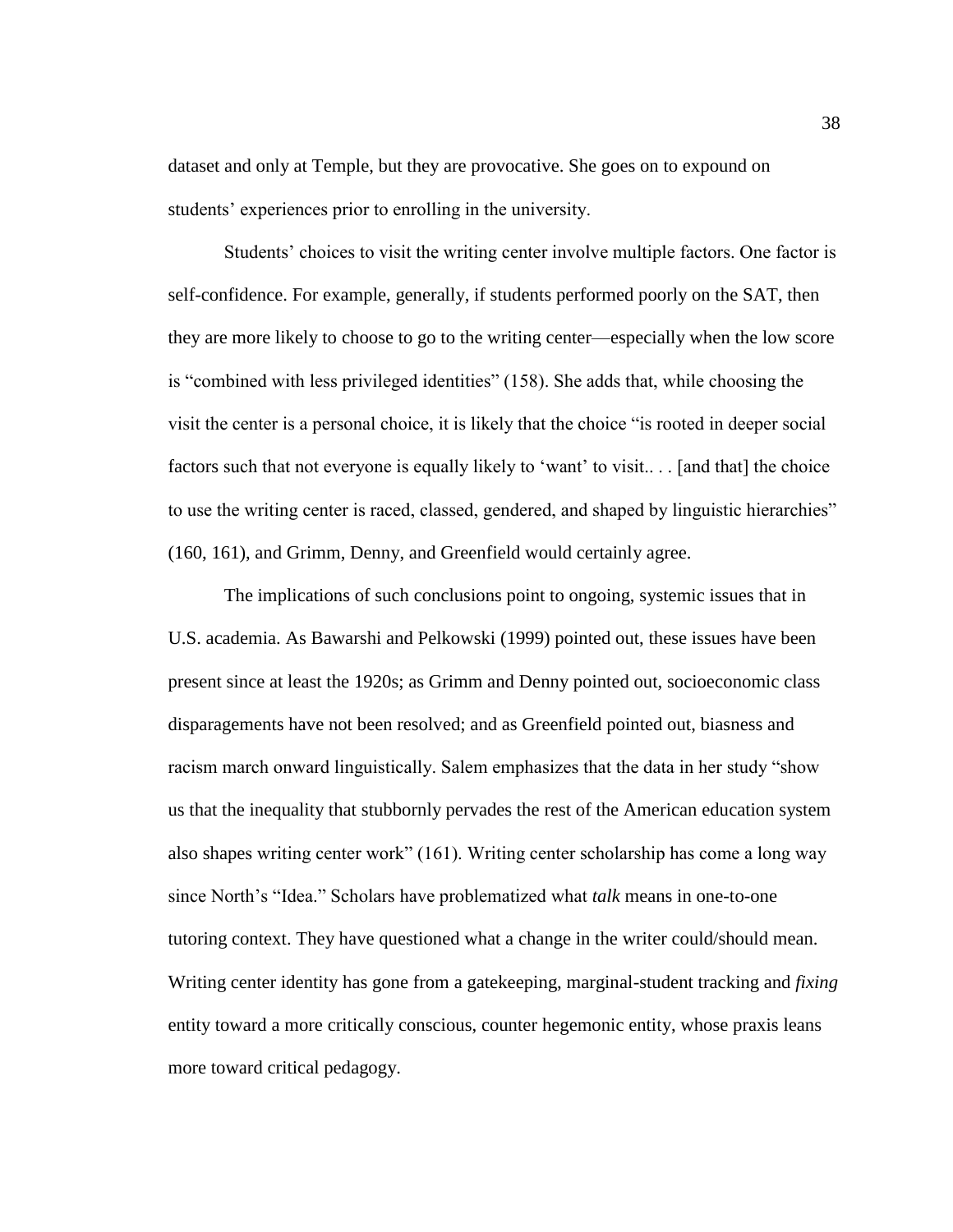dataset and only at Temple, but they are provocative. She goes on to expound on students' experiences prior to enrolling in the university.

Students' choices to visit the writing center involve multiple factors. One factor is self-confidence. For example, generally, if students performed poorly on the SAT, then they are more likely to choose to go to the writing center—especially when the low score is "combined with less privileged identities" (158). She adds that, while choosing the visit the center is a personal choice, it is likely that the choice "is rooted in deeper social factors such that not everyone is equally likely to 'want' to visit.. . . [and that] the choice to use the writing center is raced, classed, gendered, and shaped by linguistic hierarchies" (160, 161), and Grimm, Denny, and Greenfield would certainly agree.

The implications of such conclusions point to ongoing, systemic issues that in U.S. academia. As Bawarshi and Pelkowski (1999) pointed out, these issues have been present since at least the 1920s; as Grimm and Denny pointed out, socioeconomic class disparagements have not been resolved; and as Greenfield pointed out, biasness and racism march onward linguistically. Salem emphasizes that the data in her study "show us that the inequality that stubbornly pervades the rest of the American education system also shapes writing center work" (161). Writing center scholarship has come a long way since North's "Idea." Scholars have problematized what *talk* means in one-to-one tutoring context. They have questioned what a change in the writer could/should mean. Writing center identity has gone from a gatekeeping, marginal-student tracking and *fixing* entity toward a more critically conscious, counter hegemonic entity, whose praxis leans more toward critical pedagogy.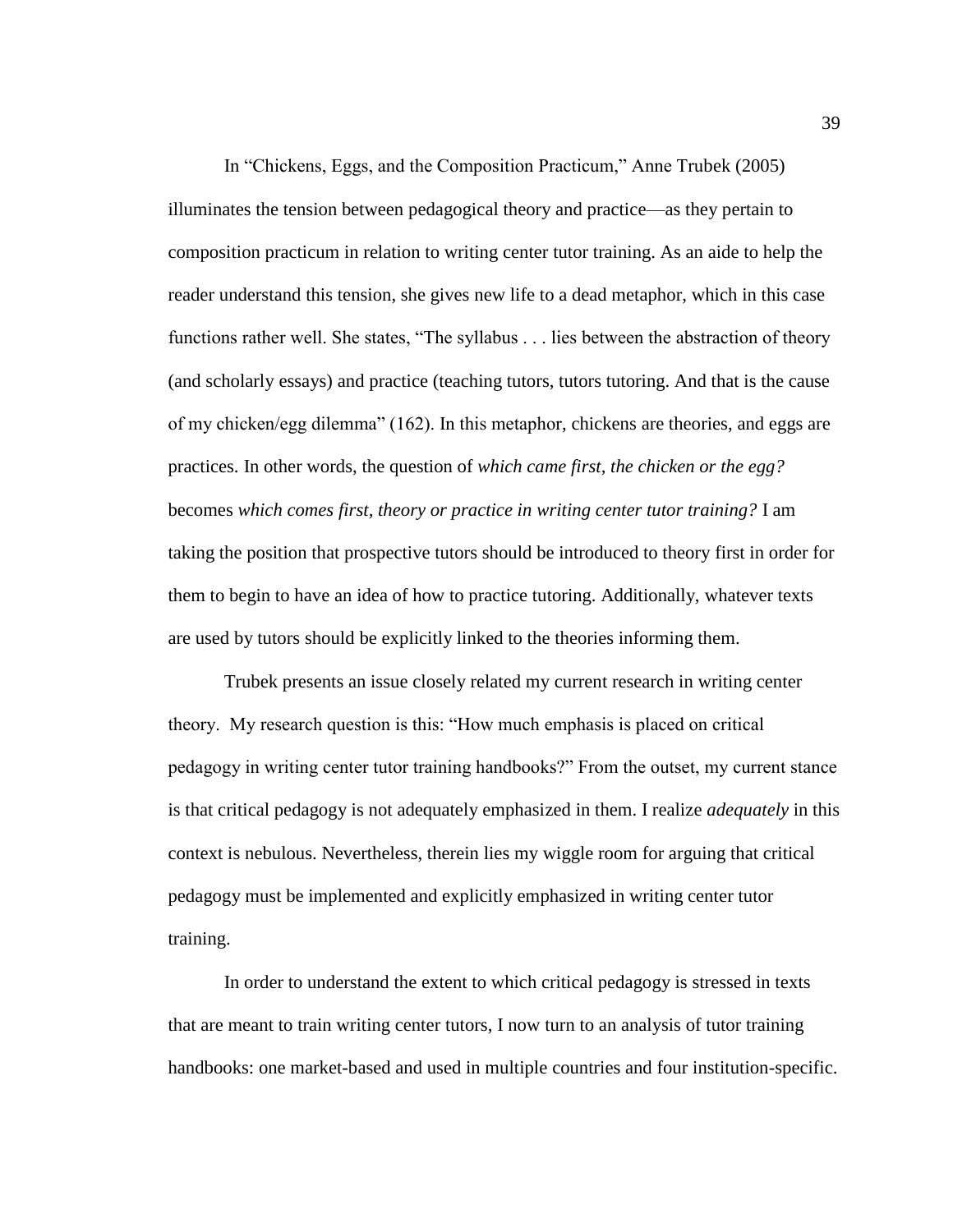In "Chickens, Eggs, and the Composition Practicum," Anne Trubek (2005) illuminates the tension between pedagogical theory and practice—as they pertain to composition practicum in relation to writing center tutor training. As an aide to help the reader understand this tension, she gives new life to a dead metaphor, which in this case functions rather well. She states, "The syllabus . . . lies between the abstraction of theory (and scholarly essays) and practice (teaching tutors, tutors tutoring. And that is the cause of my chicken/egg dilemma" (162). In this metaphor, chickens are theories, and eggs are practices. In other words, the question of *which came first, the chicken or the egg?* becomes *which comes first, theory or practice in writing center tutor training?* I am taking the position that prospective tutors should be introduced to theory first in order for them to begin to have an idea of how to practice tutoring. Additionally, whatever texts are used by tutors should be explicitly linked to the theories informing them.

Trubek presents an issue closely related my current research in writing center theory. My research question is this: "How much emphasis is placed on critical pedagogy in writing center tutor training handbooks?" From the outset, my current stance is that critical pedagogy is not adequately emphasized in them. I realize *adequately* in this context is nebulous. Nevertheless, therein lies my wiggle room for arguing that critical pedagogy must be implemented and explicitly emphasized in writing center tutor training.

In order to understand the extent to which critical pedagogy is stressed in texts that are meant to train writing center tutors, I now turn to an analysis of tutor training handbooks: one market-based and used in multiple countries and four institution-specific.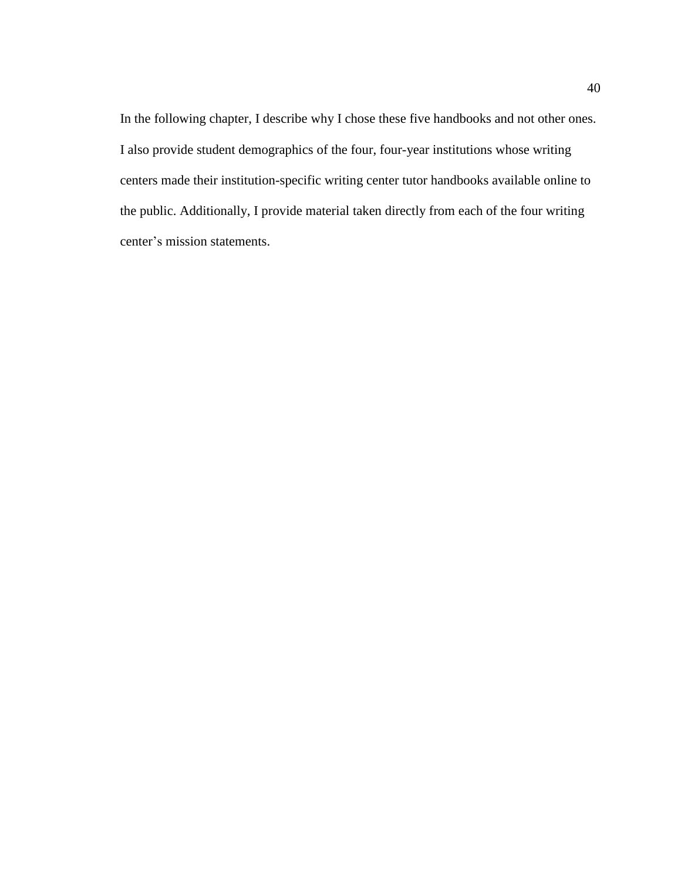In the following chapter, I describe why I chose these five handbooks and not other ones. I also provide student demographics of the four, four-year institutions whose writing centers made their institution-specific writing center tutor handbooks available online to the public. Additionally, I provide material taken directly from each of the four writing center’s mission statements.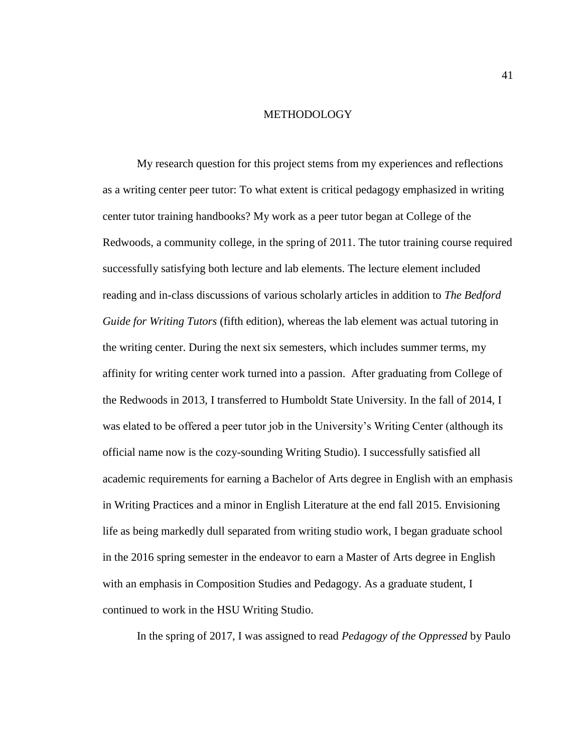# METHODOLOGY

My research question for this project stems from my experiences and reflections as a writing center peer tutor: To what extent is critical pedagogy emphasized in writing center tutor training handbooks? My work as a peer tutor began at College of the Redwoods, a community college, in the spring of 2011. The tutor training course required successfully satisfying both lecture and lab elements. The lecture element included reading and in-class discussions of various scholarly articles in addition to *The Bedford Guide for Writing Tutors* (fifth edition), whereas the lab element was actual tutoring in the writing center. During the next six semesters, which includes summer terms, my affinity for writing center work turned into a passion. After graduating from College of the Redwoods in 2013, I transferred to Humboldt State University. In the fall of 2014, I was elated to be offered a peer tutor job in the University's Writing Center (although its official name now is the cozy-sounding Writing Studio). I successfully satisfied all academic requirements for earning a Bachelor of Arts degree in English with an emphasis in Writing Practices and a minor in English Literature at the end fall 2015. Envisioning life as being markedly dull separated from writing studio work, I began graduate school in the 2016 spring semester in the endeavor to earn a Master of Arts degree in English with an emphasis in Composition Studies and Pedagogy. As a graduate student, I continued to work in the HSU Writing Studio.

In the spring of 2017, I was assigned to read *Pedagogy of the Oppressed* by Paulo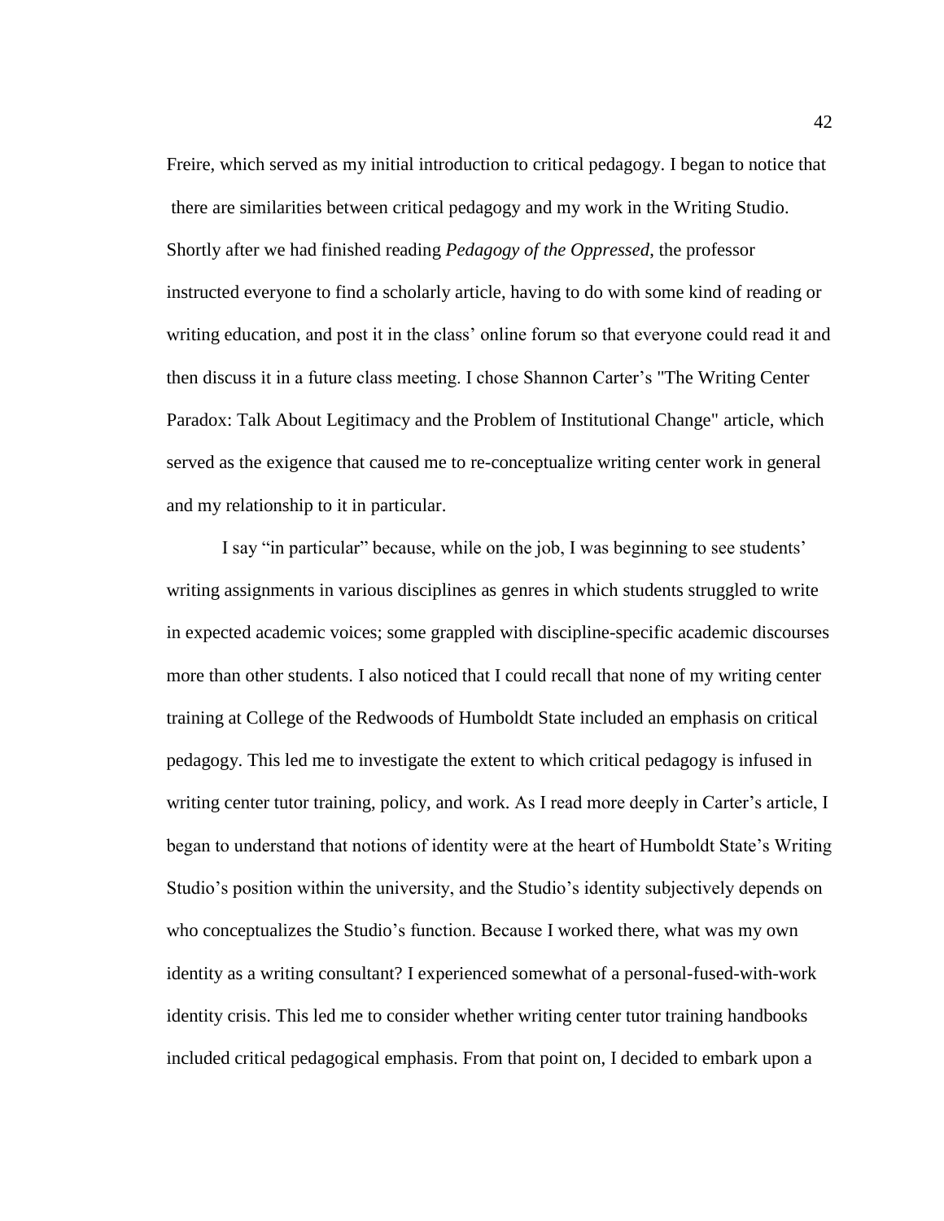Freire, which served as my initial introduction to critical pedagogy. I began to notice that there are similarities between critical pedagogy and my work in the Writing Studio. Shortly after we had finished reading *Pedagogy of the Oppressed*, the professor instructed everyone to find a scholarly article, having to do with some kind of reading or writing education, and post it in the class' online forum so that everyone could read it and then discuss it in a future class meeting. I chose Shannon Carter's "The Writing Center Paradox: Talk About Legitimacy and the Problem of Institutional Change" article, which served as the exigence that caused me to re-conceptualize writing center work in general and my relationship to it in particular.

I say "in particular" because, while on the job, I was beginning to see students' writing assignments in various disciplines as genres in which students struggled to write in expected academic voices; some grappled with discipline-specific academic discourses more than other students. I also noticed that I could recall that none of my writing center training at College of the Redwoods of Humboldt State included an emphasis on critical pedagogy. This led me to investigate the extent to which critical pedagogy is infused in writing center tutor training, policy, and work. As I read more deeply in Carter's article, I began to understand that notions of identity were at the heart of Humboldt State's Writing Studio's position within the university, and the Studio's identity subjectively depends on who conceptualizes the Studio's function. Because I worked there, what was my own identity as a writing consultant? I experienced somewhat of a personal-fused-with-work identity crisis. This led me to consider whether writing center tutor training handbooks included critical pedagogical emphasis. From that point on, I decided to embark upon a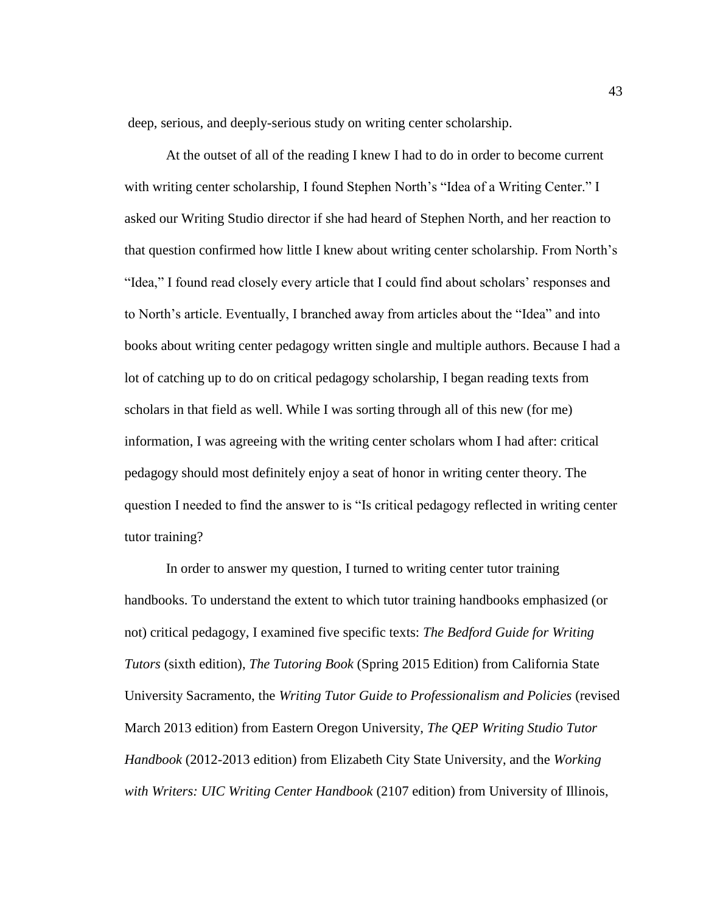deep, serious, and deeply-serious study on writing center scholarship.

At the outset of all of the reading I knew I had to do in order to become current with writing center scholarship, I found Stephen North's "Idea of a Writing Center." I asked our Writing Studio director if she had heard of Stephen North, and her reaction to that question confirmed how little I knew about writing center scholarship. From North's "Idea," I found read closely every article that I could find about scholars' responses and to North's article. Eventually, I branched away from articles about the "Idea" and into books about writing center pedagogy written single and multiple authors. Because I had a lot of catching up to do on critical pedagogy scholarship, I began reading texts from scholars in that field as well. While I was sorting through all of this new (for me) information, I was agreeing with the writing center scholars whom I had after: critical pedagogy should most definitely enjoy a seat of honor in writing center theory. The question I needed to find the answer to is "Is critical pedagogy reflected in writing center tutor training?

In order to answer my question, I turned to writing center tutor training handbooks. To understand the extent to which tutor training handbooks emphasized (or not) critical pedagogy, I examined five specific texts: *The Bedford Guide for Writing Tutors* (sixth edition), *The Tutoring Book* (Spring 2015 Edition) from California State University Sacramento, the *Writing Tutor Guide to Professionalism and Policies* (revised March 2013 edition) from Eastern Oregon University, *The QEP Writing Studio Tutor Handbook* (2012-2013 edition) from Elizabeth City State University, and the *Working with Writers: UIC Writing Center Handbook* (2107 edition) from University of Illinois,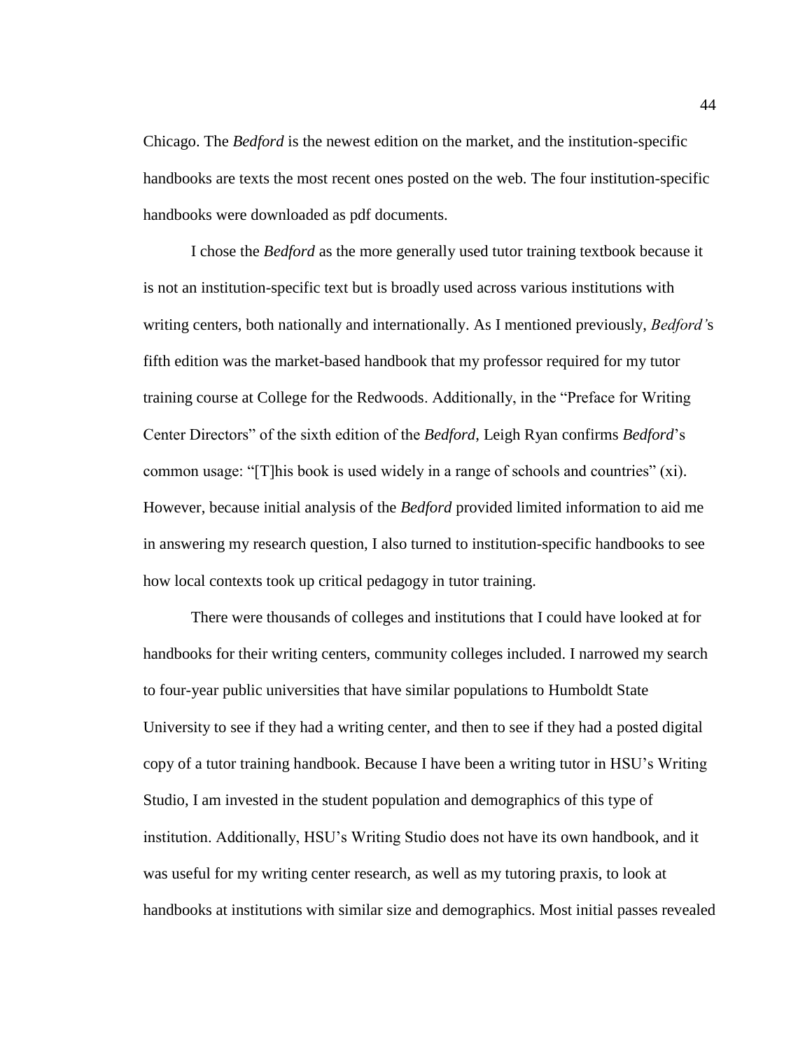Chicago. The *Bedford* is the newest edition on the market, and the institution-specific handbooks are texts the most recent ones posted on the web. The four institution-specific handbooks were downloaded as pdf documents.

I chose the *Bedford* as the more generally used tutor training textbook because it is not an institution-specific text but is broadly used across various institutions with writing centers, both nationally and internationally. As I mentioned previously, *Bedford'*s fifth edition was the market-based handbook that my professor required for my tutor training course at College for the Redwoods. Additionally, in the "Preface for Writing Center Directors" of the sixth edition of the *Bedford*, Leigh Ryan confirms *Bedford*'s common usage: "[T]his book is used widely in a range of schools and countries" (xi). However, because initial analysis of the *Bedford* provided limited information to aid me in answering my research question, I also turned to institution-specific handbooks to see how local contexts took up critical pedagogy in tutor training.

There were thousands of colleges and institutions that I could have looked at for handbooks for their writing centers, community colleges included. I narrowed my search to four-year public universities that have similar populations to Humboldt State University to see if they had a writing center, and then to see if they had a posted digital copy of a tutor training handbook. Because I have been a writing tutor in HSU's Writing Studio, I am invested in the student population and demographics of this type of institution. Additionally, HSU's Writing Studio does not have its own handbook, and it was useful for my writing center research, as well as my tutoring praxis, to look at handbooks at institutions with similar size and demographics. Most initial passes revealed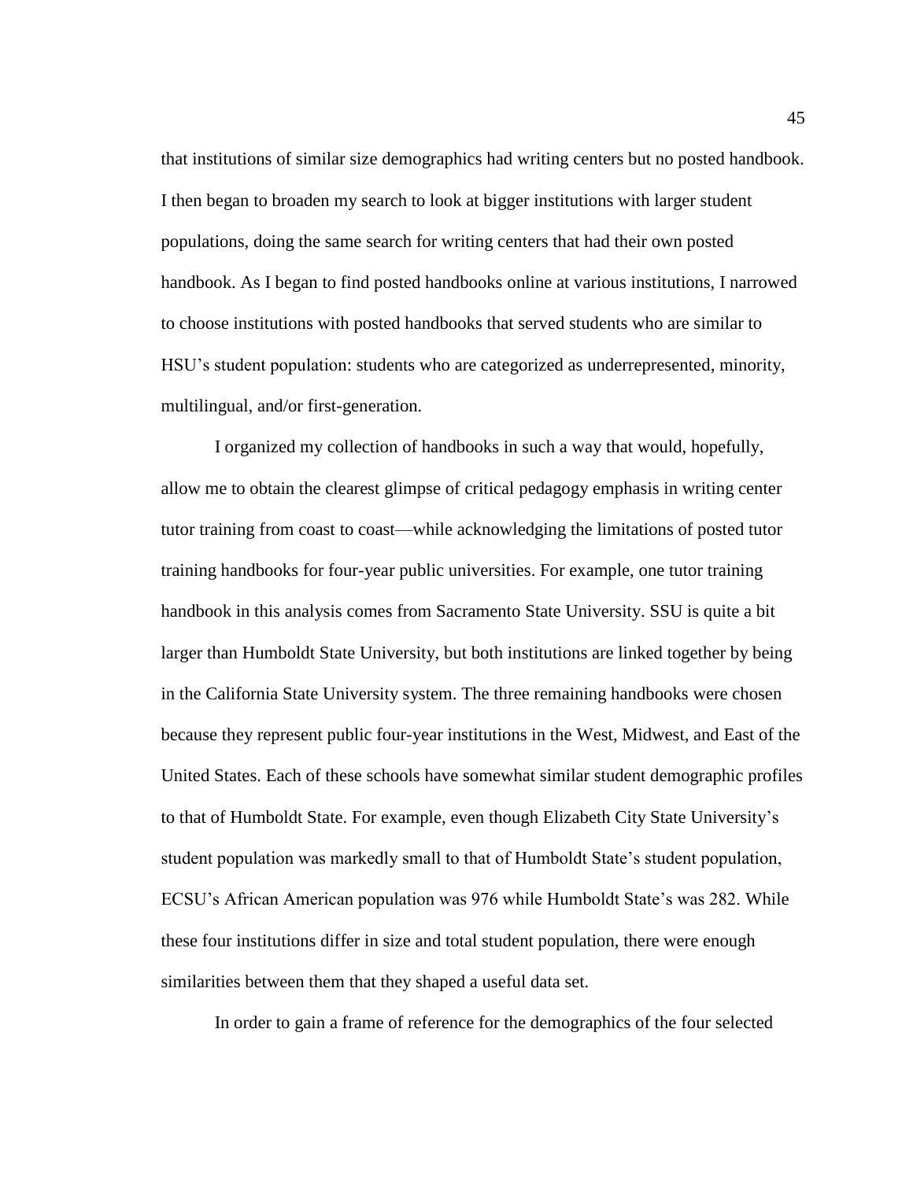that institutions of similar size demographics had writing centers but no posted handbook. I then began to broaden my search to look at bigger institutions with larger student populations, doing the same search for writing centers that had their own posted handbook. As I began to find posted handbooks online at various institutions, I narrowed to choose institutions with posted handbooks that served students who are similar to HSU's student population: students who are categorized as underrepresented, minority, multilingual, and/or first-generation.

I organized my collection of handbooks in such a way that would, hopefully, allow me to obtain the clearest glimpse of critical pedagogy emphasis in writing center tutor training from coast to coast—while acknowledging the limitations of posted tutor training handbooks for four-year public universities. For example, one tutor training handbook in this analysis comes from Sacramento State University. SSU is quite a bit larger than Humboldt State University, but both institutions are linked together by being in the California State University system. The three remaining handbooks were chosen because they represent public four-year institutions in the West, Midwest, and East of the United States. Each of these schools have somewhat similar student demographic profiles to that of Humboldt State. For example, even though Elizabeth City State University's student population was markedly small to that of Humboldt State's student population, ECSU's African American population was 976 while Humboldt State's was 282. While these four institutions differ in size and total student population, there were enough similarities between them that they shaped a useful data set.

In order to gain a frame of reference for the demographics of the four selected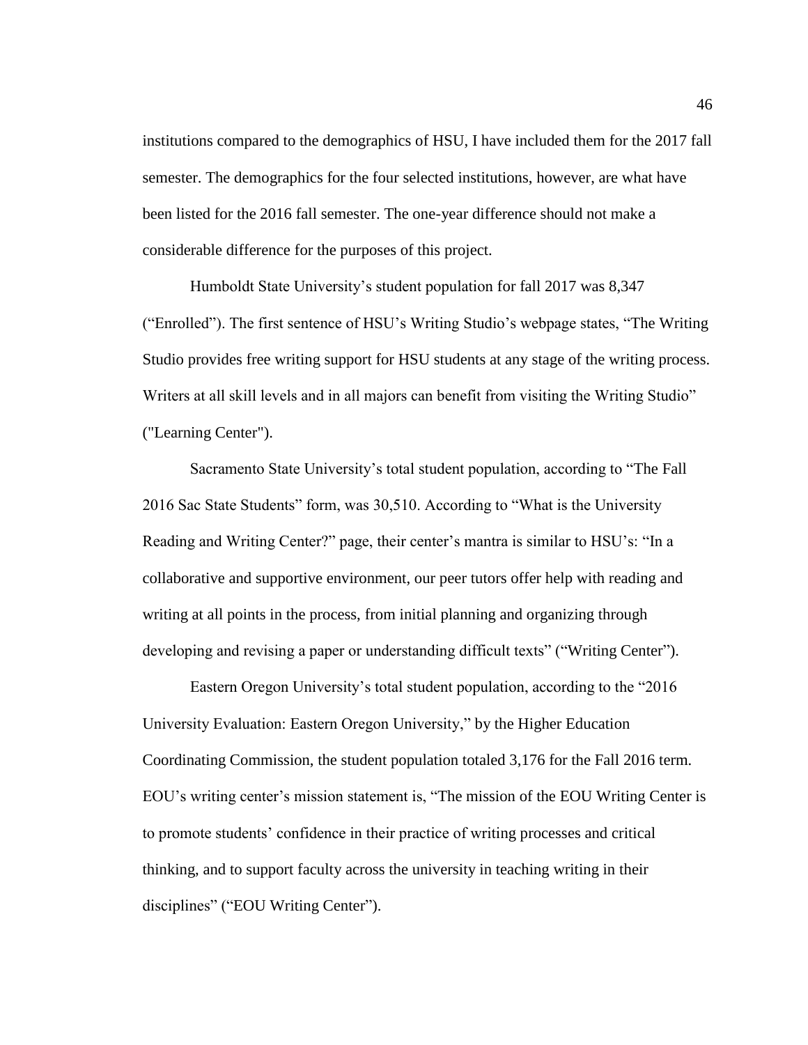institutions compared to the demographics of HSU, I have included them for the 2017 fall semester. The demographics for the four selected institutions, however, are what have been listed for the 2016 fall semester. The one-year difference should not make a considerable difference for the purposes of this project.

Humboldt State University's student population for fall 2017 was 8,347 ("Enrolled"). The first sentence of HSU's Writing Studio's webpage states, "The Writing Studio provides free writing support for HSU students at any stage of the writing process. Writers at all skill levels and in all majors can benefit from visiting the Writing Studio" ("Learning Center").

Sacramento State University's total student population, according to "The Fall 2016 Sac State Students" form, was 30,510. According to "What is the University Reading and Writing Center?" page, their center's mantra is similar to HSU's: "In a collaborative and supportive environment, our peer tutors offer help with reading and writing at all points in the process, from initial planning and organizing through developing and revising a paper or understanding difficult texts" ("Writing Center").

Eastern Oregon University's total student population, according to the "2016 University Evaluation: Eastern Oregon University," by the Higher Education Coordinating Commission, the student population totaled 3,176 for the Fall 2016 term. EOU's writing center's mission statement is, "The mission of the EOU Writing Center is to promote students' confidence in their practice of writing processes and critical thinking, and to support faculty across the university in teaching writing in their disciplines" ("EOU Writing Center").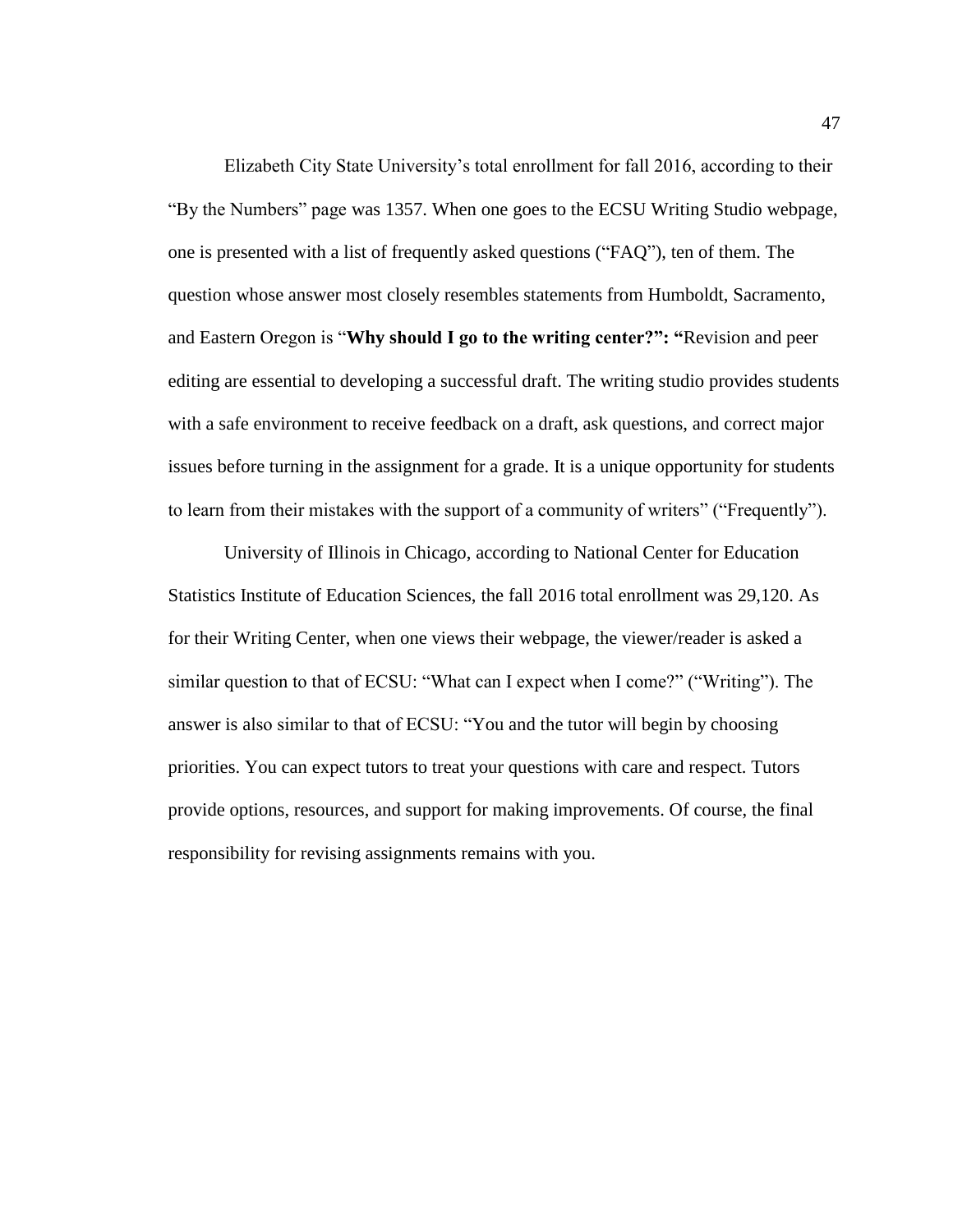Elizabeth City State University's total enrollment for fall 2016, according to their "By the Numbers" page was 1357. When one goes to the ECSU Writing Studio webpage, one is presented with a list of frequently asked questions ("FAQ"), ten of them. The question whose answer most closely resembles statements from Humboldt, Sacramento, and Eastern Oregon is "**Why should I go to the writing center?": "**Revision and peer editing are essential to developing a successful draft. The writing studio provides students with a safe environment to receive feedback on a draft, ask questions, and correct major issues before turning in the assignment for a grade. It is a unique opportunity for students to learn from their mistakes with the support of a community of writers" ("Frequently").

University of Illinois in Chicago, according to National Center for Education Statistics Institute of Education Sciences, the fall 2016 total enrollment was 29,120. As for their Writing Center, when one views their webpage, the viewer/reader is asked a similar question to that of ECSU: "What can I expect when I come?" ("Writing"). The answer is also similar to that of ECSU: "You and the tutor will begin by choosing priorities. You can expect tutors to treat your questions with care and respect. Tutors provide options, resources, and support for making improvements. Of course, the final responsibility for revising assignments remains with you.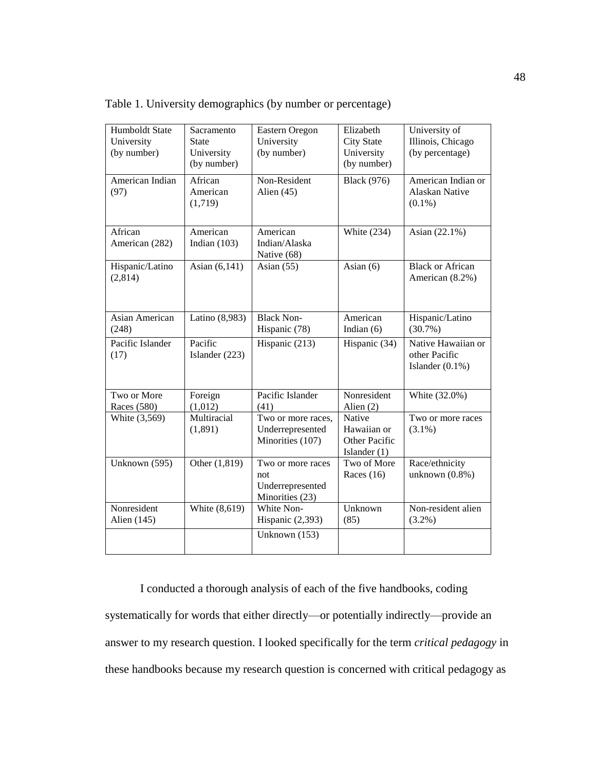Table 1. University demographics (by number or percentage)

| Humboldt State University (by number) | Sacramento State University (by number) | Eastern Oregon University (by number) | Elizabeth City State University (by number) | University of Illinois, Chicago (by percentage) |
|---|---|---|---|---|
| American Indian (97) | African American (1,719) | Non-Resident Alien (45) | Black (976) | American Indian or Alaskan Native (0.1%) |
| African American (282) | American Indian (103) | American Indian/Alaska Native (68) | White (234) | Asian (22.1%) |
| Hispanic/Latino (2,814) | Asian (6,141) | Asian (55) | Asian (6) | Black or African American (8.2%) |
| Asian American (248) | Latino (8,983) | Black Non-Hispanic (78) | American Indian (6) | Hispanic/Latino (30.7%) |
| Pacific Islander (17) | Pacific Islander (223) | Hispanic (213) | Hispanic (34) | Native Hawaiian or other Pacific Islander (0.1%) |
| Two or More Races (580) | Foreign (1,012) | Pacific Islander (41) | Nonresident Alien (2) | White (32.0%) |
| White (3,569) | Multiracial (1,891) | Two or more races, Underrepresented Minorities (107) | Native Hawaiian or Other Pacific Islander (1) | Two or more races (3.1%) |
| Unknown (595) | Other (1,819) | Two or more races not Underrepresented Minorities (23) | Two of More Races (16) | Race/ethnicity unknown (0.8%) |
| Nonresident Alien (145) | White (8,619) | White Non-Hispanic (2,393) | Unknown (85) | Non-resident alien (3.2%) |
| | | Unknown (153) | | |

I conducted a thorough analysis of each of the five handbooks, coding systematically for words that either directly—or potentially indirectly—provide an answer to my research question. I looked specifically for the term *critical pedagogy* in these handbooks because my research question is concerned with critical pedagogy as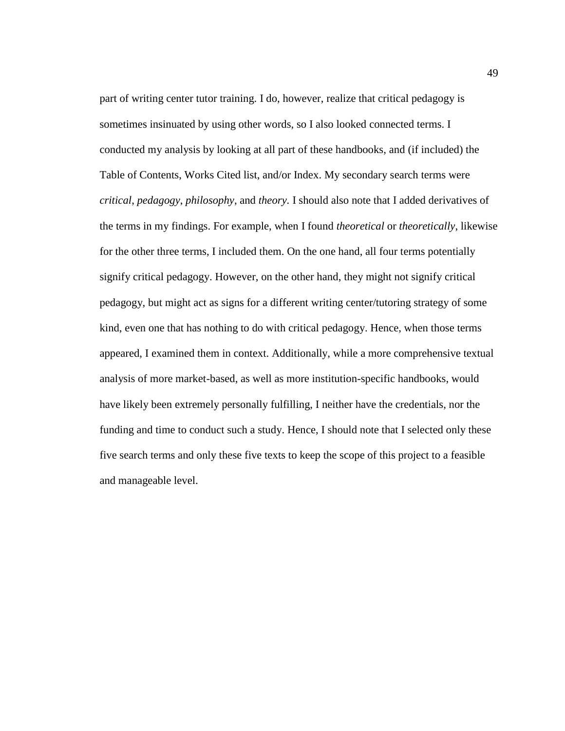part of writing center tutor training. I do, however, realize that critical pedagogy is sometimes insinuated by using other words, so I also looked connected terms. I conducted my analysis by looking at all part of these handbooks, and (if included) the Table of Contents, Works Cited list, and/or Index. My secondary search terms were *critical*, *pedagogy*, *philosophy*, and *theory.* I should also note that I added derivatives of the terms in my findings. For example, when I found *theoretical* or *theoretically*, likewise for the other three terms, I included them. On the one hand, all four terms potentially signify critical pedagogy. However, on the other hand, they might not signify critical pedagogy, but might act as signs for a different writing center/tutoring strategy of some kind, even one that has nothing to do with critical pedagogy. Hence, when those terms appeared, I examined them in context. Additionally, while a more comprehensive textual analysis of more market-based, as well as more institution-specific handbooks, would have likely been extremely personally fulfilling, I neither have the credentials, nor the funding and time to conduct such a study. Hence, I should note that I selected only these five search terms and only these five texts to keep the scope of this project to a feasible and manageable level.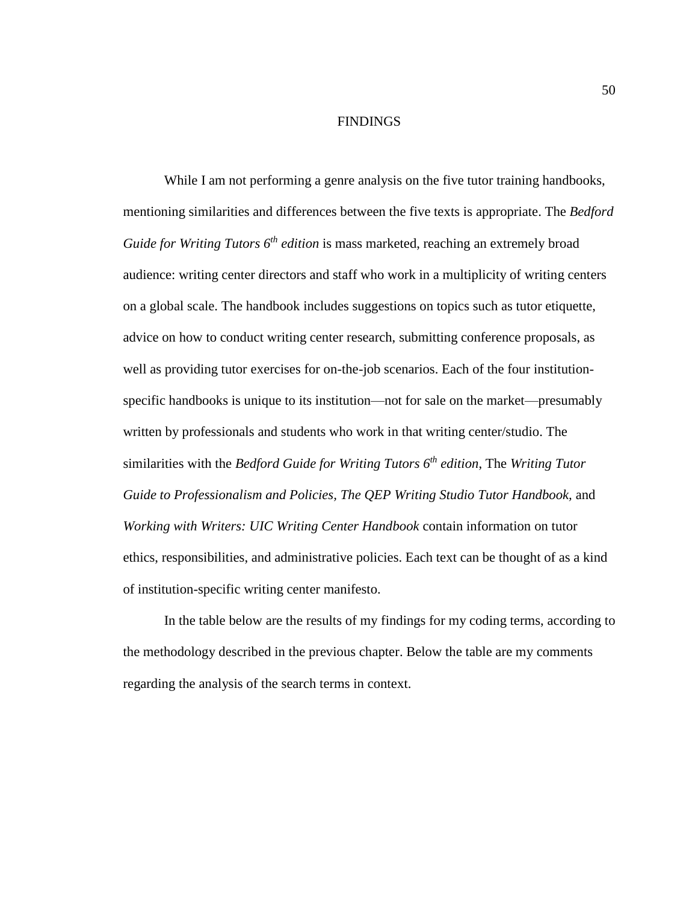# FINDINGS

While I am not performing a genre analysis on the five tutor training handbooks, mentioning similarities and differences between the five texts is appropriate. The *Bedford Guide for Writing Tutors 6$^{th}$ edition* is mass marketed, reaching an extremely broad audience: writing center directors and staff who work in a multiplicity of writing centers on a global scale. The handbook includes suggestions on topics such as tutor etiquette, advice on how to conduct writing center research, submitting conference proposals, as well as providing tutor exercises for on-the-job scenarios. Each of the four institution-specific handbooks is unique to its institution—not for sale on the market—presumably written by professionals and students who work in that writing center/studio. The similarities with the *Bedford Guide for Writing Tutors 6$^{th}$ edition*, The *Writing Tutor Guide to Professionalism and Policies, The QEP Writing Studio Tutor Handbook,* and *Working with Writers: UIC Writing Center Handbook* contain information on tutor ethics, responsibilities, and administrative policies. Each text can be thought of as a kind of institution-specific writing center manifesto.

In the table below are the results of my findings for my coding terms, according to the methodology described in the previous chapter. Below the table are my comments regarding the analysis of the search terms in context.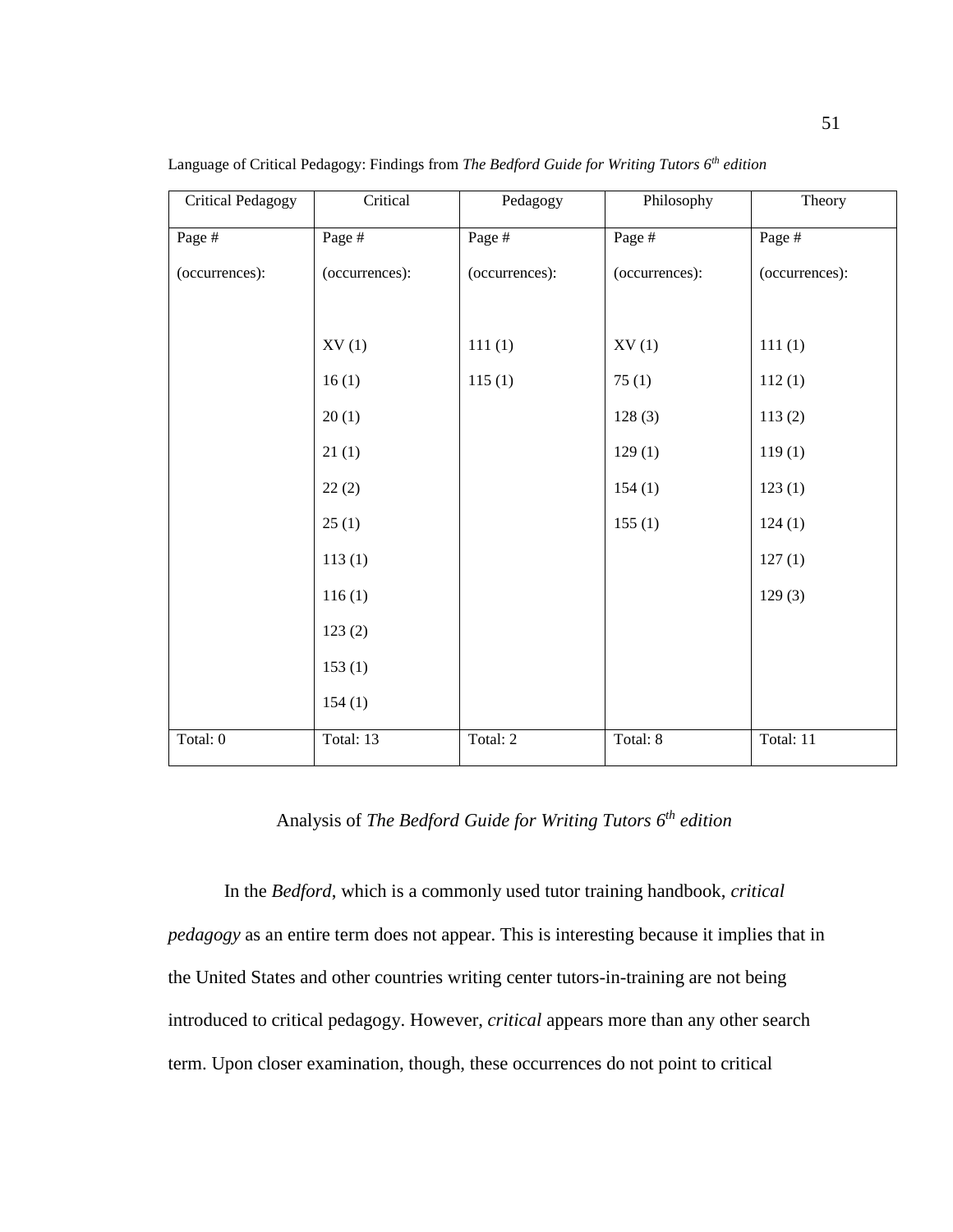Language of Critical Pedagogy: Findings from *The Bedford Guide for Writing Tutors 6th edition*

| Critical Pedagogy | Critical | Pedagogy | Philosophy | Theory |
|---|---|---|---|---|
| Page # (occurrences): | Page # (occurrences): | Page # (occurrences): | Page # (occurrences): | Page # (occurrences): |
| | XV (1) | 111 (1) | XV (1) | 111 (1) |
| | 16 (1) | 115 (1) | 75 (1) | 112 (1) |
| | 20 (1) | | 128 (3) | 113 (2) |
| | 21 (1) | | 129 (1) | 119 (1) |
| | 22 (2) | | 154 (1) | 123 (1) |
| | 25 (1) | | 155 (1) | 124 (1) |
| | 113 (1) | | | 127 (1) |
| | 116 (1) | | | 129 (3) |
| | 123 (2) | | | |
| | 153 (1) | | | |
| | 154 (1) | | | |
| Total: 0 | Total: 13 | Total: 2 | Total: 8 | Total: 11 |

## Analysis of *The Bedford Guide for Writing Tutors 6th edition*

In the *Bedford*, which is a commonly used tutor training handbook, *critical pedagogy* as an entire term does not appear. This is interesting because it implies that in the United States and other countries writing center tutors-in-training are not being introduced to critical pedagogy. However, *critical* appears more than any other search term. Upon closer examination, though, these occurrences do not point to critical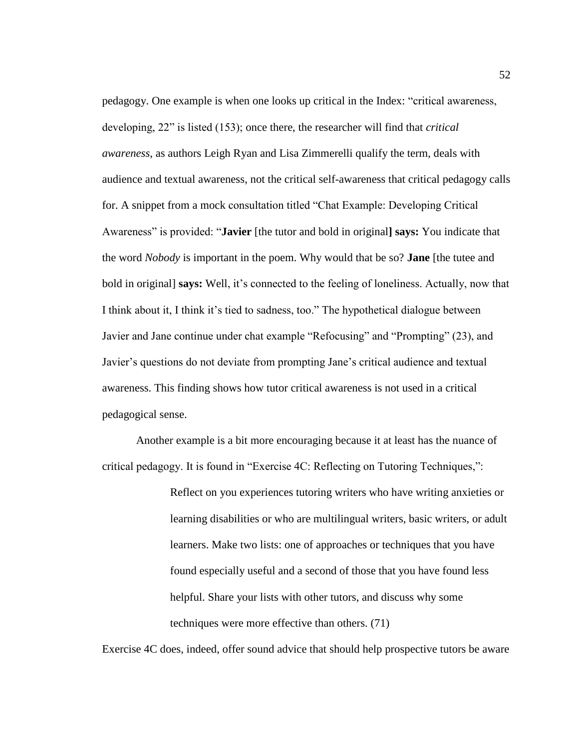pedagogy. One example is when one looks up critical in the Index: "critical awareness, developing, 22" is listed (153); once there, the researcher will find that *critical awareness*, as authors Leigh Ryan and Lisa Zimmerelli qualify the term, deals with audience and textual awareness, not the critical self-awareness that critical pedagogy calls for. A snippet from a mock consultation titled "Chat Example: Developing Critical Awareness" is provided: "**Javier** [the tutor and bold in original**] says:** You indicate that the word *Nobody* is important in the poem. Why would that be so? **Jane** [the tutee and bold in original] **says:** Well, it's connected to the feeling of loneliness. Actually, now that I think about it, I think it's tied to sadness, too." The hypothetical dialogue between Javier and Jane continue under chat example "Refocusing" and "Prompting" (23), and Javier's questions do not deviate from prompting Jane's critical audience and textual awareness. This finding shows how tutor critical awareness is not used in a critical pedagogical sense.

Another example is a bit more encouraging because it at least has the nuance of critical pedagogy. It is found in "Exercise 4C: Reflecting on Tutoring Techniques,":

> Reflect on you experiences tutoring writers who have writing anxieties or learning disabilities or who are multilingual writers, basic writers, or adult learners. Make two lists: one of approaches or techniques that you have found especially useful and a second of those that you have found less helpful. Share your lists with other tutors, and discuss why some techniques were more effective than others. (71)

Exercise 4C does, indeed, offer sound advice that should help prospective tutors be aware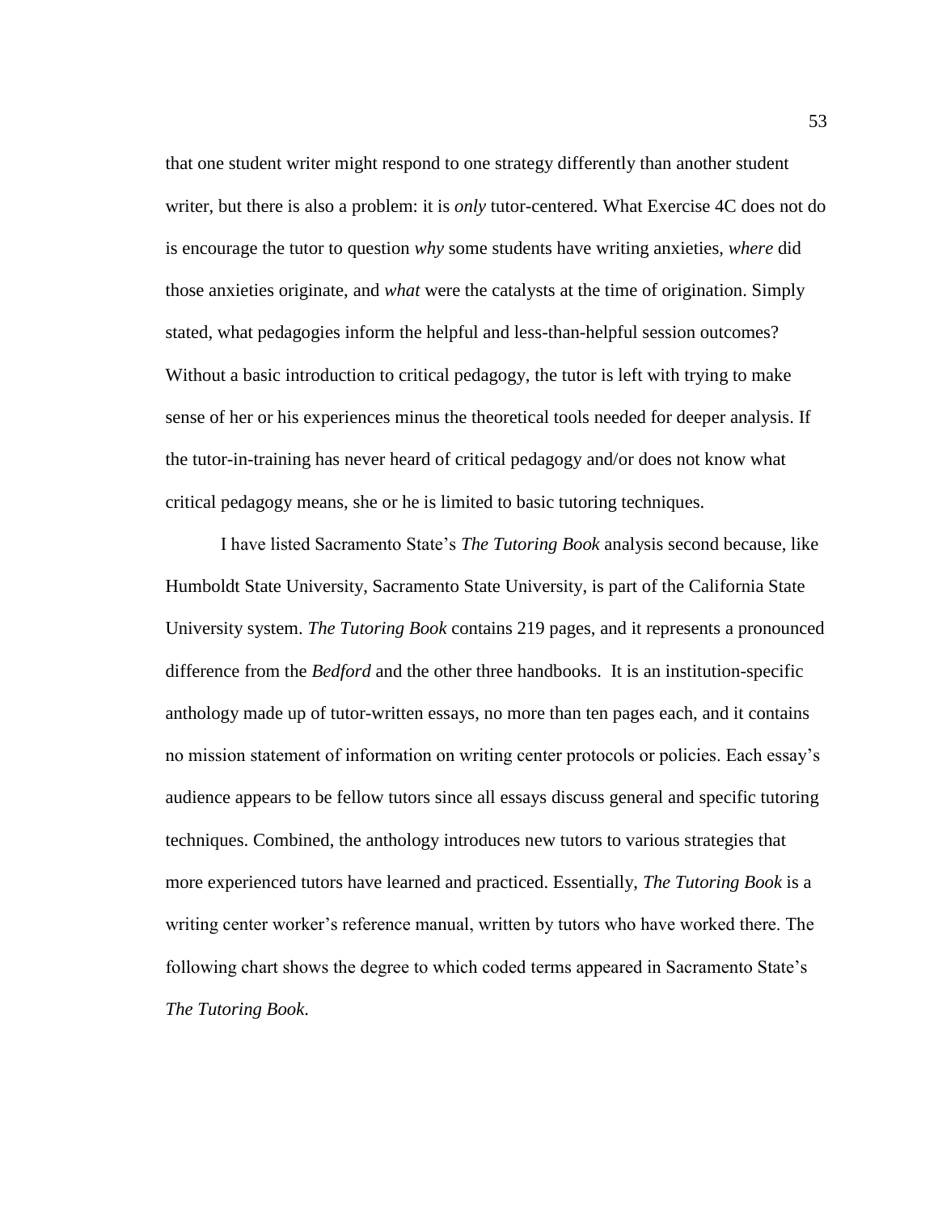that one student writer might respond to one strategy differently than another student writer, but there is also a problem: it is *only* tutor-centered. What Exercise 4C does not do is encourage the tutor to question *why* some students have writing anxieties, *where* did those anxieties originate, and *what* were the catalysts at the time of origination. Simply stated, what pedagogies inform the helpful and less-than-helpful session outcomes? Without a basic introduction to critical pedagogy, the tutor is left with trying to make sense of her or his experiences minus the theoretical tools needed for deeper analysis. If the tutor-in-training has never heard of critical pedagogy and/or does not know what critical pedagogy means, she or he is limited to basic tutoring techniques.

I have listed Sacramento State's *The Tutoring Book* analysis second because, like Humboldt State University, Sacramento State University, is part of the California State University system. *The Tutoring Book* contains 219 pages, and it represents a pronounced difference from the *Bedford* and the other three handbooks. It is an institution-specific anthology made up of tutor-written essays, no more than ten pages each, and it contains no mission statement of information on writing center protocols or policies. Each essay's audience appears to be fellow tutors since all essays discuss general and specific tutoring techniques. Combined, the anthology introduces new tutors to various strategies that more experienced tutors have learned and practiced. Essentially, *The Tutoring Book* is a writing center worker's reference manual, written by tutors who have worked there. The following chart shows the degree to which coded terms appeared in Sacramento State's *The Tutoring Book*.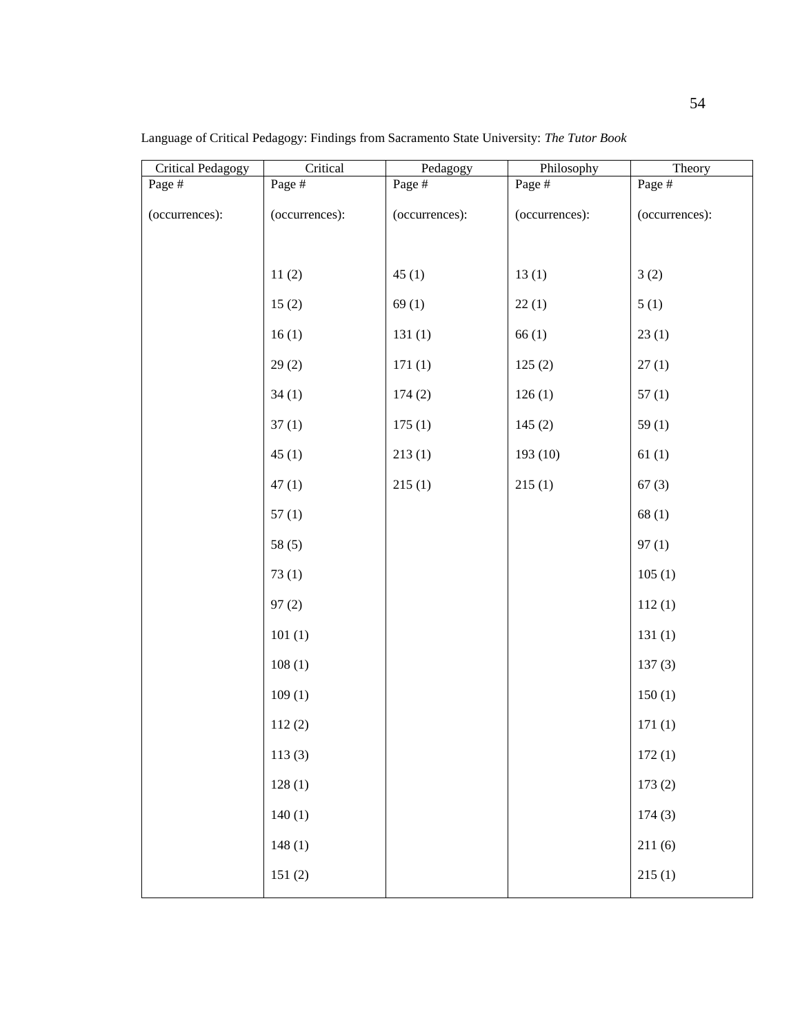Language of Critical Pedagogy: Findings from Sacramento State University: *The Tutor Book*

| Critical Pedagogy | Critical | Pedagogy | Philosophy | Theory |
|---|---|---|---|---|
| Page # (occurrences): | Page # (occurrences): | Page # (occurrences): | Page # (occurrences): | Page # (occurrences): |
| | 11 (2) | 45 (1) | 13 (1) | 3 (2) |
| | 15 (2) | 69 (1) | 22 (1) | 5 (1) |
| | 16 (1) | 131 (1) | 66 (1) | 23 (1) |
| | 29 (2) | 171 (1) | 125 (2) | 27 (1) |
| | 34 (1) | 174 (2) | 126 (1) | 57 (1) |
| | 37 (1) | 175 (1) | 145 (2) | 59 (1) |
| | 45 (1) | 213 (1) | 193 (10) | 61 (1) |
| | 47 (1) | 215 (1) | 215 (1) | 67 (3) |
| | 57 (1) | | | 68 (1) |
| | 58 (5) | | | 97 (1) |
| | 73 (1) | | | 105 (1) |
| | 97 (2) | | | 112 (1) |
| | 101 (1) | | | 131 (1) |
| | 108 (1) | | | 137 (3) |
| | 109 (1) | | | 150 (1) |
| | 112 (2) | | | 171 (1) |
| | 113 (3) | | | 172 (1) |
| | 128 (1) | | | 173 (2) |
| | 140 (1) | | | 174 (3) |
| | 148 (1) | | | 211 (6) |
| | 151 (2) | | | 215 (1) |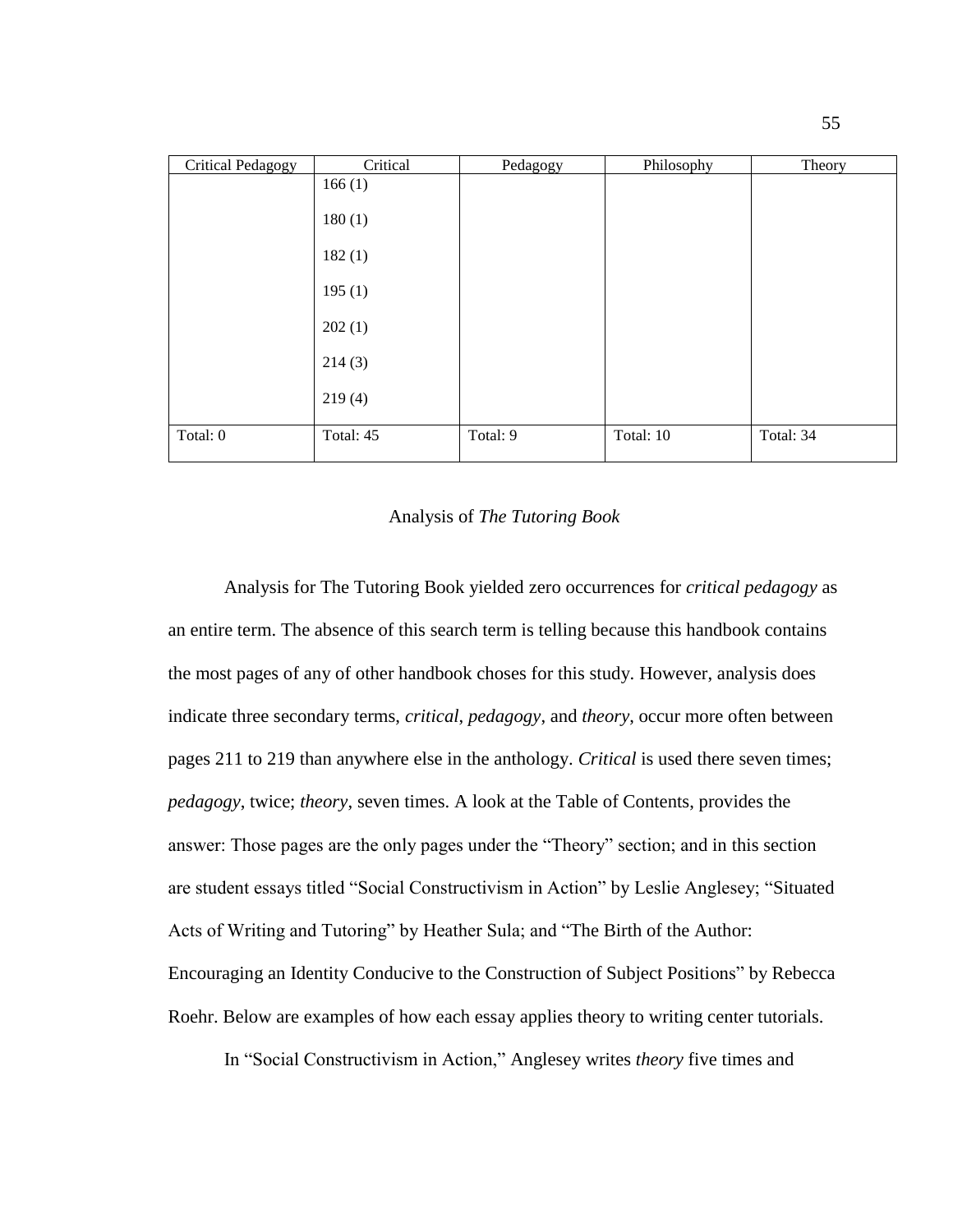| Critical Pedagogy | Critical | Pedagogy | Philosophy | Theory |
|---|---|---|---|---|
| | 166 (1) | | | |
| | 180 (1) | | | |
| | 182 (1) | | | |
| | 195 (1) | | | |
| | 202 (1) | | | |
| | 214 (3) | | | |
| | 219 (4) | | | |
| Total: 0 | Total: 45 | Total: 9 | Total: 10 | Total: 34 |

## Analysis of *The Tutoring Book*

Analysis for The Tutoring Book yielded zero occurrences for *critical pedagogy* as an entire term. The absence of this search term is telling because this handbook contains the most pages of any of other handbook choses for this study. However, analysis does indicate three secondary terms, *critical*, *pedagogy*, and *theory*, occur more often between pages 211 to 219 than anywhere else in the anthology. *Critical* is used there seven times; *pedagogy*, twice; *theory*, seven times. A look at the Table of Contents, provides the answer: Those pages are the only pages under the "Theory" section; and in this section are student essays titled "Social Constructivism in Action" by Leslie Anglesey; "Situated Acts of Writing and Tutoring" by Heather Sula; and "The Birth of the Author: Encouraging an Identity Conducive to the Construction of Subject Positions" by Rebecca Roehr. Below are examples of how each essay applies theory to writing center tutorials.

In "Social Constructivism in Action," Anglesey writes *theory* five times and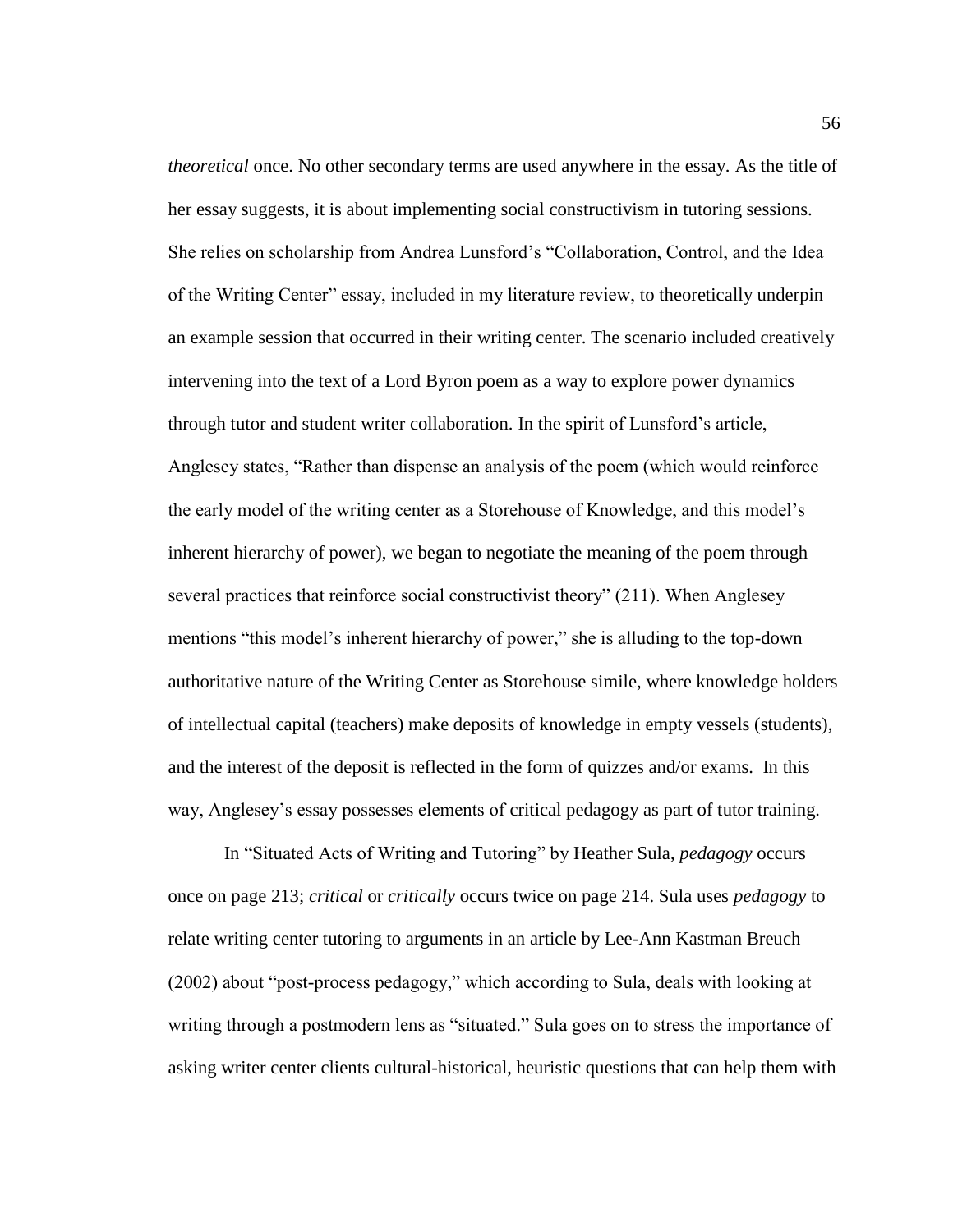*theoretical* once. No other secondary terms are used anywhere in the essay. As the title of her essay suggests, it is about implementing social constructivism in tutoring sessions. She relies on scholarship from Andrea Lunsford's "Collaboration, Control, and the Idea of the Writing Center" essay, included in my literature review, to theoretically underpin an example session that occurred in their writing center. The scenario included creatively intervening into the text of a Lord Byron poem as a way to explore power dynamics through tutor and student writer collaboration. In the spirit of Lunsford's article, Anglesey states, "Rather than dispense an analysis of the poem (which would reinforce the early model of the writing center as a Storehouse of Knowledge, and this model's inherent hierarchy of power), we began to negotiate the meaning of the poem through several practices that reinforce social constructivist theory" (211). When Anglesey mentions "this model's inherent hierarchy of power," she is alluding to the top-down authoritative nature of the Writing Center as Storehouse simile, where knowledge holders of intellectual capital (teachers) make deposits of knowledge in empty vessels (students), and the interest of the deposit is reflected in the form of quizzes and/or exams. In this way, Anglesey's essay possesses elements of critical pedagogy as part of tutor training.

In "Situated Acts of Writing and Tutoring" by Heather Sula, *pedagogy* occurs once on page 213; *critical* or *critically* occurs twice on page 214. Sula uses *pedagogy* to relate writing center tutoring to arguments in an article by Lee-Ann Kastman Breuch (2002) about "post-process pedagogy," which according to Sula, deals with looking at writing through a postmodern lens as "situated." Sula goes on to stress the importance of asking writer center clients cultural-historical, heuristic questions that can help them with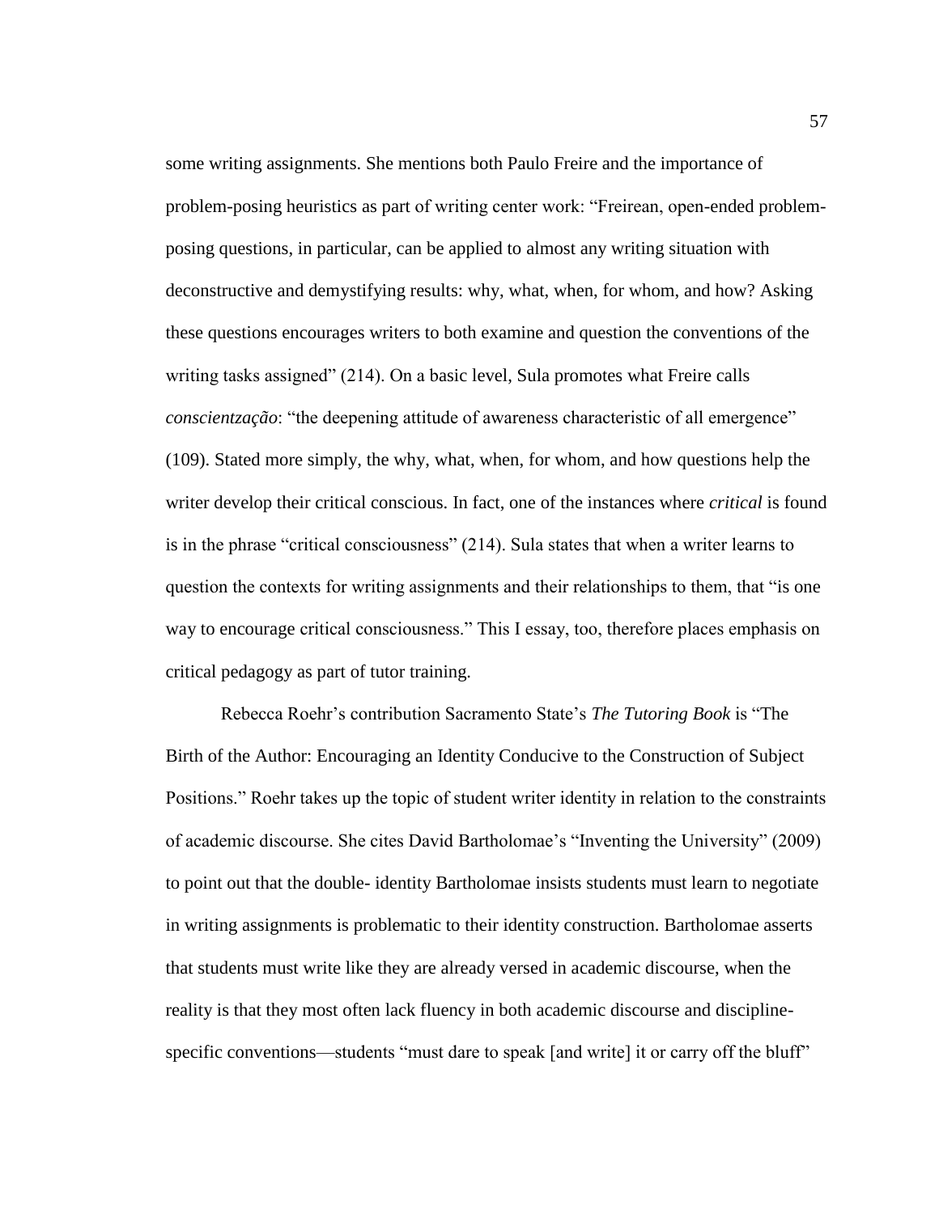some writing assignments. She mentions both Paulo Freire and the importance of problem-posing heuristics as part of writing center work: "Freirean, open-ended problem-posing questions, in particular, can be applied to almost any writing situation with deconstructive and demystifying results: why, what, when, for whom, and how? Asking these questions encourages writers to both examine and question the conventions of the writing tasks assigned" (214). On a basic level, Sula promotes what Freire calls *conscientzação*: "the deepening attitude of awareness characteristic of all emergence" (109). Stated more simply, the why, what, when, for whom, and how questions help the writer develop their critical conscious. In fact, one of the instances where *critical* is found is in the phrase "critical consciousness" (214). Sula states that when a writer learns to question the contexts for writing assignments and their relationships to them, that "is one way to encourage critical consciousness." This I essay, too, therefore places emphasis on critical pedagogy as part of tutor training.

Rebecca Roehr's contribution Sacramento State's *The Tutoring Book* is "The Birth of the Author: Encouraging an Identity Conducive to the Construction of Subject Positions." Roehr takes up the topic of student writer identity in relation to the constraints of academic discourse. She cites David Bartholomae's "Inventing the University" (2009) to point out that the double- identity Bartholomae insists students must learn to negotiate in writing assignments is problematic to their identity construction. Bartholomae asserts that students must write like they are already versed in academic discourse, when the reality is that they most often lack fluency in both academic discourse and discipline-specific conventions—students "must dare to speak [and write] it or carry off the bluff"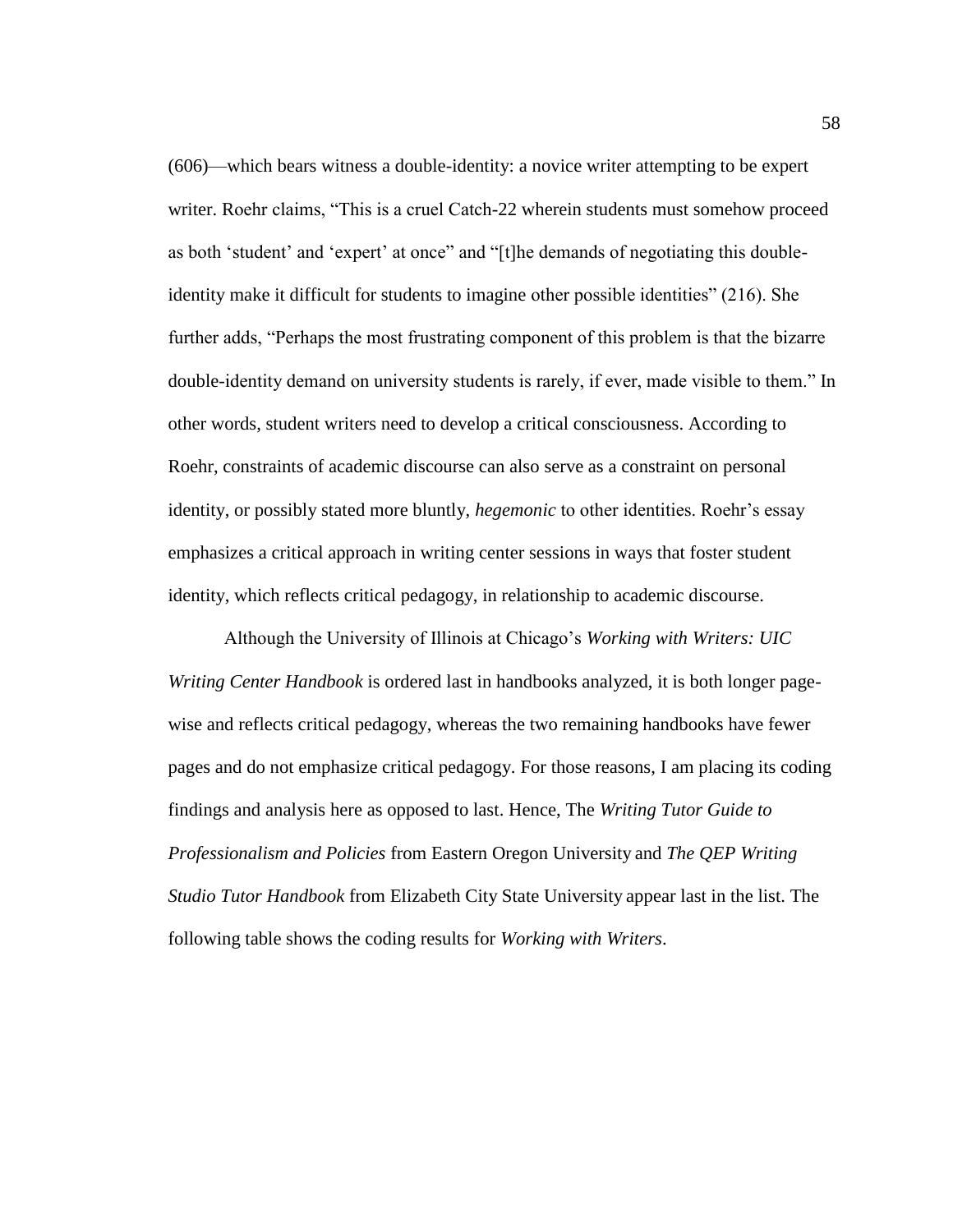(606)—which bears witness a double-identity: a novice writer attempting to be expert writer. Roehr claims, "This is a cruel Catch-22 wherein students must somehow proceed as both 'student' and 'expert' at once" and "[t]he demands of negotiating this double-identity make it difficult for students to imagine other possible identities" (216). She further adds, "Perhaps the most frustrating component of this problem is that the bizarre double-identity demand on university students is rarely, if ever, made visible to them." In other words, student writers need to develop a critical consciousness. According to Roehr, constraints of academic discourse can also serve as a constraint on personal identity, or possibly stated more bluntly, *hegemonic* to other identities. Roehr's essay emphasizes a critical approach in writing center sessions in ways that foster student identity, which reflects critical pedagogy, in relationship to academic discourse.

Although the University of Illinois at Chicago's *Working with Writers: UIC Writing Center Handbook* is ordered last in handbooks analyzed, it is both longer page-wise and reflects critical pedagogy, whereas the two remaining handbooks have fewer pages and do not emphasize critical pedagogy. For those reasons, I am placing its coding findings and analysis here as opposed to last. Hence, The *Writing Tutor Guide to Professionalism and Policies* from Eastern Oregon University and *The QEP Writing Studio Tutor Handbook* from Elizabeth City State University appear last in the list. The following table shows the coding results for *Working with Writers*.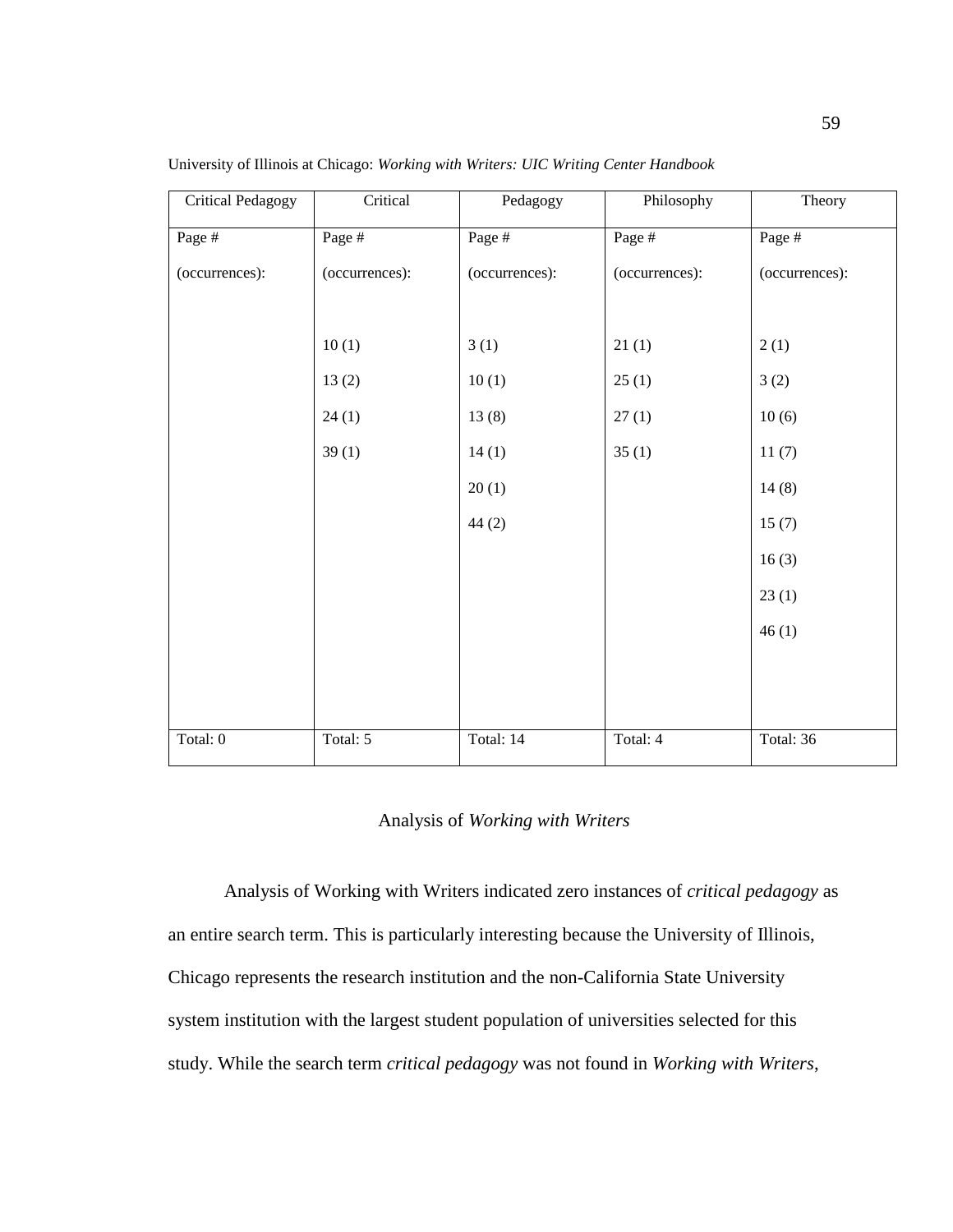University of Illinois at Chicago: *Working with Writers: UIC Writing Center Handbook*

| Critical Pedagogy | Critical | Pedagogy | Philosophy | Theory |
|---|---|---|---|---|
| Page # (occurrences): | Page # (occurrences): | Page # (occurrences): | Page # (occurrences): | Page # (occurrences): |
| | 10 (1) | 3 (1) | 21 (1) | 2 (1) |
| | 13 (2) | 10 (1) | 25 (1) | 3 (2) |
| | 24 (1) | 13 (8) | 27 (1) | 10 (6) |
| | 39 (1) | 14 (1) | 35 (1) | 11 (7) |
| | | 20 (1) | | 14 (8) |
| | | 44 (2) | | 15 (7) |
| | | | | 16 (3) |
| | | | | 23 (1) |
| | | | | 46 (1) |
| Total: 0 | Total: 5 | Total: 14 | Total: 4 | Total: 36 |

## Analysis of *Working with Writers*

Analysis of Working with Writers indicated zero instances of *critical pedagogy* as an entire search term. This is particularly interesting because the University of Illinois, Chicago represents the research institution and the non-California State University system institution with the largest student population of universities selected for this study. While the search term *critical pedagogy* was not found in *Working with Writers*,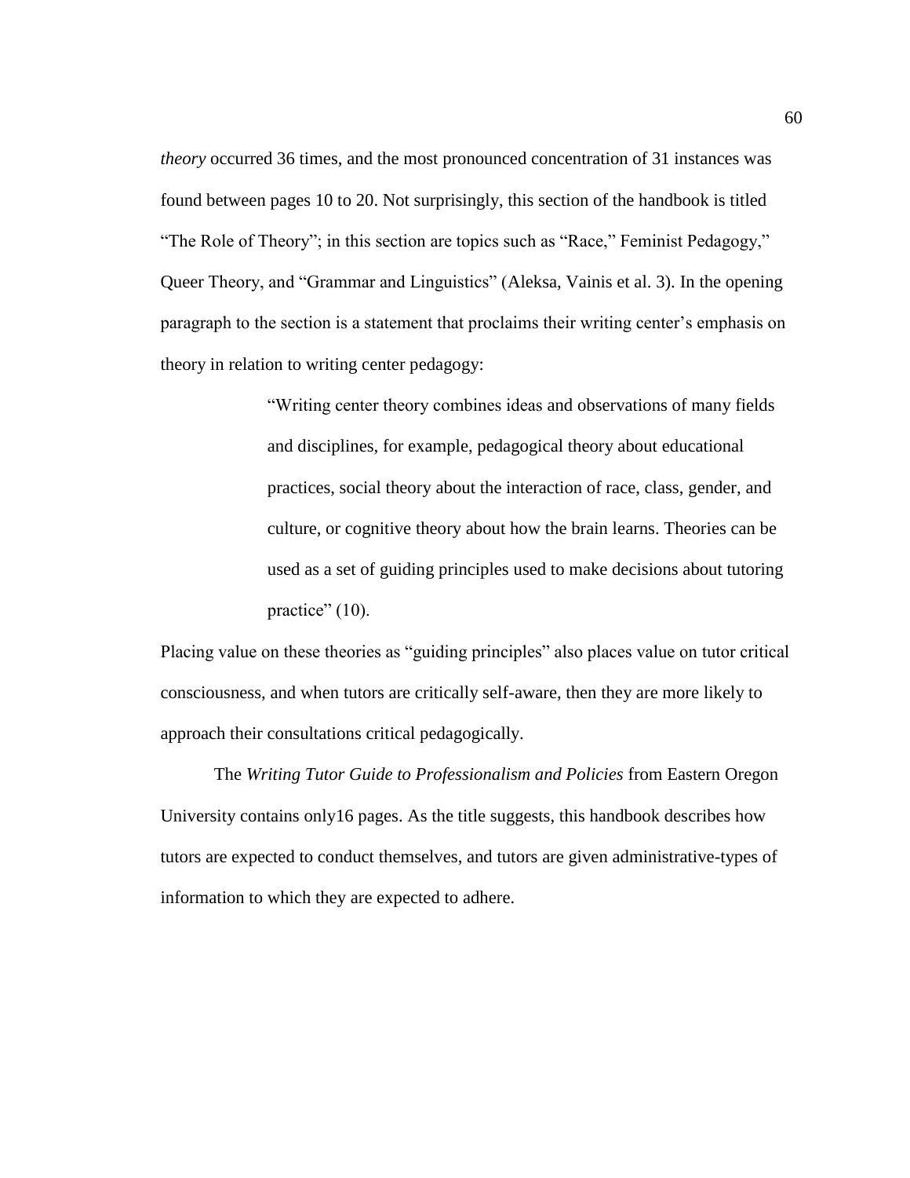*theory* occurred 36 times, and the most pronounced concentration of 31 instances was found between pages 10 to 20. Not surprisingly, this section of the handbook is titled "The Role of Theory"; in this section are topics such as "Race," Feminist Pedagogy," Queer Theory, and "Grammar and Linguistics" (Aleksa, Vainis et al. 3). In the opening paragraph to the section is a statement that proclaims their writing center's emphasis on theory in relation to writing center pedagogy:

> "Writing center theory combines ideas and observations of many fields and disciplines, for example, pedagogical theory about educational practices, social theory about the interaction of race, class, gender, and culture, or cognitive theory about how the brain learns. Theories can be used as a set of guiding principles used to make decisions about tutoring practice" (10).

Placing value on these theories as "guiding principles" also places value on tutor critical consciousness, and when tutors are critically self-aware, then they are more likely to approach their consultations critical pedagogically.

The *Writing Tutor Guide to Professionalism and Policies* from Eastern Oregon University contains only16 pages. As the title suggests, this handbook describes how tutors are expected to conduct themselves, and tutors are given administrative-types of information to which they are expected to adhere.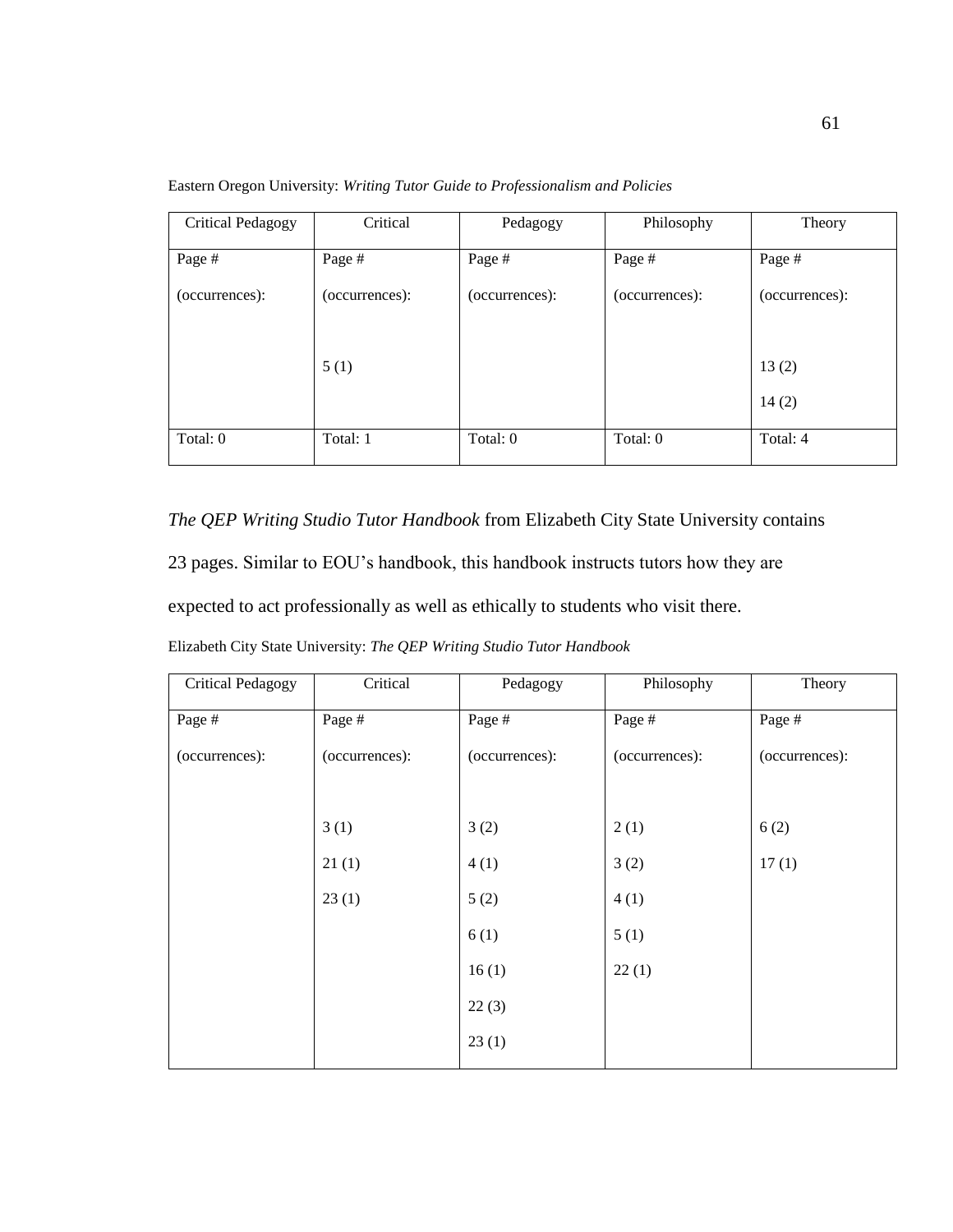Eastern Oregon University: *Writing Tutor Guide to Professionalism and Policies*

| Critical Pedagogy | Critical | Pedagogy | Philosophy | Theory |
|---|---|---|---|---|
| Page # (occurrences): | Page # (occurrences): | Page # (occurrences): | Page # (occurrences): | Page # (occurrences): |
| | 5 (1) | | | 13 (2) |
| | | | | 14 (2) |
| Total: 0 | Total: 1 | Total: 0 | Total: 0 | Total: 4 |

*The QEP Writing Studio Tutor Handbook* from Elizabeth City State University contains 23 pages. Similar to EOU's handbook, this handbook instructs tutors how they are expected to act professionally as well as ethically to students who visit there.

Elizabeth City State University: *The QEP Writing Studio Tutor Handbook*

| Critical Pedagogy | Critical | Pedagogy | Philosophy | Theory |
|---|---|---|---|---|
| Page # (occurrences): | Page # (occurrences): | Page # (occurrences): | Page # (occurrences): | Page # (occurrences): |
| | 3 (1) | 3 (2) | 2 (1) | 6 (2) |
| | 21 (1) | 4 (1) | 3 (2) | 17 (1) |
| | 23 (1) | 5 (2) | 4 (1) | |
| | | 6 (1) | 5 (1) | |
| | | 16 (1) | 22 (1) | |
| | | 22 (3) | | |
| | | 23 (1) | | |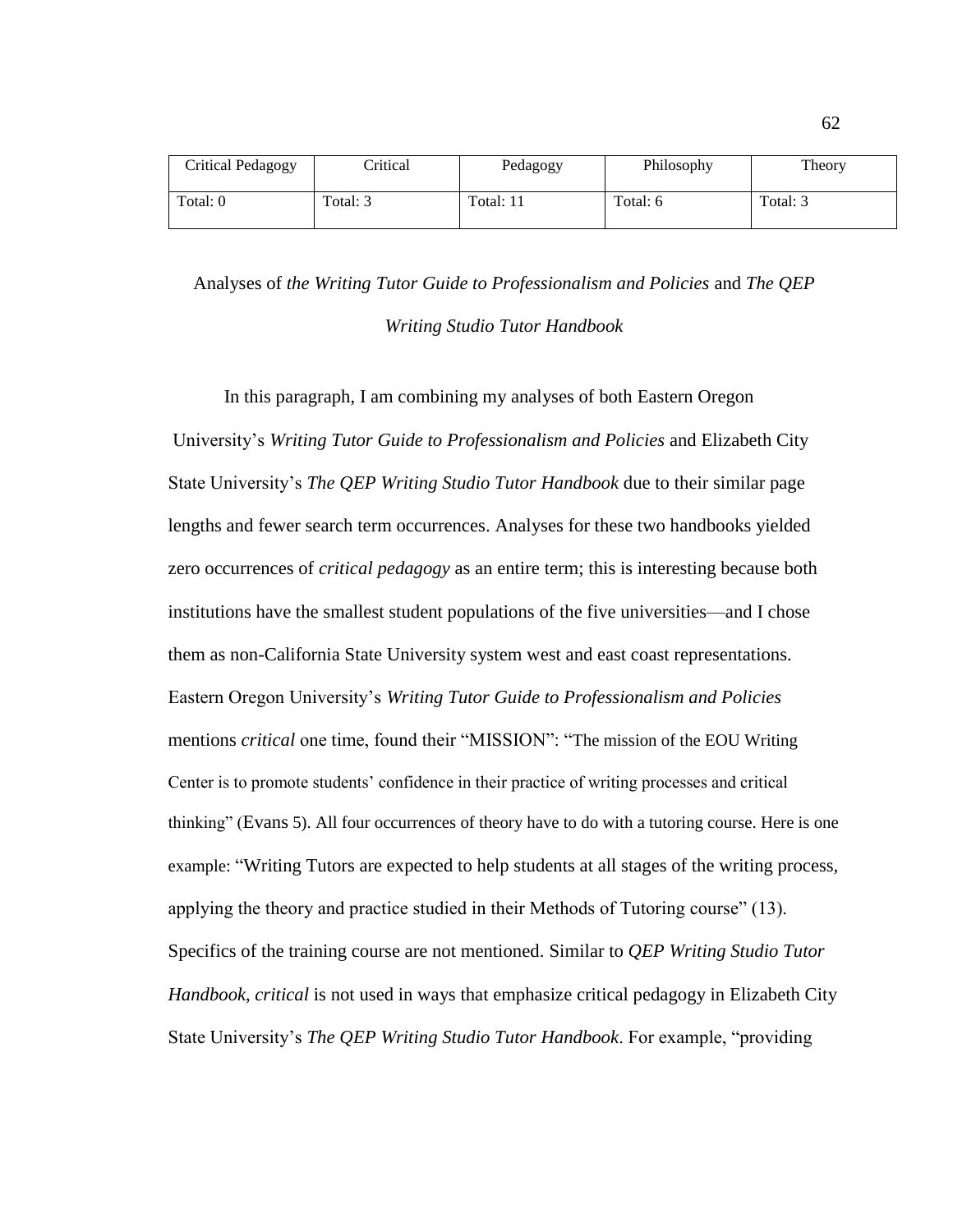| Critical Pedagogy | Critical | Pedagogy | Philosophy | Theory |
|---|---|---|---|---|
| Total: 0 | Total: 3 | Total: 11 | Total: 6 | Total: 3 |

## Analyses of *the Writing Tutor Guide to Professionalism and Policies* and *The QEP Writing Studio Tutor Handbook*

In this paragraph, I am combining my analyses of both Eastern Oregon University's *Writing Tutor Guide to Professionalism and Policies* and Elizabeth City State University's *The QEP Writing Studio Tutor Handbook* due to their similar page lengths and fewer search term occurrences. Analyses for these two handbooks yielded zero occurrences of *critical pedagogy* as an entire term; this is interesting because both institutions have the smallest student populations of the five universities—and I chose them as non-California State University system west and east coast representations. Eastern Oregon University's *Writing Tutor Guide to Professionalism and Policies* mentions *critical* one time, found their "MISSION": "The mission of the EOU Writing Center is to promote students' confidence in their practice of writing processes and critical thinking" (Evans 5). All four occurrences of theory have to do with a tutoring course. Here is one example: "Writing Tutors are expected to help students at all stages of the writing process, applying the theory and practice studied in their Methods of Tutoring course" (13). Specifics of the training course are not mentioned. Similar to *QEP Writing Studio Tutor Handbook*, *critical* is not used in ways that emphasize critical pedagogy in Elizabeth City State University's *The QEP Writing Studio Tutor Handbook*. For example, "providing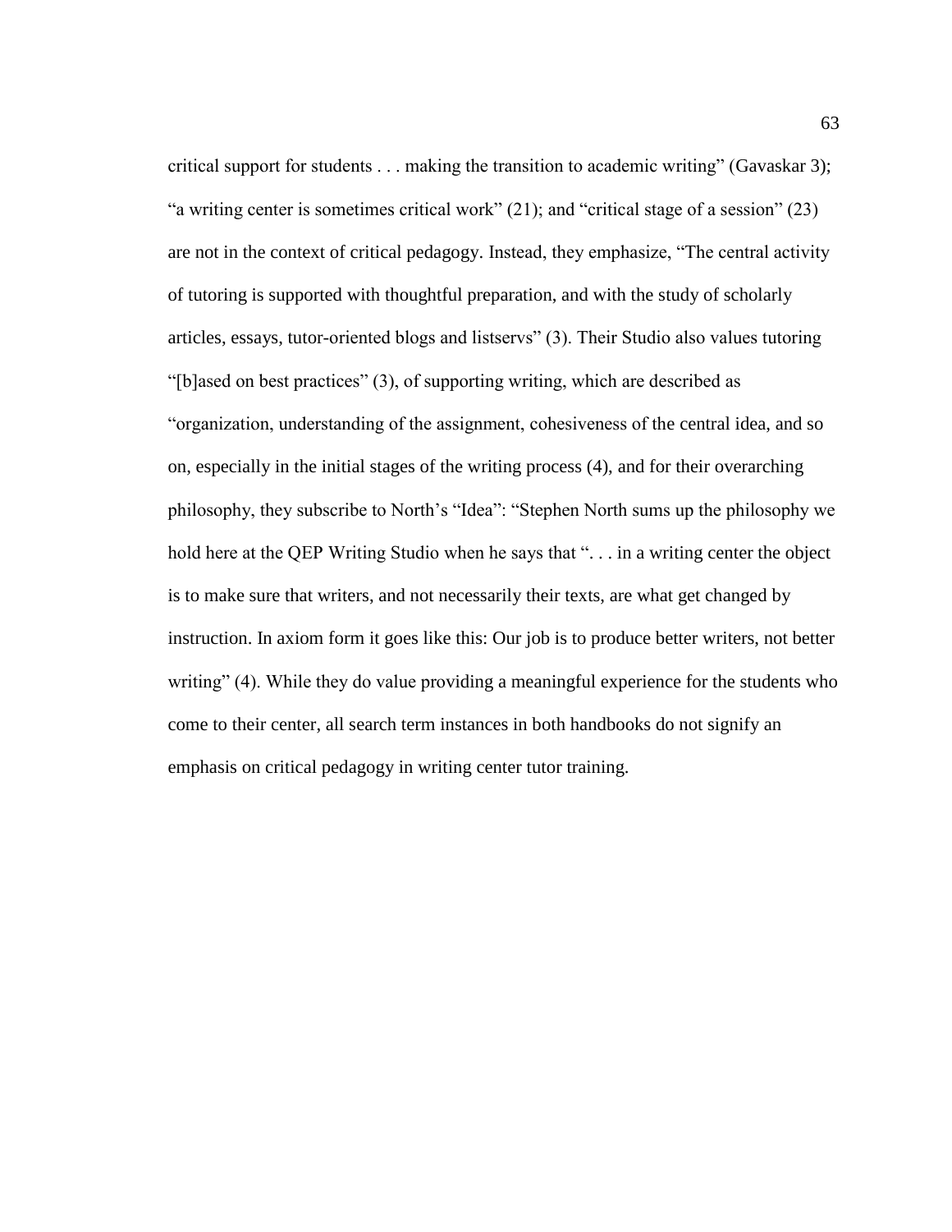critical support for students . . . making the transition to academic writing" (Gavaskar 3); "a writing center is sometimes critical work" (21); and "critical stage of a session" (23) are not in the context of critical pedagogy. Instead, they emphasize, "The central activity of tutoring is supported with thoughtful preparation, and with the study of scholarly articles, essays, tutor-oriented blogs and listservs" (3). Their Studio also values tutoring "[b]ased on best practices" (3), of supporting writing, which are described as "organization, understanding of the assignment, cohesiveness of the central idea, and so on, especially in the initial stages of the writing process (4), and for their overarching philosophy, they subscribe to North's "Idea": "Stephen North sums up the philosophy we hold here at the QEP Writing Studio when he says that ". . . in a writing center the object is to make sure that writers, and not necessarily their texts, are what get changed by instruction. In axiom form it goes like this: Our job is to produce better writers, not better writing" (4). While they do value providing a meaningful experience for the students who come to their center, all search term instances in both handbooks do not signify an emphasis on critical pedagogy in writing center tutor training.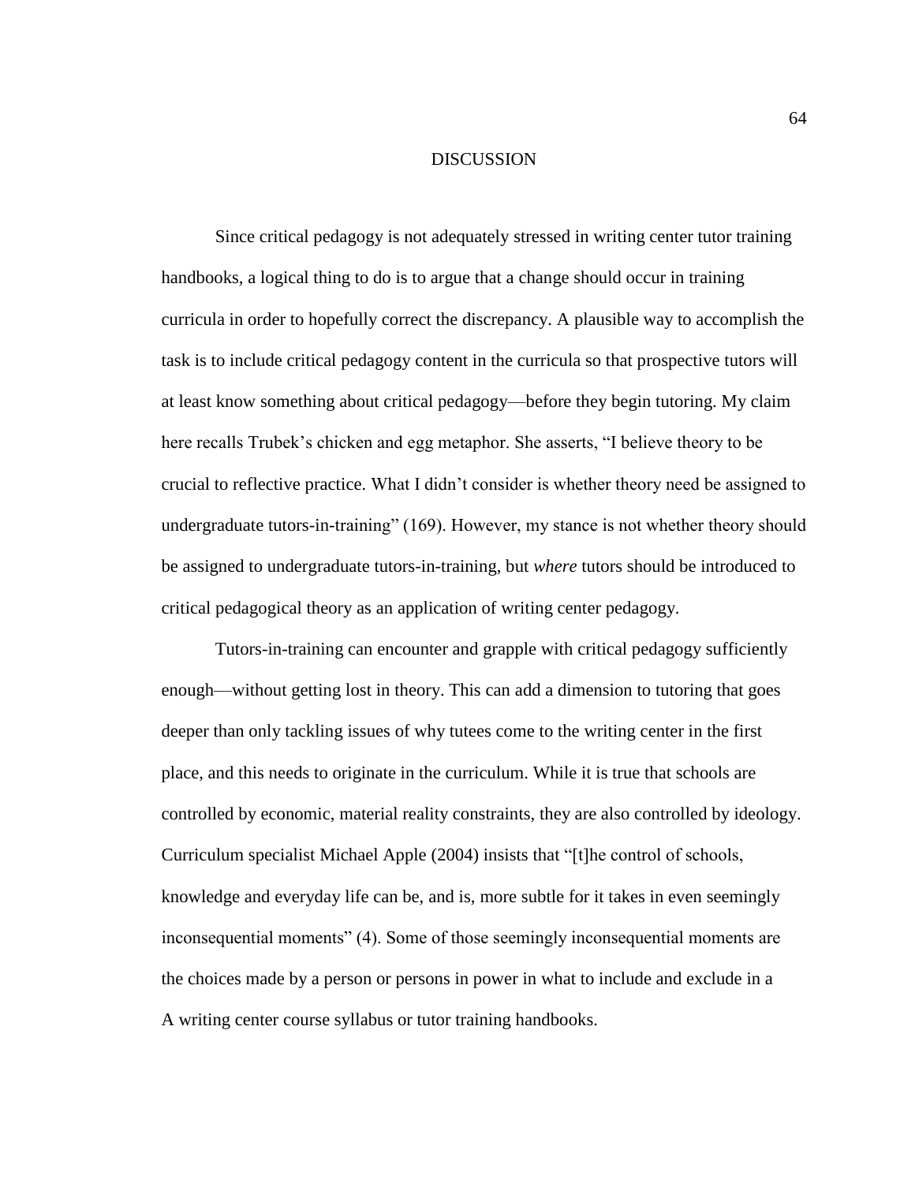# DISCUSSION

Since critical pedagogy is not adequately stressed in writing center tutor training handbooks, a logical thing to do is to argue that a change should occur in training curricula in order to hopefully correct the discrepancy. A plausible way to accomplish the task is to include critical pedagogy content in the curricula so that prospective tutors will at least know something about critical pedagogy—before they begin tutoring. My claim here recalls Trubek's chicken and egg metaphor. She asserts, "I believe theory to be crucial to reflective practice. What I didn't consider is whether theory need be assigned to undergraduate tutors-in-training" (169). However, my stance is not whether theory should be assigned to undergraduate tutors-in-training, but *where* tutors should be introduced to critical pedagogical theory as an application of writing center pedagogy.

Tutors-in-training can encounter and grapple with critical pedagogy sufficiently enough—without getting lost in theory. This can add a dimension to tutoring that goes deeper than only tackling issues of why tutees come to the writing center in the first place, and this needs to originate in the curriculum. While it is true that schools are controlled by economic, material reality constraints, they are also controlled by ideology. Curriculum specialist Michael Apple (2004) insists that "[t]he control of schools, knowledge and everyday life can be, and is, more subtle for it takes in even seemingly inconsequential moments" (4). Some of those seemingly inconsequential moments are the choices made by a person or persons in power in what to include and exclude in a A writing center course syllabus or tutor training handbooks.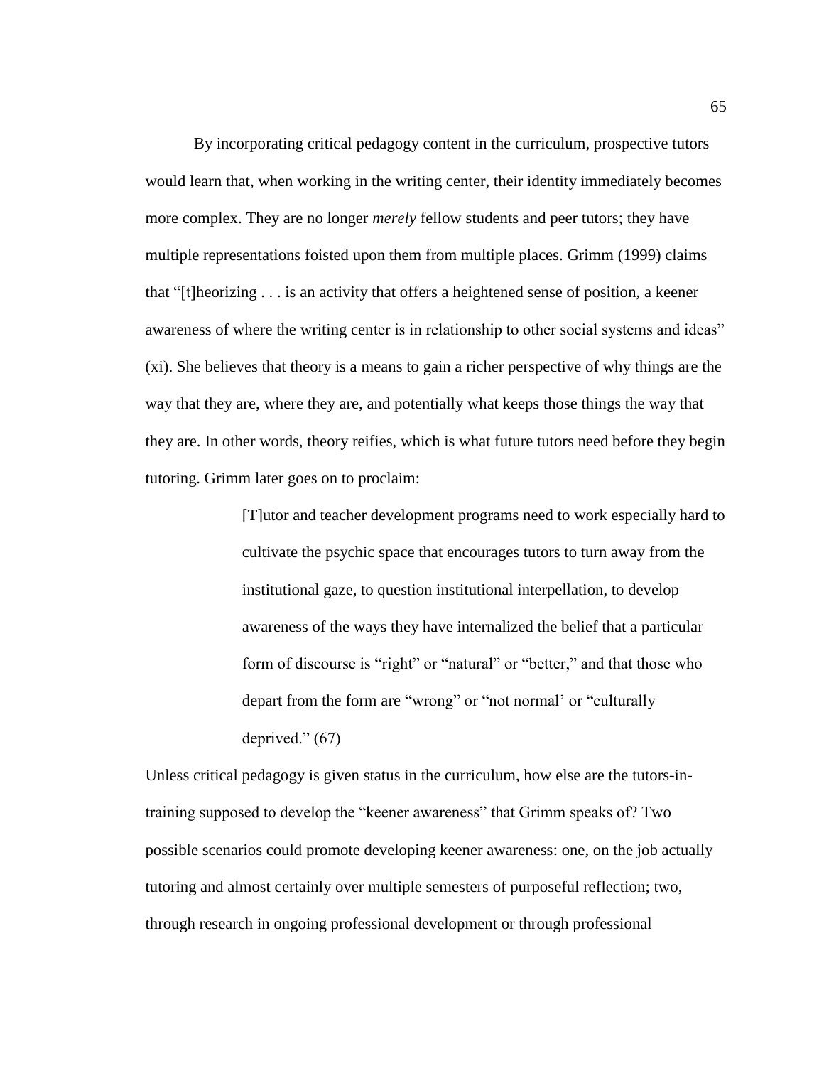By incorporating critical pedagogy content in the curriculum, prospective tutors would learn that, when working in the writing center, their identity immediately becomes more complex. They are no longer *merely* fellow students and peer tutors; they have multiple representations foisted upon them from multiple places. Grimm (1999) claims that "[t]heorizing . . . is an activity that offers a heightened sense of position, a keener awareness of where the writing center is in relationship to other social systems and ideas" (xi). She believes that theory is a means to gain a richer perspective of why things are the way that they are, where they are, and potentially what keeps those things the way that they are. In other words, theory reifies, which is what future tutors need before they begin tutoring. Grimm later goes on to proclaim:

> [T]utor and teacher development programs need to work especially hard to cultivate the psychic space that encourages tutors to turn away from the institutional gaze, to question institutional interpellation, to develop awareness of the ways they have internalized the belief that a particular form of discourse is "right" or "natural" or "better," and that those who depart from the form are "wrong" or "not normal' or "culturally deprived." (67)

Unless critical pedagogy is given status in the curriculum, how else are the tutors-in-training supposed to develop the "keener awareness" that Grimm speaks of? Two possible scenarios could promote developing keener awareness: one, on the job actually tutoring and almost certainly over multiple semesters of purposeful reflection; two, through research in ongoing professional development or through professional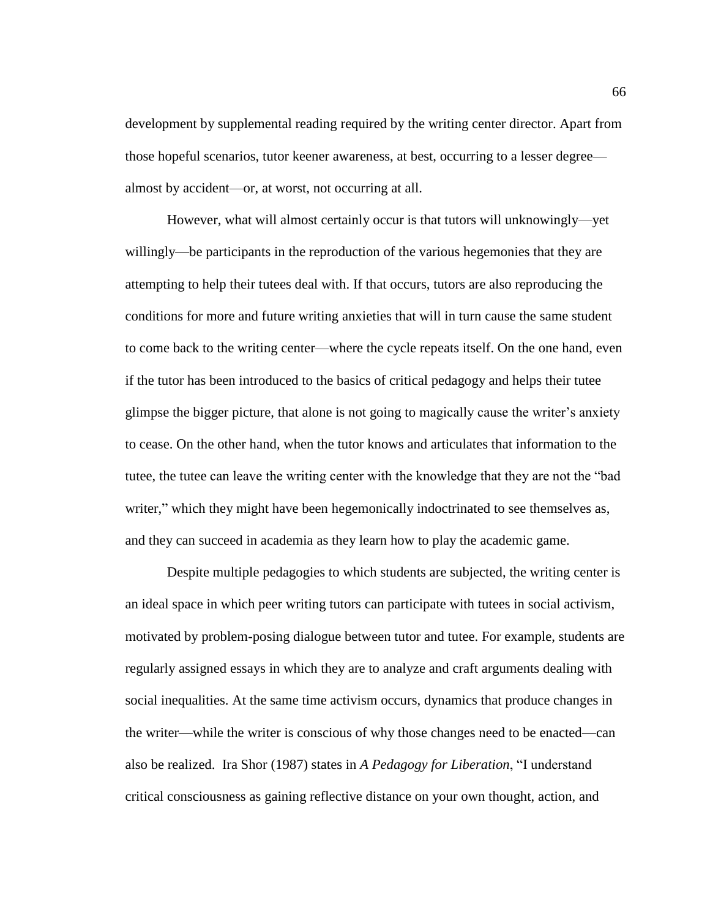development by supplemental reading required by the writing center director. Apart from those hopeful scenarios, tutor keener awareness, at best, occurring to a lesser degree—almost by accident—or, at worst, not occurring at all.

However, what will almost certainly occur is that tutors will unknowingly—yet willingly—be participants in the reproduction of the various hegemonies that they are attempting to help their tutees deal with. If that occurs, tutors are also reproducing the conditions for more and future writing anxieties that will in turn cause the same student to come back to the writing center—where the cycle repeats itself. On the one hand, even if the tutor has been introduced to the basics of critical pedagogy and helps their tutee glimpse the bigger picture, that alone is not going to magically cause the writer's anxiety to cease. On the other hand, when the tutor knows and articulates that information to the tutee, the tutee can leave the writing center with the knowledge that they are not the "bad writer," which they might have been hegemonically indoctrinated to see themselves as, and they can succeed in academia as they learn how to play the academic game.

Despite multiple pedagogies to which students are subjected, the writing center is an ideal space in which peer writing tutors can participate with tutees in social activism, motivated by problem-posing dialogue between tutor and tutee. For example, students are regularly assigned essays in which they are to analyze and craft arguments dealing with social inequalities. At the same time activism occurs, dynamics that produce changes in the writer—while the writer is conscious of why those changes need to be enacted—can also be realized. Ira Shor (1987) states in *A Pedagogy for Liberation*, "I understand critical consciousness as gaining reflective distance on your own thought, action, and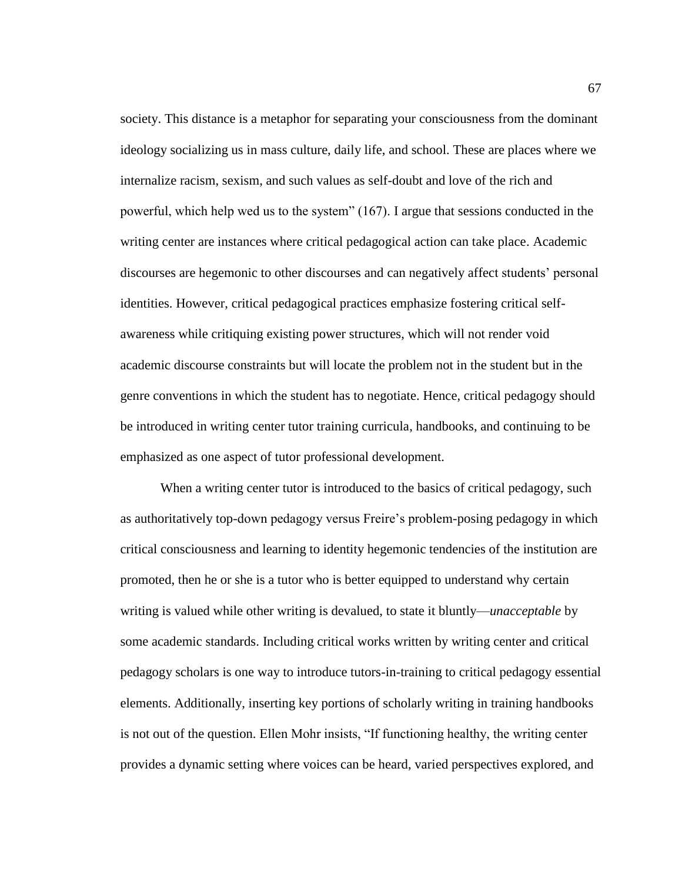society. This distance is a metaphor for separating your consciousness from the dominant ideology socializing us in mass culture, daily life, and school. These are places where we internalize racism, sexism, and such values as self-doubt and love of the rich and powerful, which help wed us to the system" (167). I argue that sessions conducted in the writing center are instances where critical pedagogical action can take place. Academic discourses are hegemonic to other discourses and can negatively affect students' personal identities. However, critical pedagogical practices emphasize fostering critical self-awareness while critiquing existing power structures, which will not render void academic discourse constraints but will locate the problem not in the student but in the genre conventions in which the student has to negotiate. Hence, critical pedagogy should be introduced in writing center tutor training curricula, handbooks, and continuing to be emphasized as one aspect of tutor professional development.

When a writing center tutor is introduced to the basics of critical pedagogy, such as authoritatively top-down pedagogy versus Freire's problem-posing pedagogy in which critical consciousness and learning to identity hegemonic tendencies of the institution are promoted, then he or she is a tutor who is better equipped to understand why certain writing is valued while other writing is devalued, to state it bluntly—*unacceptable* by some academic standards. Including critical works written by writing center and critical pedagogy scholars is one way to introduce tutors-in-training to critical pedagogy essential elements. Additionally, inserting key portions of scholarly writing in training handbooks is not out of the question. Ellen Mohr insists, "If functioning healthy, the writing center provides a dynamic setting where voices can be heard, varied perspectives explored, and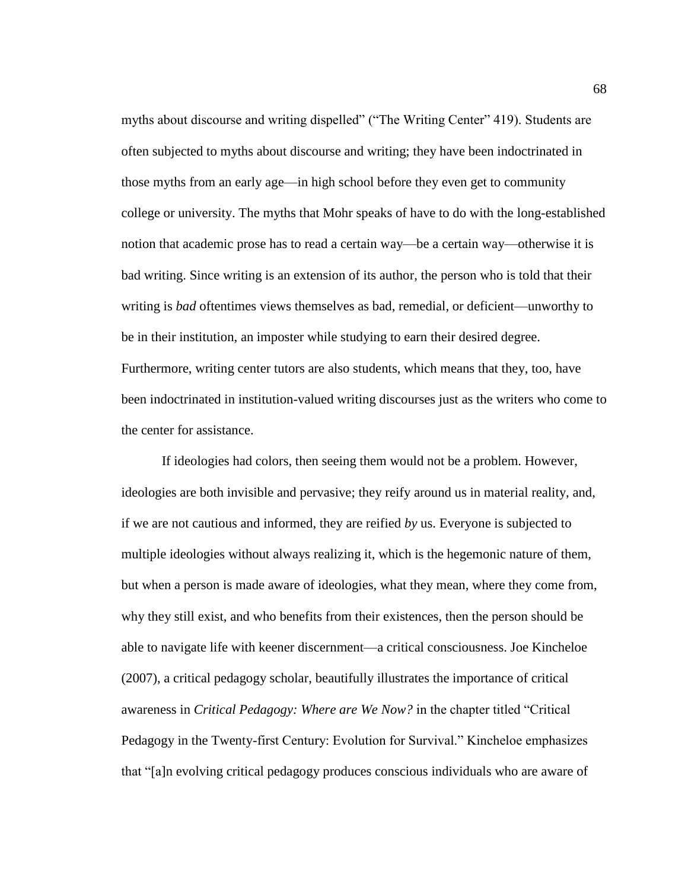myths about discourse and writing dispelled" ("The Writing Center" 419). Students are often subjected to myths about discourse and writing; they have been indoctrinated in those myths from an early age—in high school before they even get to community college or university. The myths that Mohr speaks of have to do with the long-established notion that academic prose has to read a certain way—be a certain way—otherwise it is bad writing. Since writing is an extension of its author, the person who is told that their writing is *bad* oftentimes views themselves as bad, remedial, or deficient—unworthy to be in their institution, an imposter while studying to earn their desired degree. Furthermore, writing center tutors are also students, which means that they, too, have been indoctrinated in institution-valued writing discourses just as the writers who come to the center for assistance.

If ideologies had colors, then seeing them would not be a problem. However, ideologies are both invisible and pervasive; they reify around us in material reality, and, if we are not cautious and informed, they are reified *by* us. Everyone is subjected to multiple ideologies without always realizing it, which is the hegemonic nature of them, but when a person is made aware of ideologies, what they mean, where they come from, why they still exist, and who benefits from their existences, then the person should be able to navigate life with keener discernment—a critical consciousness. Joe Kincheloe (2007), a critical pedagogy scholar, beautifully illustrates the importance of critical awareness in *Critical Pedagogy: Where are We Now?* in the chapter titled "Critical Pedagogy in the Twenty-first Century: Evolution for Survival." Kincheloe emphasizes that "[a]n evolving critical pedagogy produces conscious individuals who are aware of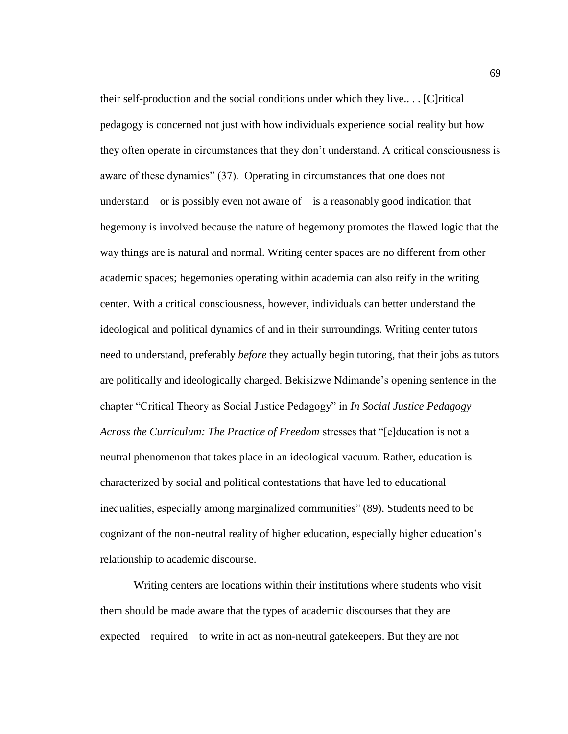their self-production and the social conditions under which they live.. . . [C]ritical pedagogy is concerned not just with how individuals experience social reality but how they often operate in circumstances that they don't understand. A critical consciousness is aware of these dynamics" (37). Operating in circumstances that one does not understand—or is possibly even not aware of—is a reasonably good indication that hegemony is involved because the nature of hegemony promotes the flawed logic that the way things are is natural and normal. Writing center spaces are no different from other academic spaces; hegemonies operating within academia can also reify in the writing center. With a critical consciousness, however, individuals can better understand the ideological and political dynamics of and in their surroundings. Writing center tutors need to understand, preferably *before* they actually begin tutoring, that their jobs as tutors are politically and ideologically charged. Bekisizwe Ndimande's opening sentence in the chapter "Critical Theory as Social Justice Pedagogy" in *In Social Justice Pedagogy Across the Curriculum: The Practice of Freedom* stresses that "[e]ducation is not a neutral phenomenon that takes place in an ideological vacuum. Rather, education is characterized by social and political contestations that have led to educational inequalities, especially among marginalized communities" (89). Students need to be cognizant of the non-neutral reality of higher education, especially higher education's relationship to academic discourse.

Writing centers are locations within their institutions where students who visit them should be made aware that the types of academic discourses that they are expected—required—to write in act as non-neutral gatekeepers. But they are not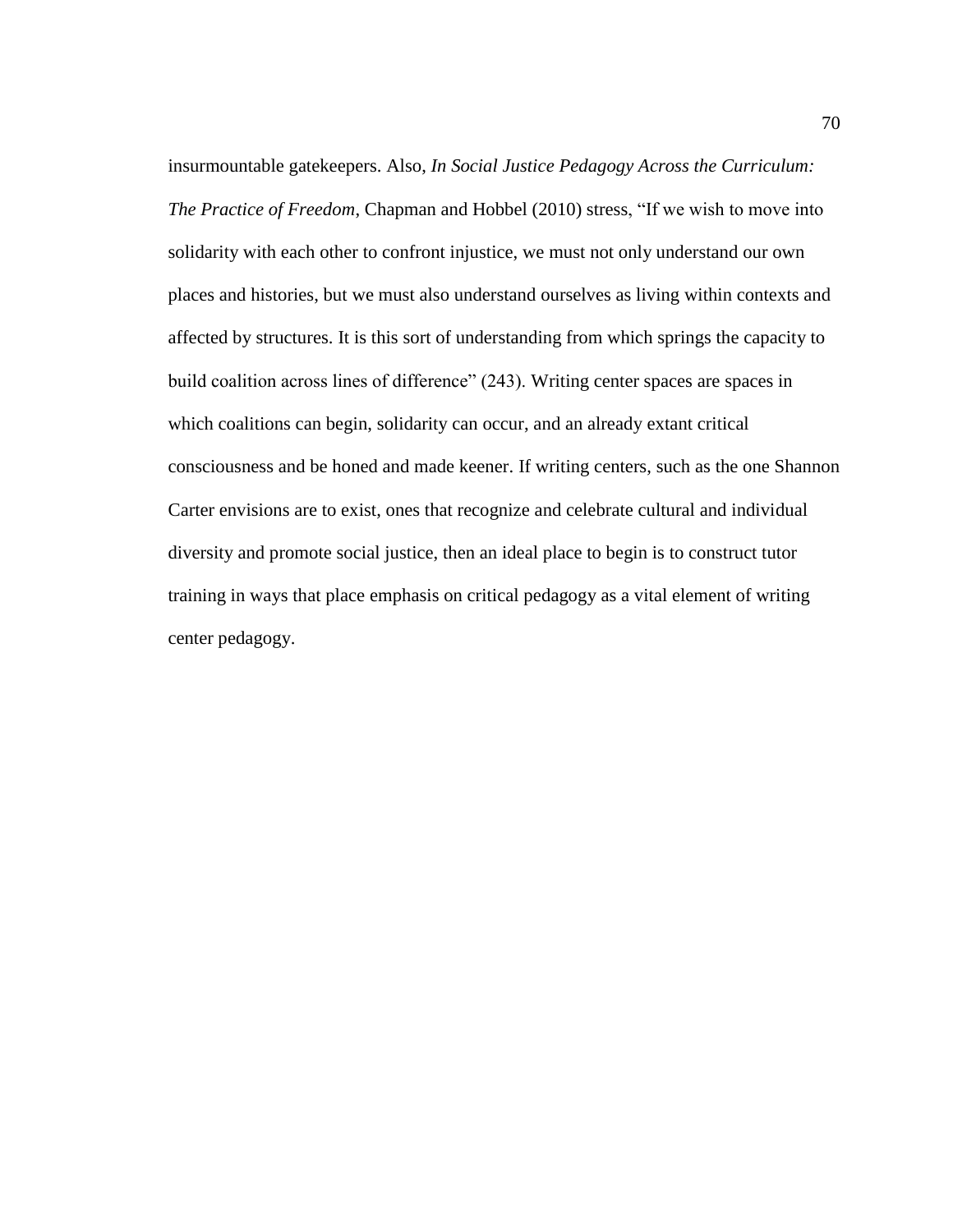insurmountable gatekeepers. Also, *In Social Justice Pedagogy Across the Curriculum: The Practice of Freedom*, Chapman and Hobbel (2010) stress, "If we wish to move into solidarity with each other to confront injustice, we must not only understand our own places and histories, but we must also understand ourselves as living within contexts and affected by structures. It is this sort of understanding from which springs the capacity to build coalition across lines of difference" (243). Writing center spaces are spaces in which coalitions can begin, solidarity can occur, and an already extant critical consciousness and be honed and made keener. If writing centers, such as the one Shannon Carter envisions are to exist, ones that recognize and celebrate cultural and individual diversity and promote social justice, then an ideal place to begin is to construct tutor training in ways that place emphasis on critical pedagogy as a vital element of writing center pedagogy.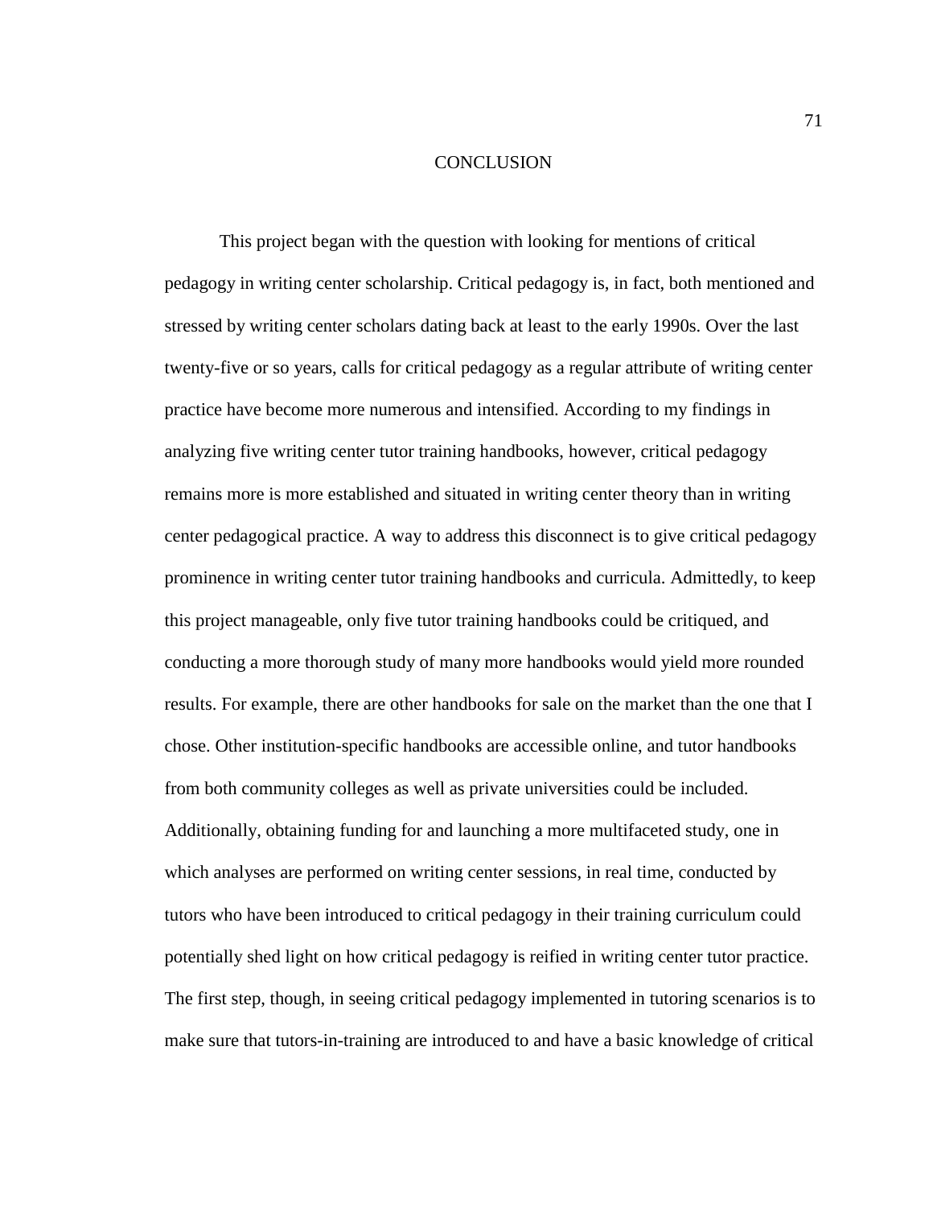# CONCLUSION

This project began with the question with looking for mentions of critical pedagogy in writing center scholarship. Critical pedagogy is, in fact, both mentioned and stressed by writing center scholars dating back at least to the early 1990s. Over the last twenty-five or so years, calls for critical pedagogy as a regular attribute of writing center practice have become more numerous and intensified. According to my findings in analyzing five writing center tutor training handbooks, however, critical pedagogy remains more is more established and situated in writing center theory than in writing center pedagogical practice. A way to address this disconnect is to give critical pedagogy prominence in writing center tutor training handbooks and curricula. Admittedly, to keep this project manageable, only five tutor training handbooks could be critiqued, and conducting a more thorough study of many more handbooks would yield more rounded results. For example, there are other handbooks for sale on the market than the one that I chose. Other institution-specific handbooks are accessible online, and tutor handbooks from both community colleges as well as private universities could be included. Additionally, obtaining funding for and launching a more multifaceted study, one in which analyses are performed on writing center sessions, in real time, conducted by tutors who have been introduced to critical pedagogy in their training curriculum could potentially shed light on how critical pedagogy is reified in writing center tutor practice. The first step, though, in seeing critical pedagogy implemented in tutoring scenarios is to make sure that tutors-in-training are introduced to and have a basic knowledge of critical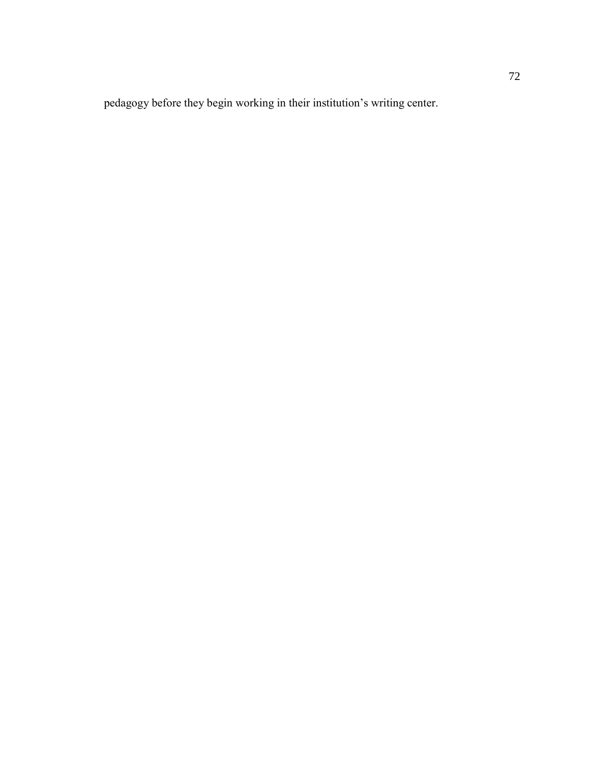pedagogy before they begin working in their institution’s writing center.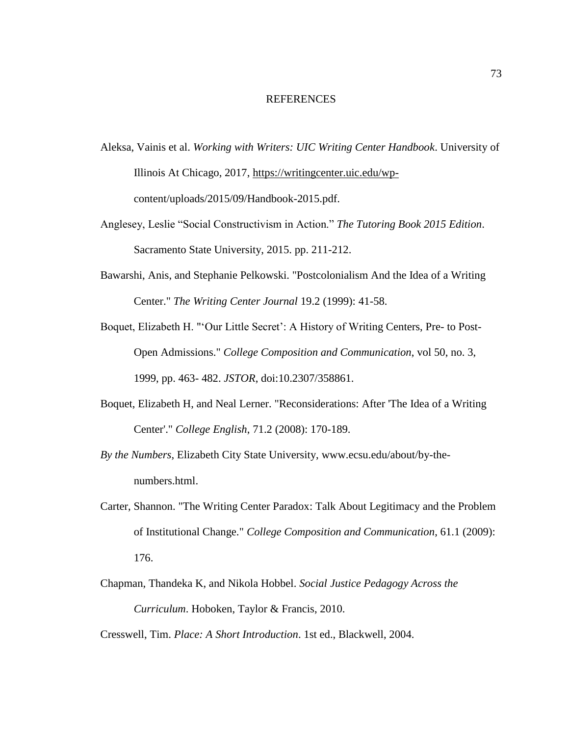# REFERENCES

Aleksa, Vainis et al. *Working with Writers: UIC Writing Center Handbook*. University of Illinois At Chicago, 2017, https://writingcenter.uic.edu/wp-content/uploads/2015/09/Handbook-2015.pdf.

Anglesey, Leslie "Social Constructivism in Action." *The Tutoring Book 2015 Edition*. Sacramento State University, 2015. pp. 211-212.

Bawarshi, Anis, and Stephanie Pelkowski. "Postcolonialism And the Idea of a Writing Center." *The Writing Center Journal* 19.2 (1999): 41-58.

Boquet, Elizabeth H. "'Our Little Secret': A History of Writing Centers, Pre- to Post-Open Admissions." *College Composition and Communication*, vol 50, no. 3, 1999, pp. 463- 482. *JSTOR*, doi:10.2307/358861.

Boquet, Elizabeth H, and Neal Lerner. "Reconsiderations: After 'The Idea of a Writing Center'." *College English*, 71.2 (2008): 170-189.

*By the Numbers*, Elizabeth City State University, www.ecsu.edu/about/by-the-numbers.html.

Carter, Shannon. "The Writing Center Paradox: Talk About Legitimacy and the Problem of Institutional Change." *College Composition and Communication*, 61.1 (2009): 176.

Chapman, Thandeka K, and Nikola Hobbel. *Social Justice Pedagogy Across the Curriculum*. Hoboken, Taylor & Francis, 2010.

Cresswell, Tim. *Place: A Short Introduction*. 1st ed., Blackwell, 2004.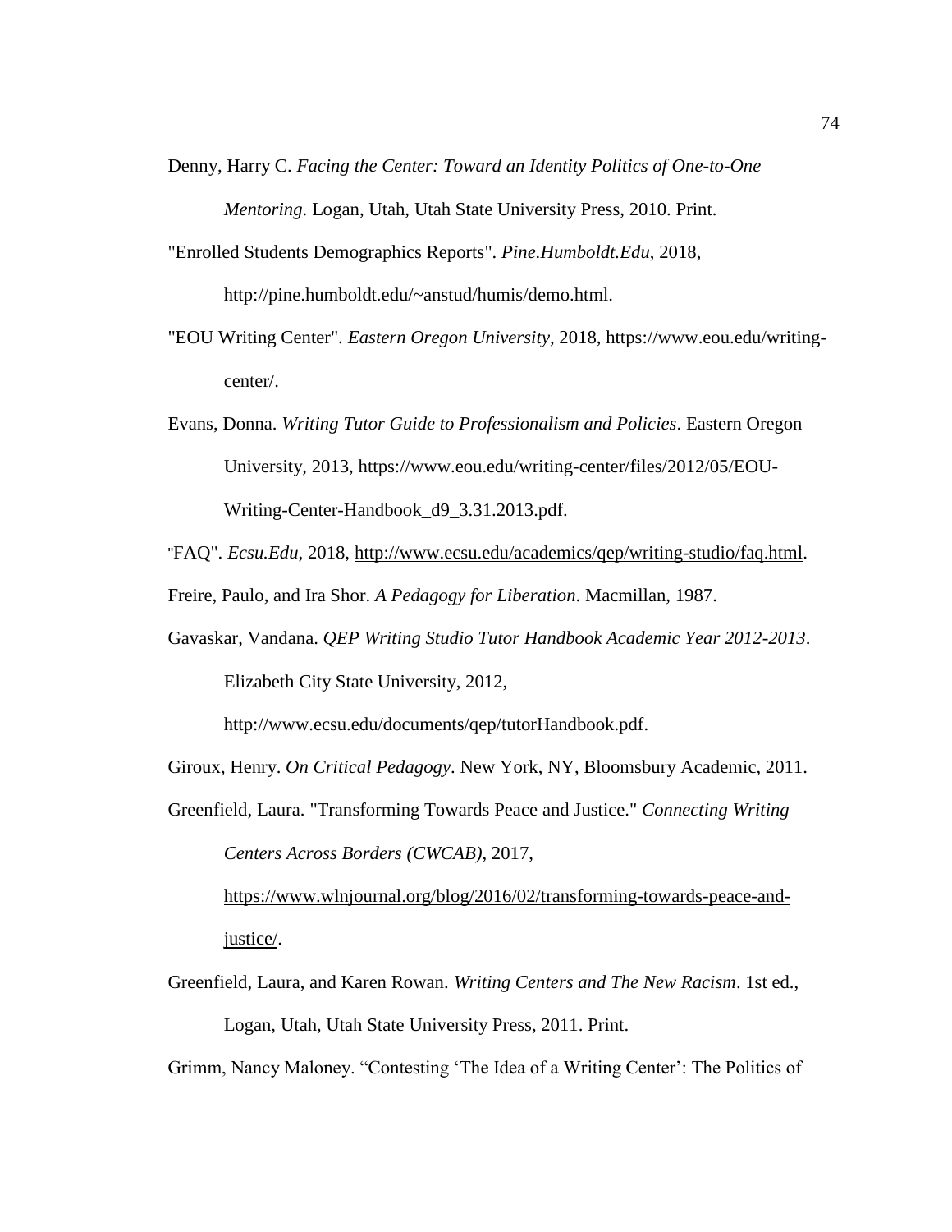Denny, Harry C. *Facing the Center: Toward an Identity Politics of One-to-One Mentoring*. Logan, Utah, Utah State University Press, 2010. Print.

"Enrolled Students Demographics Reports". *Pine.Humboldt.Edu*, 2018, http://pine.humboldt.edu/~anstud/humis/demo.html.

"EOU Writing Center". *Eastern Oregon University*, 2018, https://www.eou.edu/writing-center/.

Evans, Donna. *Writing Tutor Guide to Professionalism and Policies*. Eastern Oregon University, 2013, https://www.eou.edu/writing-center/files/2012/05/EOU-Writing-Center-Handbook_d9_3.31.2013.pdf.

"FAQ". *Ecsu.Edu*, 2018, http://www.ecsu.edu/academics/qep/writing-studio/faq.html.

Freire, Paulo, and Ira Shor. *A Pedagogy for Liberation*. Macmillan, 1987.

Gavaskar, Vandana. *QEP Writing Studio Tutor Handbook Academic Year 2012-2013*. Elizabeth City State University, 2012, http://www.ecsu.edu/documents/qep/tutorHandbook.pdf.

Giroux, Henry. *On Critical Pedagogy*. New York, NY, Bloomsbury Academic, 2011.

Greenfield, Laura. "Transforming Towards Peace and Justice." *Connecting Writing Centers Across Borders (CWCAB)*, 2017, https://www.wlnjournal.org/blog/2016/02/transforming-towards-peace-and-justice/.

Greenfield, Laura, and Karen Rowan. *Writing Centers and The New Racism*. 1st ed., Logan, Utah, Utah State University Press, 2011. Print.

Grimm, Nancy Maloney. "Contesting 'The Idea of a Writing Center': The Politics of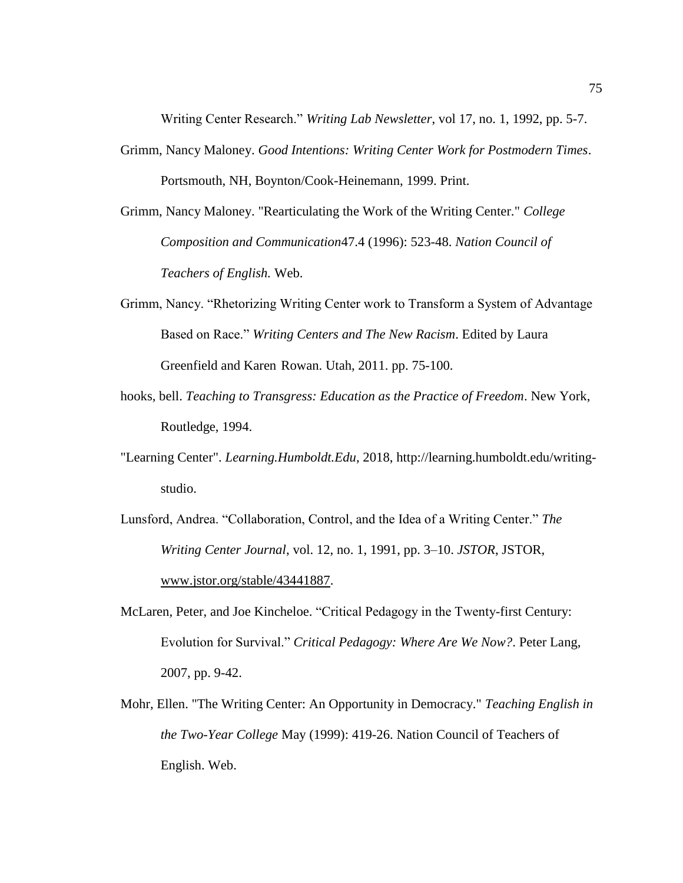Writing Center Research." *Writing Lab Newsletter*, vol 17, no. 1, 1992, pp. 5-7.

Grimm, Nancy Maloney. *Good Intentions: Writing Center Work for Postmodern Times*. Portsmouth, NH, Boynton/Cook-Heinemann, 1999. Print.

Grimm, Nancy Maloney. "Rearticulating the Work of the Writing Center." *College Composition and Communication*47.4 (1996): 523-48. *Nation Council of Teachers of English.* Web.

Grimm, Nancy. "Rhetorizing Writing Center work to Transform a System of Advantage Based on Race." *Writing Centers and The New Racism*. Edited by Laura Greenfield and Karen Rowan. Utah, 2011. pp. 75-100.

hooks, bell. *Teaching to Transgress: Education as the Practice of Freedom*. New York, Routledge, 1994.

"Learning Center". *Learning.Humboldt.Edu*, 2018, http://learning.humboldt.edu/writing-studio.

Lunsford, Andrea. "Collaboration, Control, and the Idea of a Writing Center." *The Writing Center Journal*, vol. 12, no. 1, 1991, pp. 3–10. *JSTOR*, JSTOR, www.jstor.org/stable/43441887.

McLaren, Peter, and Joe Kincheloe. "Critical Pedagogy in the Twenty-first Century: Evolution for Survival." *Critical Pedagogy: Where Are We Now?*. Peter Lang, 2007, pp. 9-42.

Mohr, Ellen. "The Writing Center: An Opportunity in Democracy." *Teaching English in the Two-Year College* May (1999): 419-26. Nation Council of Teachers of English. Web.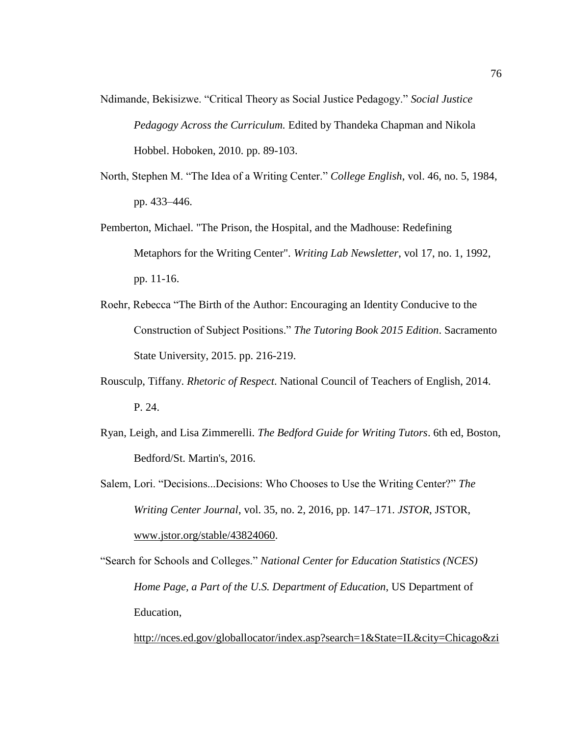Ndimande, Bekisizwe. “Critical Theory as Social Justice Pedagogy.” *Social Justice Pedagogy Across the Curriculum.* Edited by Thandeka Chapman and Nikola Hobbel. Hoboken, 2010. pp. 89-103.

North, Stephen M. “The Idea of a Writing Center.” *College English*, vol. 46, no. 5, 1984, pp. 433–446.

Pemberton, Michael. "The Prison, the Hospital, and the Madhouse: Redefining Metaphors for the Writing Center". *Writing Lab Newsletter*, vol 17, no. 1, 1992, pp. 11-16.

Roehr, Rebecca “The Birth of the Author: Encouraging an Identity Conducive to the Construction of Subject Positions.” *The Tutoring Book 2015 Edition*. Sacramento State University, 2015. pp. 216-219.

Rousculp, Tiffany. *Rhetoric of Respect*. National Council of Teachers of English, 2014. P. 24.

Ryan, Leigh, and Lisa Zimmerelli. *The Bedford Guide for Writing Tutors*. 6th ed, Boston, Bedford/St. Martin's, 2016.

Salem, Lori. “Decisions...Decisions: Who Chooses to Use the Writing Center?” *The Writing Center Journal*, vol. 35, no. 2, 2016, pp. 147–171. *JSTOR*, JSTOR, www.jstor.org/stable/43824060.

“Search for Schools and Colleges.” *National Center for Education Statistics (NCES) Home Page, a Part of the U.S. Department of Education*, US Department of Education,

http://nces.ed.gov/globallocator/index.asp?search=1&State=IL&city=Chicago&zi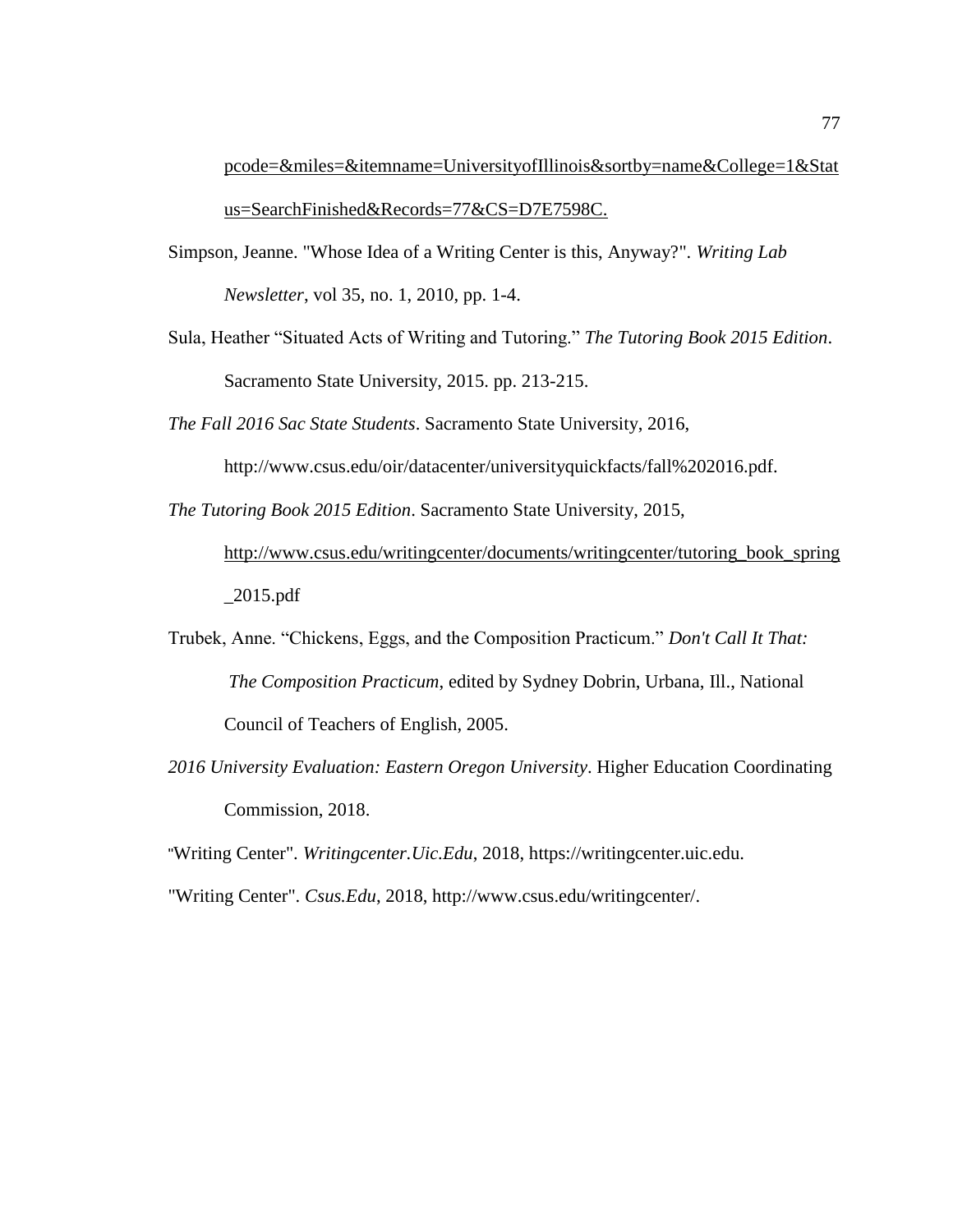pcode=&miles=&itemname=UniversityofIllinois&sortby=name&College=1&Status=SearchFinished&Records=77&CS=D7E7598C.

Simpson, Jeanne. "Whose Idea of a Writing Center is this, Anyway?". *Writing Lab Newsletter*, vol 35, no. 1, 2010, pp. 1-4.

Sula, Heather "Situated Acts of Writing and Tutoring." *The Tutoring Book 2015 Edition*. Sacramento State University, 2015. pp. 213-215.

*The Fall 2016 Sac State Students*. Sacramento State University, 2016, http://www.csus.edu/oir/datacenter/universityquickfacts/fall%202016.pdf.

*The Tutoring Book 2015 Edition*. Sacramento State University, 2015, http://www.csus.edu/writingcenter/documents/writingcenter/tutoring_book_spring_2015.pdf

Trubek, Anne. "Chickens, Eggs, and the Composition Practicum." *Don't Call It That: The Composition Practicum*, edited by Sydney Dobrin, Urbana, Ill., National Council of Teachers of English, 2005.

*2016 University Evaluation: Eastern Oregon University*. Higher Education Coordinating Commission, 2018.

"Writing Center". *Writingcenter.Uic.Edu*, 2018, https://writingcenter.uic.edu.

"Writing Center". *Csus.Edu*, 2018, http://www.csus.edu/writingcenter/.